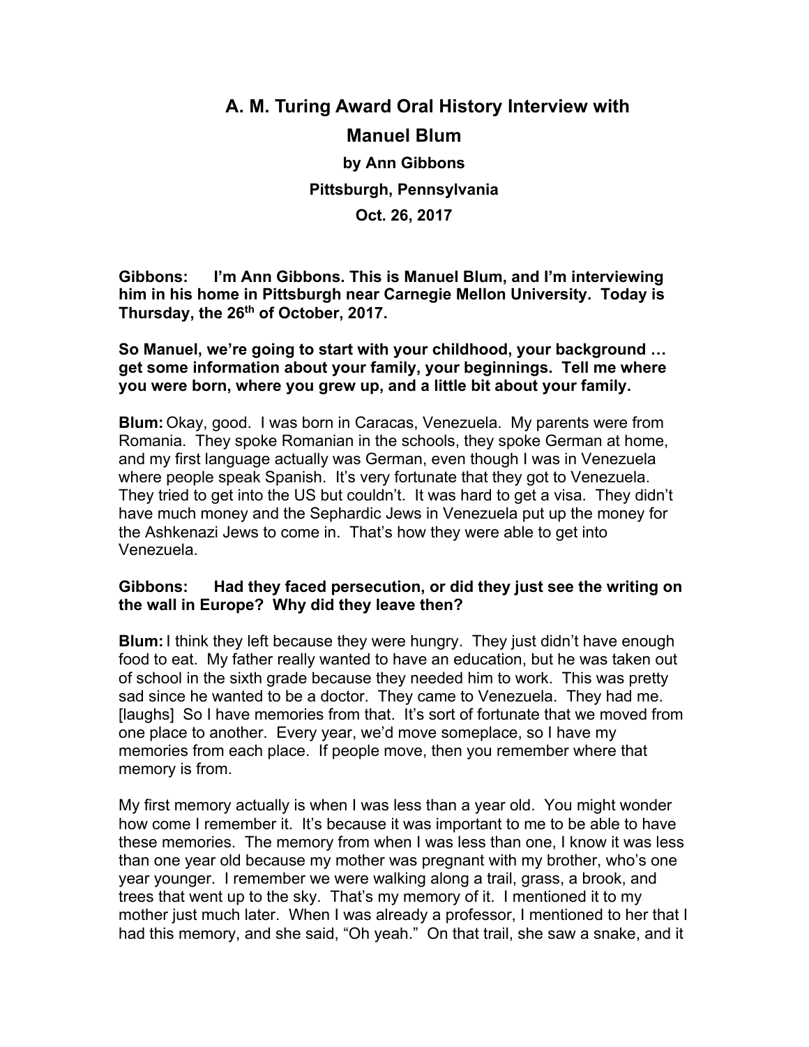# A. M. Turing Award Oral History Interview with Manuel Blum

### by Ann Gibbons

### Pittsburgh, Pennsylvania

### Oct. 26, 2017

**Gibbons: I'm Ann Gibbons. This is Manuel Blum, and I'm interviewing him in his home in Pittsburgh near Carnegie Mellon University. Today is Thursday, the 26th of October, 2017.**

**So Manuel, we're going to start with your childhood, your background … get some information about your family, your beginnings. Tell me where you were born, where you grew up, and a little bit about your family.**

**Blum:** Okay, good. I was born in Caracas, Venezuela. My parents were from Romania. They spoke Romanian in the schools, they spoke German at home, and my first language actually was German, even though I was in Venezuela where people speak Spanish. It's very fortunate that they got to Venezuela. They tried to get into the US but couldn't. It was hard to get a visa. They didn't have much money and the Sephardic Jews in Venezuela put up the money for the Ashkenazi Jews to come in. That's how they were able to get into Venezuela.

**Gibbons: Had they faced persecution, or did they just see the writing on the wall in Europe? Why did they leave then?**

**Blum:** I think they left because they were hungry. They just didn't have enough food to eat. My father really wanted to have an education, but he was taken out of school in the sixth grade because they needed him to work. This was pretty sad since he wanted to be a doctor. They came to Venezuela. They had me. [laughs] So I have memories from that. It's sort of fortunate that we moved from one place to another. Every year, we'd move someplace, so I have my memories from each place. If people move, then you remember where that memory is from.

My first memory actually is when I was less than a year old. You might wonder how come I remember it. It's because it was important to me to be able to have these memories. The memory from when I was less than one, I know it was less than one year old because my mother was pregnant with my brother, who's one year younger. I remember we were walking along a trail, grass, a brook, and trees that went up to the sky. That's my memory of it. I mentioned it to my mother just much later. When I was already a professor, I mentioned to her that I had this memory, and she said, "Oh yeah." On that trail, she saw a snake, and it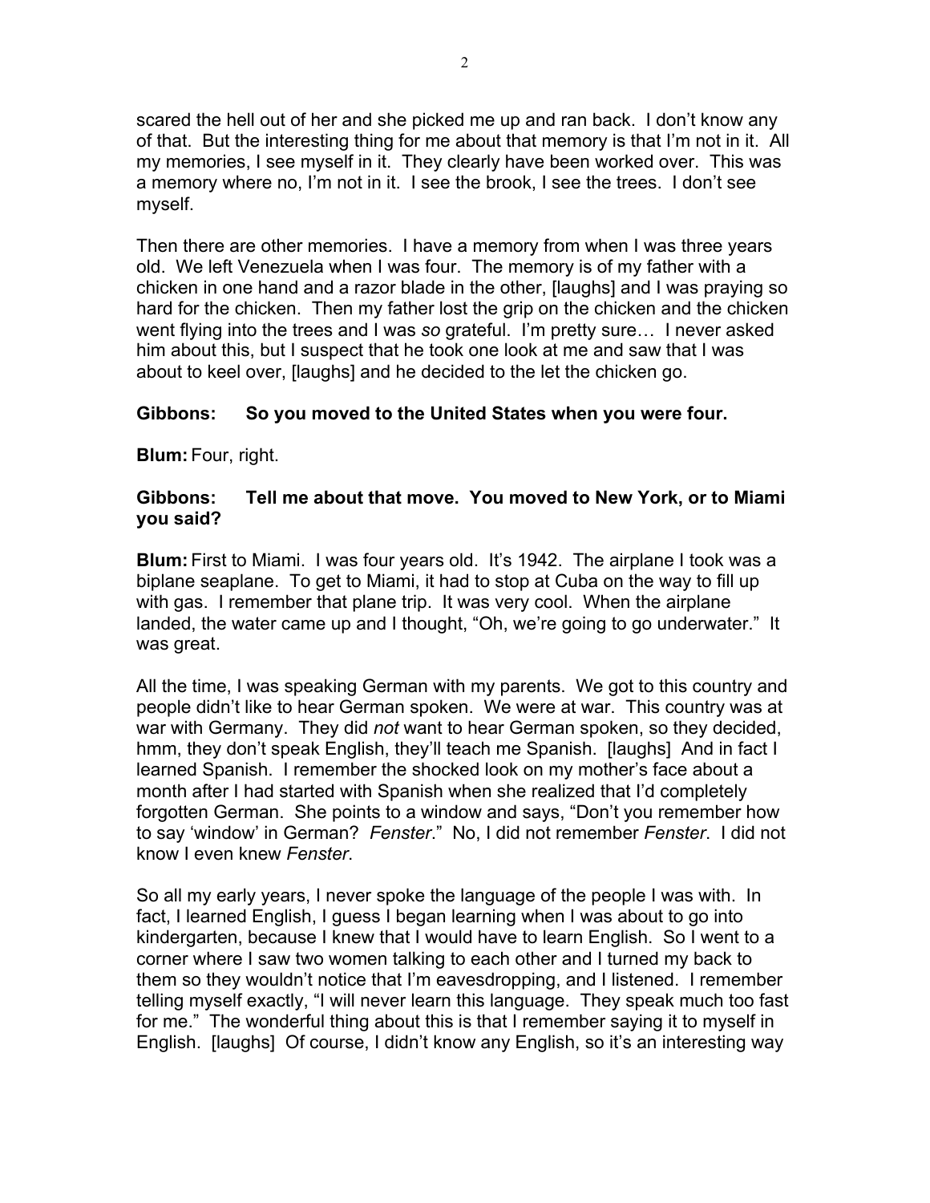scared the hell out of her and she picked me up and ran back. I don't know any of that. But the interesting thing for me about that memory is that I'm not in it. All my memories, I see myself in it. They clearly have been worked over. This was a memory where no, I'm not in it. I see the brook, I see the trees. I don't see myself.

Then there are other memories. I have a memory from when I was three years old. We left Venezuela when I was four. The memory is of my father with a chicken in one hand and a razor blade in the other, [laughs] and I was praying so hard for the chicken. Then my father lost the grip on the chicken and the chicken went flying into the trees and I was *so* grateful. I'm pretty sure… I never asked him about this, but I suspect that he took one look at me and saw that I was about to keel over, [laughs] and he decided to the let the chicken go.

**Gibbons: So you moved to the United States when you were four.**

**Blum:** Four, right.

**Gibbons: Tell me about that move. You moved to New York, or to Miami you said?**

**Blum:** First to Miami. I was four years old. It's 1942. The airplane I took was a biplane seaplane. To get to Miami, it had to stop at Cuba on the way to fill up with gas. I remember that plane trip. It was very cool. When the airplane landed, the water came up and I thought, "Oh, we're going to go underwater." It was great.

All the time, I was speaking German with my parents. We got to this country and people didn't like to hear German spoken. We were at war. This country was at war with Germany. They did *not* want to hear German spoken, so they decided, hmm, they don't speak English, they'll teach me Spanish. [laughs] And in fact I learned Spanish. I remember the shocked look on my mother's face about a month after I had started with Spanish when she realized that I'd completely forgotten German. She points to a window and says, "Don't you remember how to say 'window' in German? *Fenster*." No, I did not remember *Fenster*. I did not know I even knew *Fenster*.

So all my early years, I never spoke the language of the people I was with. In fact, I learned English, I guess I began learning when I was about to go into kindergarten, because I knew that I would have to learn English. So I went to a corner where I saw two women talking to each other and I turned my back to them so they wouldn't notice that I'm eavesdropping, and I listened. I remember telling myself exactly, "I will never learn this language. They speak much too fast for me." The wonderful thing about this is that I remember saying it to myself in English. [laughs] Of course, I didn't know any English, so it's an interesting way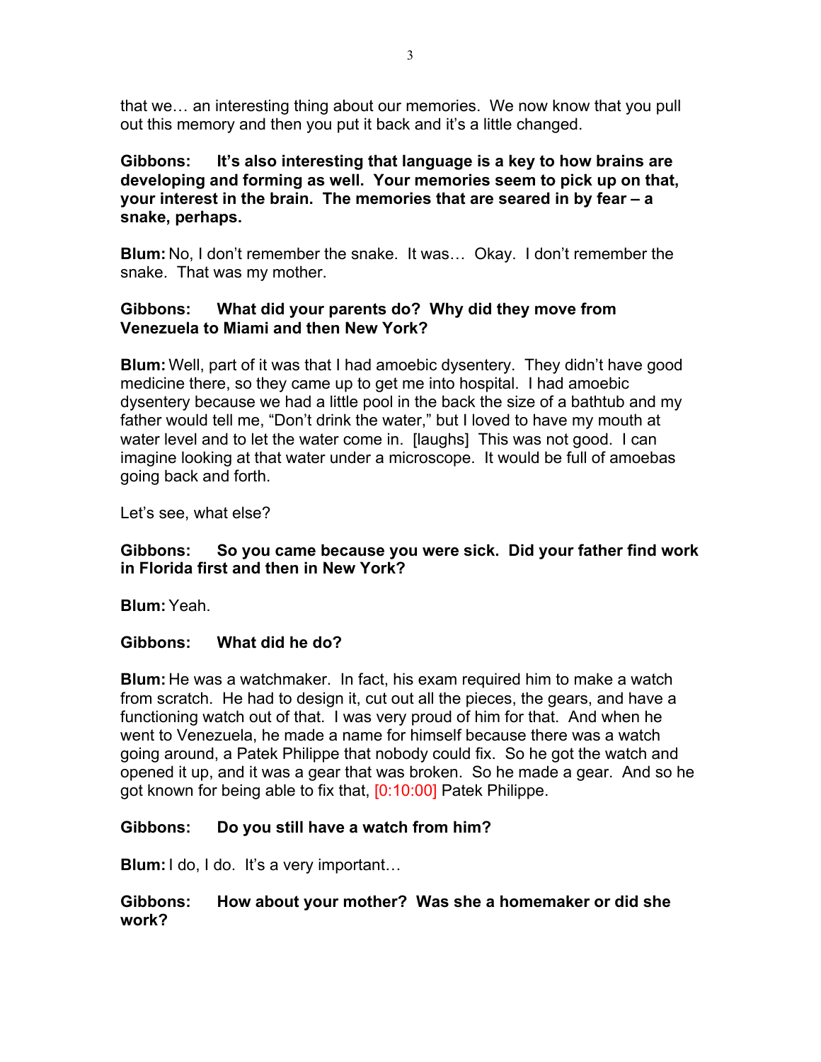that we… an interesting thing about our memories. We now know that you pull out this memory and then you put it back and it's a little changed.

**Gibbons: It's also interesting that language is a key to how brains are developing and forming as well. Your memories seem to pick up on that, your interest in the brain. The memories that are seared in by fear – a snake, perhaps.**

**Blum:** No, I don't remember the snake. It was… Okay. I don't remember the snake. That was my mother.

**Gibbons: What did your parents do? Why did they move from Venezuela to Miami and then New York?**

**Blum:** Well, part of it was that I had amoebic dysentery. They didn't have good medicine there, so they came up to get me into hospital. I had amoebic dysentery because we had a little pool in the back the size of a bathtub and my father would tell me, "Don't drink the water," but I loved to have my mouth at water level and to let the water come in. [laughs] This was not good. I can imagine looking at that water under a microscope. It would be full of amoebas going back and forth.

Let's see, what else?

**Gibbons: So you came because you were sick. Did your father find work in Florida first and then in New York?**

**Blum:** Yeah.

**Gibbons: What did he do?**

**Blum:** He was a watchmaker. In fact, his exam required him to make a watch from scratch. He had to design it, cut out all the pieces, the gears, and have a functioning watch out of that. I was very proud of him for that. And when he went to Venezuela, he made a name for himself because there was a watch going around, a Patek Philippe that nobody could fix. So he got the watch and opened it up, and it was a gear that was broken. So he made a gear. And so he got known for being able to fix that, [0:10:00] Patek Philippe.

**Gibbons: Do you still have a watch from him?**

**Blum:** I do, I do. It's a very important…

**Gibbons: How about your mother? Was she a homemaker or did she work?**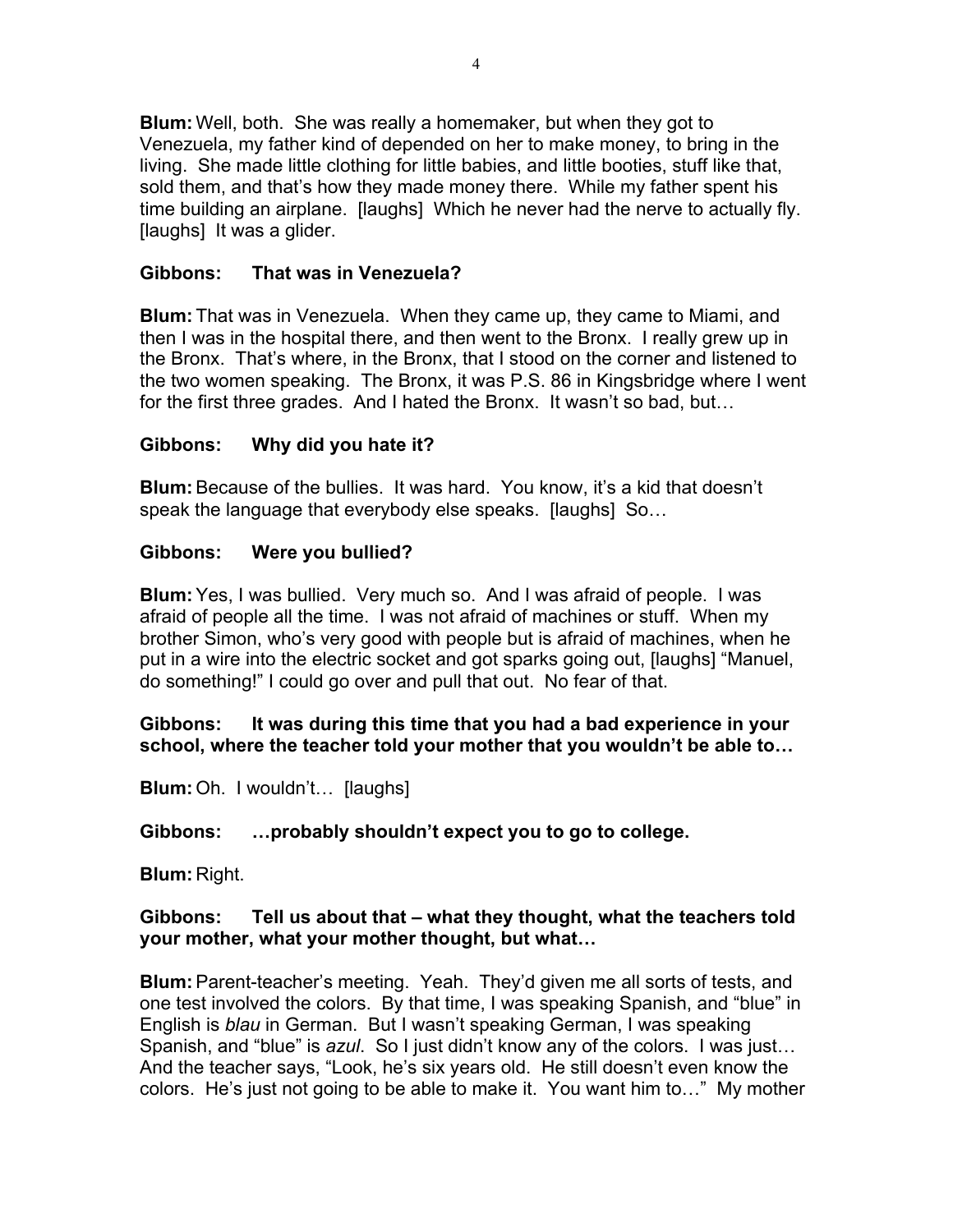**Blum:** Well, both. She was really a homemaker, but when they got to Venezuela, my father kind of depended on her to make money, to bring in the living. She made little clothing for little babies, and little booties, stuff like that, sold them, and that's how they made money there. While my father spent his time building an airplane. [laughs] Which he never had the nerve to actually fly. [laughs] It was a glider.

**Gibbons: That was in Venezuela?**

**Blum:** That was in Venezuela. When they came up, they came to Miami, and then I was in the hospital there, and then went to the Bronx. I really grew up in the Bronx. That's where, in the Bronx, that I stood on the corner and listened to the two women speaking. The Bronx, it was P.S. 86 in Kingsbridge where I went for the first three grades. And I hated the Bronx. It wasn't so bad, but…

**Gibbons: Why did you hate it?**

**Blum:** Because of the bullies. It was hard. You know, it's a kid that doesn't speak the language that everybody else speaks. [laughs] So…

**Gibbons: Were you bullied?**

**Blum:** Yes, I was bullied. Very much so. And I was afraid of people. I was afraid of people all the time. I was not afraid of machines or stuff. When my brother Simon, who's very good with people but is afraid of machines, when he put in a wire into the electric socket and got sparks going out, [laughs] "Manuel, do something!" I could go over and pull that out. No fear of that.

**Gibbons: It was during this time that you had a bad experience in your school, where the teacher told your mother that you wouldn't be able to…**

**Blum:** Oh. I wouldn't… [laughs]

**Gibbons: …probably shouldn't expect you to go to college.**

**Blum:** Right.

**Gibbons: Tell us about that – what they thought, what the teachers told your mother, what your mother thought, but what…**

**Blum:** Parent-teacher's meeting. Yeah. They'd given me all sorts of tests, and one test involved the colors. By that time, I was speaking Spanish, and "blue" in English is *blau* in German. But I wasn't speaking German, I was speaking Spanish, and "blue" is *azul*. So I just didn't know any of the colors. I was just… And the teacher says, "Look, he's six years old. He still doesn't even know the colors. He's just not going to be able to make it. You want him to…" My mother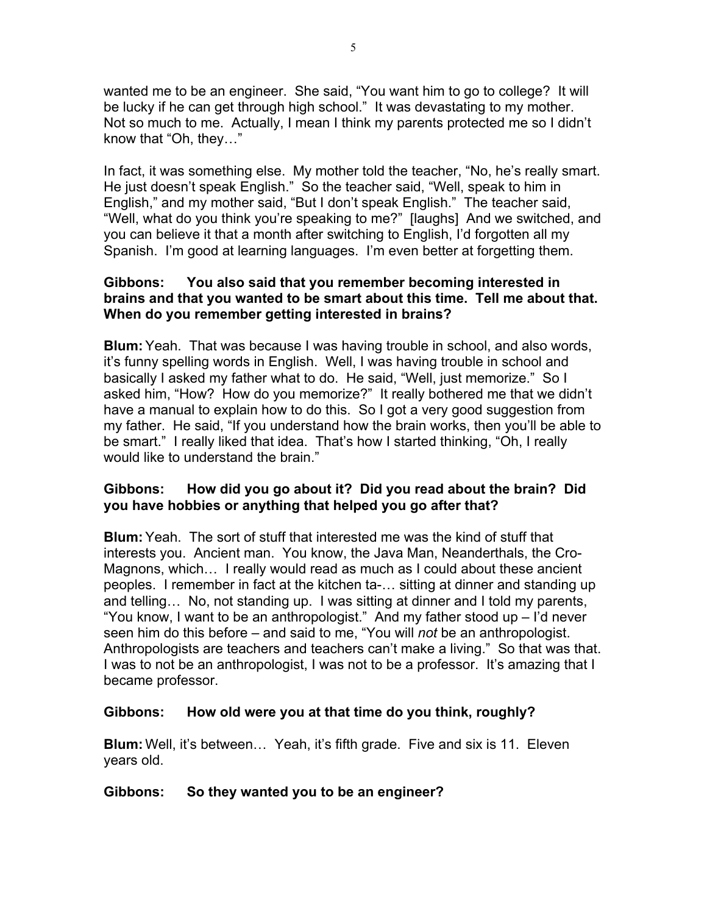wanted me to be an engineer. She said, "You want him to go to college? It will be lucky if he can get through high school." It was devastating to my mother. Not so much to me. Actually, I mean I think my parents protected me so I didn't know that "Oh, they…"

In fact, it was something else. My mother told the teacher, "No, he's really smart. He just doesn't speak English." So the teacher said, "Well, speak to him in English," and my mother said, "But I don't speak English." The teacher said, "Well, what do you think you're speaking to me?" [laughs] And we switched, and you can believe it that a month after switching to English, I'd forgotten all my Spanish. I'm good at learning languages. I'm even better at forgetting them.

**Gibbons: You also said that you remember becoming interested in brains and that you wanted to be smart about this time. Tell me about that. When do you remember getting interested in brains?**

**Blum:** Yeah. That was because I was having trouble in school, and also words, it's funny spelling words in English. Well, I was having trouble in school and basically I asked my father what to do. He said, "Well, just memorize." So I asked him, "How? How do you memorize?" It really bothered me that we didn't have a manual to explain how to do this. So I got a very good suggestion from my father. He said, "If you understand how the brain works, then you'll be able to be smart." I really liked that idea. That's how I started thinking, "Oh, I really would like to understand the brain."

**Gibbons: How did you go about it? Did you read about the brain? Did you have hobbies or anything that helped you go after that?**

**Blum:** Yeah. The sort of stuff that interested me was the kind of stuff that interests you. Ancient man. You know, the Java Man, Neanderthals, the Cro-Magnons, which… I really would read as much as I could about these ancient peoples. I remember in fact at the kitchen ta-… sitting at dinner and standing up and telling… No, not standing up. I was sitting at dinner and I told my parents, "You know, I want to be an anthropologist." And my father stood up – I'd never seen him do this before – and said to me, "You will *not* be an anthropologist. Anthropologists are teachers and teachers can't make a living." So that was that. I was to not be an anthropologist, I was not to be a professor. It's amazing that I became professor.

**Gibbons: How old were you at that time do you think, roughly?**

**Blum:** Well, it's between… Yeah, it's fifth grade. Five and six is 11. Eleven years old.

**Gibbons: So they wanted you to be an engineer?**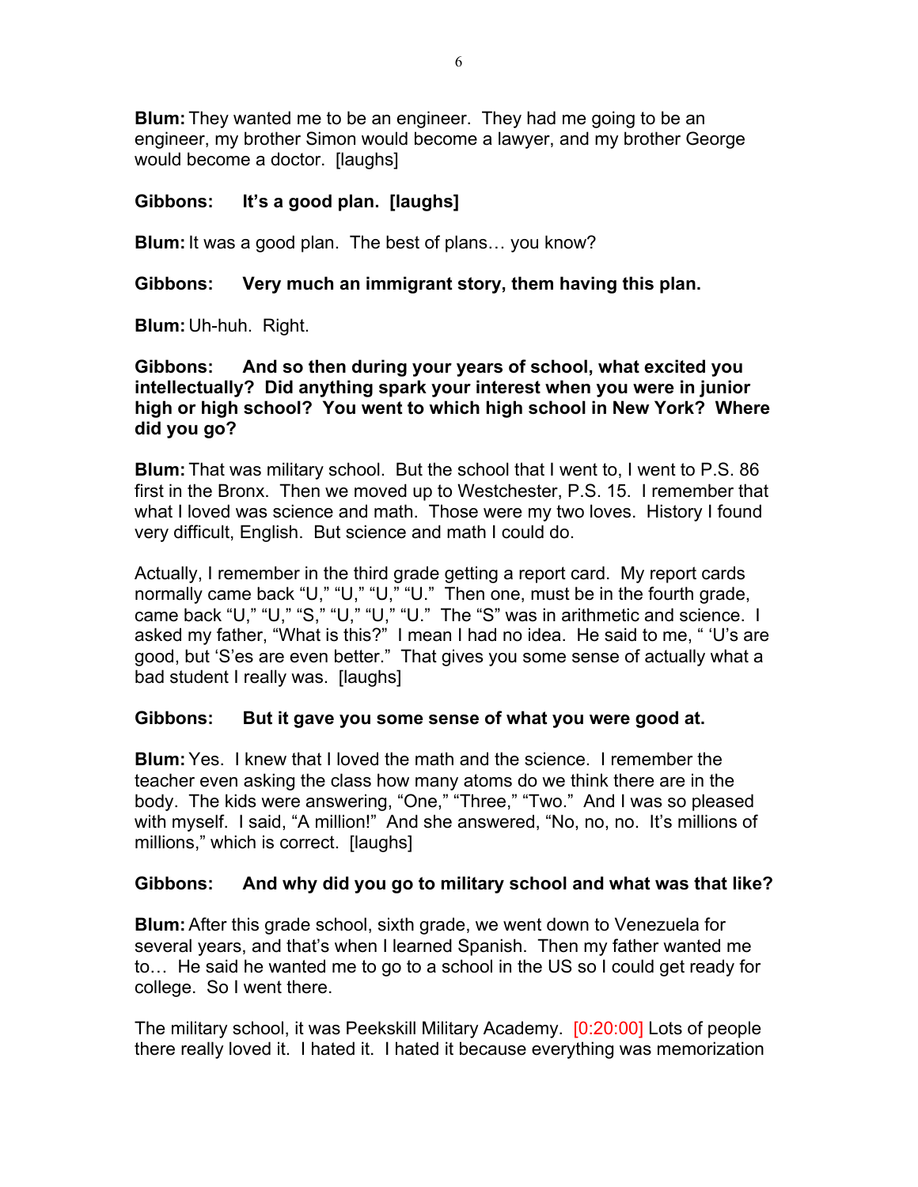**Blum:** They wanted me to be an engineer. They had me going to be an engineer, my brother Simon would become a lawyer, and my brother George would become a doctor. [laughs]

**Gibbons: It's a good plan. [laughs]**

**Blum:** It was a good plan. The best of plans… you know?

**Gibbons: Very much an immigrant story, them having this plan.**

**Blum:** Uh-huh. Right.

**Gibbons: And so then during your years of school, what excited you intellectually? Did anything spark your interest when you were in junior high or high school? You went to which high school in New York? Where did you go?**

**Blum:** That was military school. But the school that I went to, I went to P.S. 86 first in the Bronx. Then we moved up to Westchester, P.S. 15. I remember that what I loved was science and math. Those were my two loves. History I found very difficult, English. But science and math I could do.

Actually, I remember in the third grade getting a report card. My report cards normally came back "U," "U," "U," "U." Then one, must be in the fourth grade, came back "U," "U," "S," "U," "U," "U." The "S" was in arithmetic and science. I asked my father, "What is this?" I mean I had no idea. He said to me, " 'U's are good, but 'S'es are even better." That gives you some sense of actually what a bad student I really was. [laughs]

**Gibbons: But it gave you some sense of what you were good at.**

**Blum:** Yes. I knew that I loved the math and the science. I remember the teacher even asking the class how many atoms do we think there are in the body. The kids were answering, "One," "Three," "Two." And I was so pleased with myself. I said, "A million!" And she answered, "No, no, no. It's millions of millions," which is correct. [laughs]

**Gibbons: And why did you go to military school and what was that like?**

**Blum:** After this grade school, sixth grade, we went down to Venezuela for several years, and that's when I learned Spanish. Then my father wanted me to… He said he wanted me to go to a school in the US so I could get ready for college. So I went there.

The military school, it was Peekskill Military Academy. [0:20:00] Lots of people there really loved it. I hated it. I hated it because everything was memorization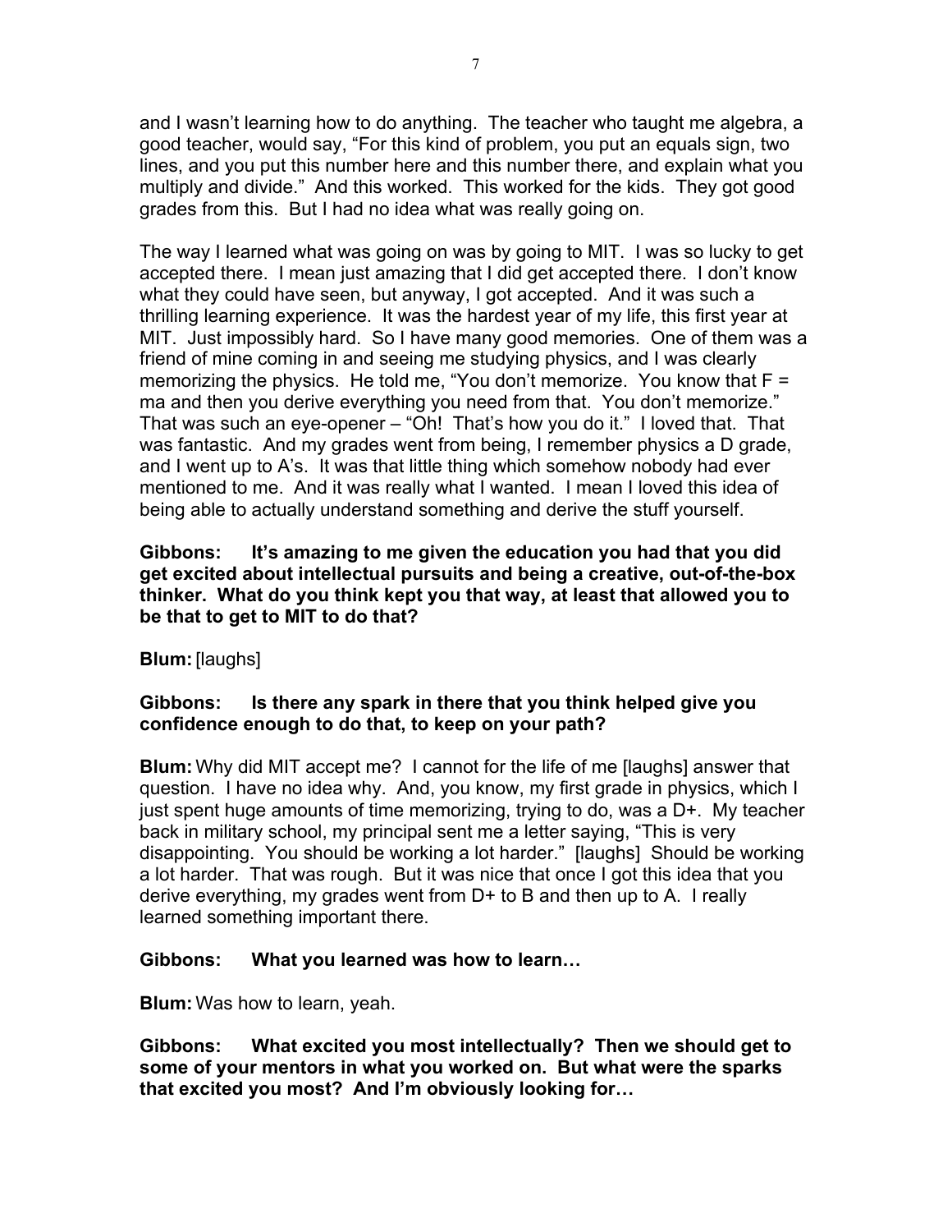and I wasn't learning how to do anything. The teacher who taught me algebra, a good teacher, would say, "For this kind of problem, you put an equals sign, two lines, and you put this number here and this number there, and explain what you multiply and divide." And this worked. This worked for the kids. They got good grades from this. But I had no idea what was really going on.

The way I learned what was going on was by going to MIT. I was so lucky to get accepted there. I mean just amazing that I did get accepted there. I don't know what they could have seen, but anyway, I got accepted. And it was such a thrilling learning experience. It was the hardest year of my life, this first year at MIT. Just impossibly hard. So I have many good memories. One of them was a friend of mine coming in and seeing me studying physics, and I was clearly memorizing the physics. He told me, "You don't memorize. You know that F = ma and then you derive everything you need from that. You don't memorize." That was such an eye-opener – "Oh! That's how you do it." I loved that. That was fantastic. And my grades went from being, I remember physics a D grade, and I went up to A's. It was that little thing which somehow nobody had ever mentioned to me. And it was really what I wanted. I mean I loved this idea of being able to actually understand something and derive the stuff yourself.

**Gibbons: It's amazing to me given the education you had that you did get excited about intellectual pursuits and being a creative, out-of-the-box thinker. What do you think kept you that way, at least that allowed you to be that to get to MIT to do that?**

**Blum:** [laughs]

**Gibbons: Is there any spark in there that you think helped give you confidence enough to do that, to keep on your path?**

**Blum:** Why did MIT accept me? I cannot for the life of me [laughs] answer that question. I have no idea why. And, you know, my first grade in physics, which I just spent huge amounts of time memorizing, trying to do, was a D+. My teacher back in military school, my principal sent me a letter saying, "This is very disappointing. You should be working a lot harder." [laughs] Should be working a lot harder. That was rough. But it was nice that once I got this idea that you derive everything, my grades went from D+ to B and then up to A. I really learned something important there.

**Gibbons: What you learned was how to learn…**

**Blum:** Was how to learn, yeah.

**Gibbons: What excited you most intellectually? Then we should get to some of your mentors in what you worked on. But what were the sparks that excited you most? And I'm obviously looking for…**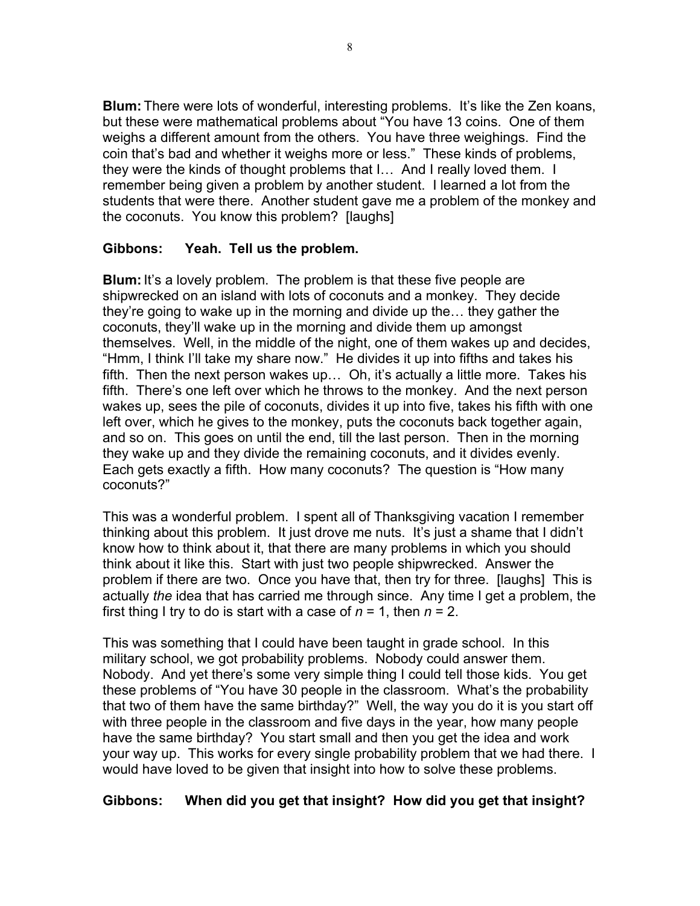**Blum:** There were lots of wonderful, interesting problems. It's like the Zen koans, but these were mathematical problems about "You have 13 coins. One of them weighs a different amount from the others. You have three weighings. Find the coin that's bad and whether it weighs more or less." These kinds of problems, they were the kinds of thought problems that I… And I really loved them. I remember being given a problem by another student. I learned a lot from the students that were there. Another student gave me a problem of the monkey and the coconuts. You know this problem? [laughs]

**Gibbons: Yeah. Tell us the problem.**

**Blum:** It's a lovely problem. The problem is that these five people are shipwrecked on an island with lots of coconuts and a monkey. They decide they're going to wake up in the morning and divide up the… they gather the coconuts, they'll wake up in the morning and divide them up amongst themselves. Well, in the middle of the night, one of them wakes up and decides, "Hmm, I think I'll take my share now." He divides it up into fifths and takes his fifth. Then the next person wakes up… Oh, it's actually a little more. Takes his fifth. There's one left over which he throws to the monkey. And the next person wakes up, sees the pile of coconuts, divides it up into five, takes his fifth with one left over, which he gives to the monkey, puts the coconuts back together again, and so on. This goes on until the end, till the last person. Then in the morning they wake up and they divide the remaining coconuts, and it divides evenly. Each gets exactly a fifth. How many coconuts? The question is "How many coconuts?"

This was a wonderful problem. I spent all of Thanksgiving vacation I remember thinking about this problem. It just drove me nuts. It's just a shame that I didn't know how to think about it, that there are many problems in which you should think about it like this. Start with just two people shipwrecked. Answer the problem if there are two. Once you have that, then try for three. [laughs] This is actually *the* idea that has carried me through since. Any time I get a problem, the first thing I try to do is start with a case of $n = 1$, then $n = 2$.

This was something that I could have been taught in grade school. In this military school, we got probability problems. Nobody could answer them. Nobody. And yet there's some very simple thing I could tell those kids. You get these problems of "You have 30 people in the classroom. What's the probability that two of them have the same birthday?" Well, the way you do it is you start off with three people in the classroom and five days in the year, how many people have the same birthday? You start small and then you get the idea and work your way up. This works for every single probability problem that we had there. I would have loved to be given that insight into how to solve these problems.

**Gibbons: When did you get that insight? How did you get that insight?**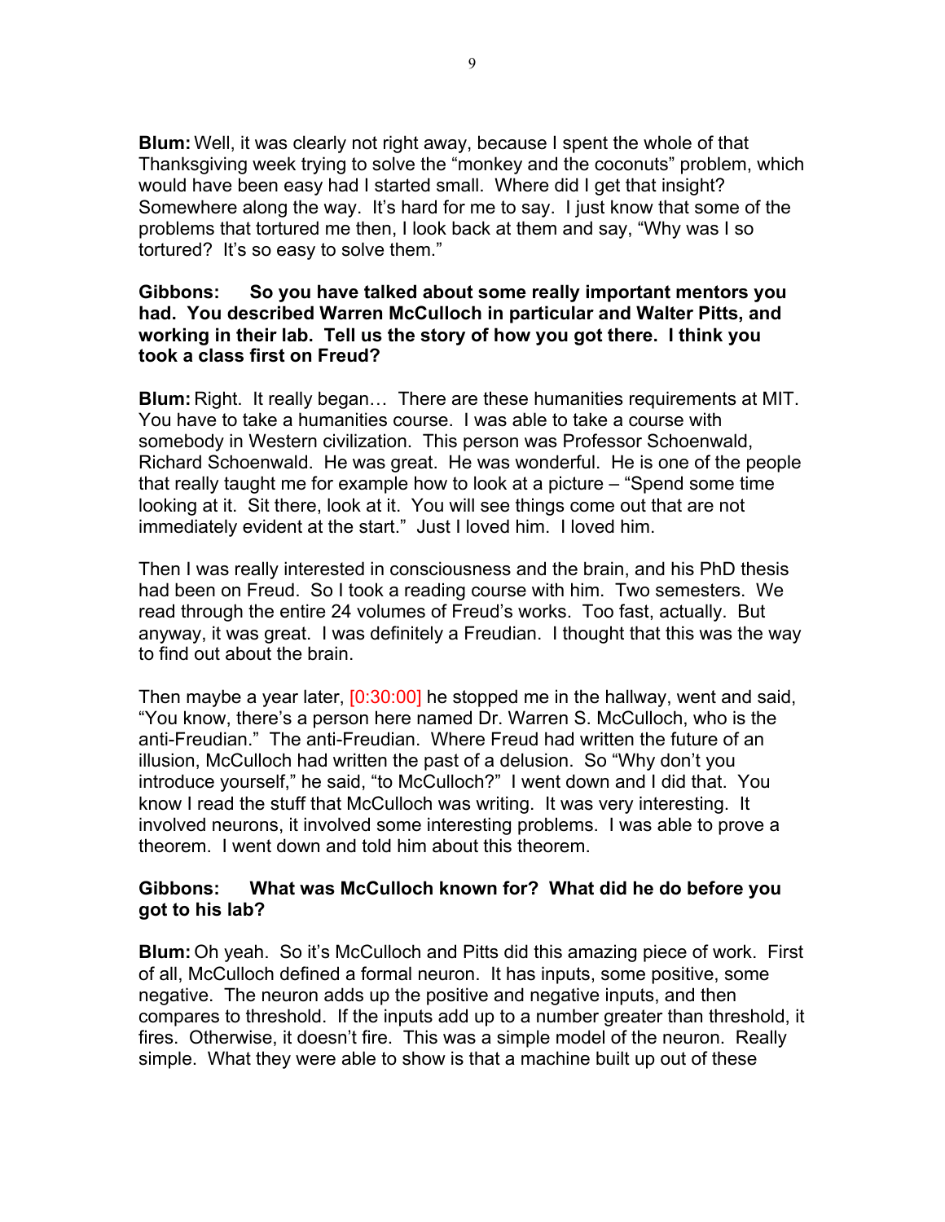**Blum:** Well, it was clearly not right away, because I spent the whole of that Thanksgiving week trying to solve the "monkey and the coconuts" problem, which would have been easy had I started small. Where did I get that insight? Somewhere along the way. It's hard for me to say. I just know that some of the problems that tortured me then, I look back at them and say, "Why was I so tortured? It's so easy to solve them."

**Gibbons: So you have talked about some really important mentors you had. You described Warren McCulloch in particular and Walter Pitts, and working in their lab. Tell us the story of how you got there. I think you took a class first on Freud?**

**Blum:** Right. It really began… There are these humanities requirements at MIT. You have to take a humanities course. I was able to take a course with somebody in Western civilization. This person was Professor Schoenwald, Richard Schoenwald. He was great. He was wonderful. He is one of the people that really taught me for example how to look at a picture – "Spend some time looking at it. Sit there, look at it. You will see things come out that are not immediately evident at the start." Just I loved him. I loved him.

Then I was really interested in consciousness and the brain, and his PhD thesis had been on Freud. So I took a reading course with him. Two semesters. We read through the entire 24 volumes of Freud's works. Too fast, actually. But anyway, it was great. I was definitely a Freudian. I thought that this was the way to find out about the brain.

Then maybe a year later, [0:30:00] he stopped me in the hallway, went and said, "You know, there's a person here named Dr. Warren S. McCulloch, who is the anti-Freudian." The anti-Freudian. Where Freud had written the future of an illusion, McCulloch had written the past of a delusion. So "Why don't you introduce yourself," he said, "to McCulloch?" I went down and I did that. You know I read the stuff that McCulloch was writing. It was very interesting. It involved neurons, it involved some interesting problems. I was able to prove a theorem. I went down and told him about this theorem.

**Gibbons: What was McCulloch known for? What did he do before you got to his lab?**

**Blum:** Oh yeah. So it's McCulloch and Pitts did this amazing piece of work. First of all, McCulloch defined a formal neuron. It has inputs, some positive, some negative. The neuron adds up the positive and negative inputs, and then compares to threshold. If the inputs add up to a number greater than threshold, it fires. Otherwise, it doesn't fire. This was a simple model of the neuron. Really simple. What they were able to show is that a machine built up out of these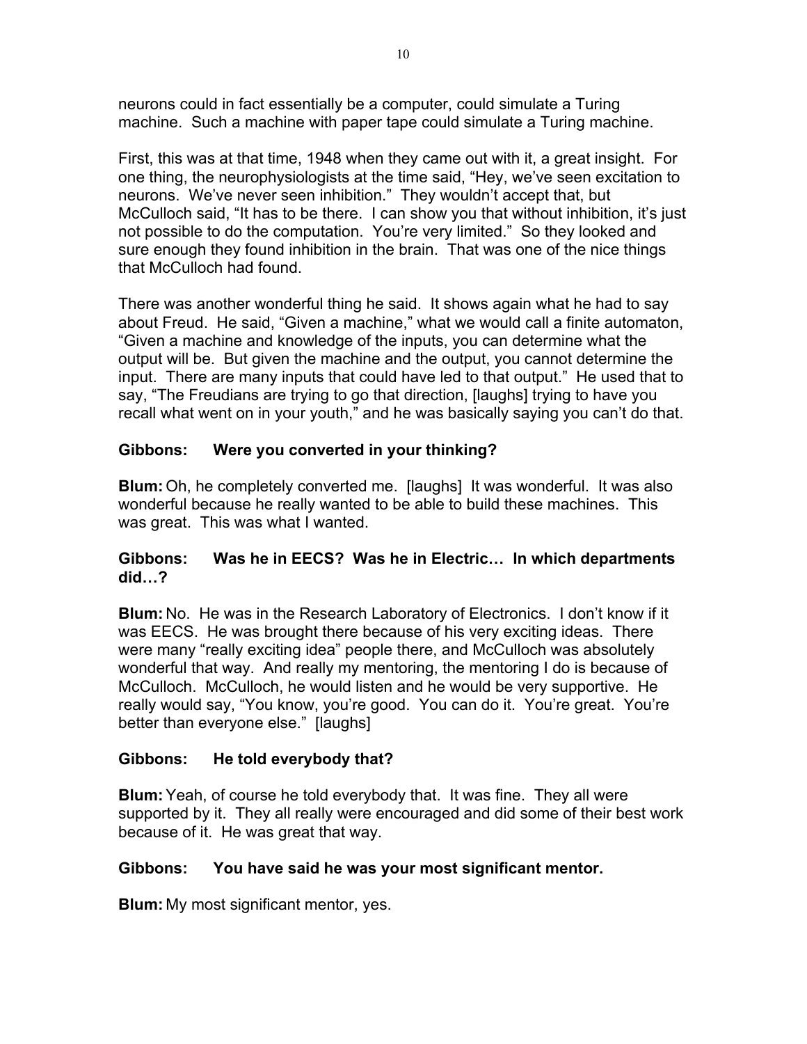neurons could in fact essentially be a computer, could simulate a Turing machine. Such a machine with paper tape could simulate a Turing machine.

First, this was at that time, 1948 when they came out with it, a great insight. For one thing, the neurophysiologists at the time said, "Hey, we've seen excitation to neurons. We've never seen inhibition." They wouldn't accept that, but McCulloch said, "It has to be there. I can show you that without inhibition, it's just not possible to do the computation. You're very limited." So they looked and sure enough they found inhibition in the brain. That was one of the nice things that McCulloch had found.

There was another wonderful thing he said. It shows again what he had to say about Freud. He said, "Given a machine," what we would call a finite automaton, "Given a machine and knowledge of the inputs, you can determine what the output will be. But given the machine and the output, you cannot determine the input. There are many inputs that could have led to that output." He used that to say, "The Freudians are trying to go that direction, [laughs] trying to have you recall what went on in your youth," and he was basically saying you can't do that.

**Gibbons: Were you converted in your thinking?**

**Blum:** Oh, he completely converted me. [laughs] It was wonderful. It was also wonderful because he really wanted to be able to build these machines. This was great. This was what I wanted.

**Gibbons: Was he in EECS? Was he in Electric… In which departments did…?**

**Blum:** No. He was in the Research Laboratory of Electronics. I don't know if it was EECS. He was brought there because of his very exciting ideas. There were many "really exciting idea" people there, and McCulloch was absolutely wonderful that way. And really my mentoring, the mentoring I do is because of McCulloch. McCulloch, he would listen and he would be very supportive. He really would say, "You know, you're good. You can do it. You're great. You're better than everyone else." [laughs]

**Gibbons: He told everybody that?**

**Blum:** Yeah, of course he told everybody that. It was fine. They all were supported by it. They all really were encouraged and did some of their best work because of it. He was great that way.

**Gibbons: You have said he was your most significant mentor.**

**Blum:** My most significant mentor, yes.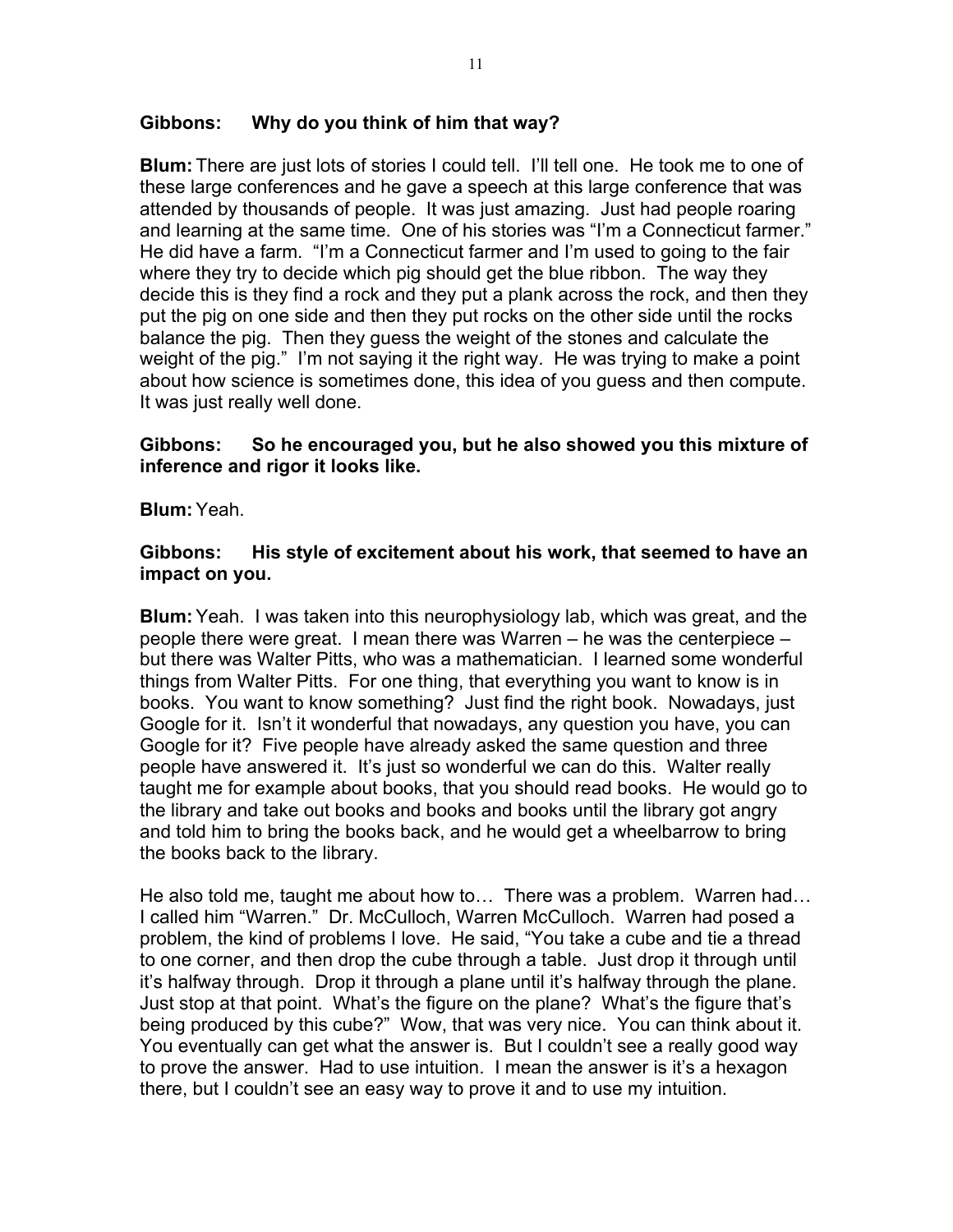**Gibbons: Why do you think of him that way?**

**Blum:** There are just lots of stories I could tell. I'll tell one. He took me to one of these large conferences and he gave a speech at this large conference that was attended by thousands of people. It was just amazing. Just had people roaring and learning at the same time. One of his stories was "I'm a Connecticut farmer." He did have a farm. "I'm a Connecticut farmer and I'm used to going to the fair where they try to decide which pig should get the blue ribbon. The way they decide this is they find a rock and they put a plank across the rock, and then they put the pig on one side and then they put rocks on the other side until the rocks balance the pig. Then they guess the weight of the stones and calculate the weight of the pig." I'm not saying it the right way. He was trying to make a point about how science is sometimes done, this idea of you guess and then compute. It was just really well done.

**Gibbons: So he encouraged you, but he also showed you this mixture of inference and rigor it looks like.**

**Blum:** Yeah.

**Gibbons: His style of excitement about his work, that seemed to have an impact on you.**

**Blum:** Yeah. I was taken into this neurophysiology lab, which was great, and the people there were great. I mean there was Warren – he was the centerpiece – but there was Walter Pitts, who was a mathematician. I learned some wonderful things from Walter Pitts. For one thing, that everything you want to know is in books. You want to know something? Just find the right book. Nowadays, just Google for it. Isn't it wonderful that nowadays, any question you have, you can Google for it? Five people have already asked the same question and three people have answered it. It's just so wonderful we can do this. Walter really taught me for example about books, that you should read books. He would go to the library and take out books and books and books until the library got angry and told him to bring the books back, and he would get a wheelbarrow to bring the books back to the library.

He also told me, taught me about how to… There was a problem. Warren had… I called him "Warren." Dr. McCulloch, Warren McCulloch. Warren had posed a problem, the kind of problems I love. He said, "You take a cube and tie a thread to one corner, and then drop the cube through a table. Just drop it through until it's halfway through. Drop it through a plane until it's halfway through the plane. Just stop at that point. What's the figure on the plane? What's the figure that's being produced by this cube?" Wow, that was very nice. You can think about it. You eventually can get what the answer is. But I couldn't see a really good way to prove the answer. Had to use intuition. I mean the answer is it's a hexagon there, but I couldn't see an easy way to prove it and to use my intuition.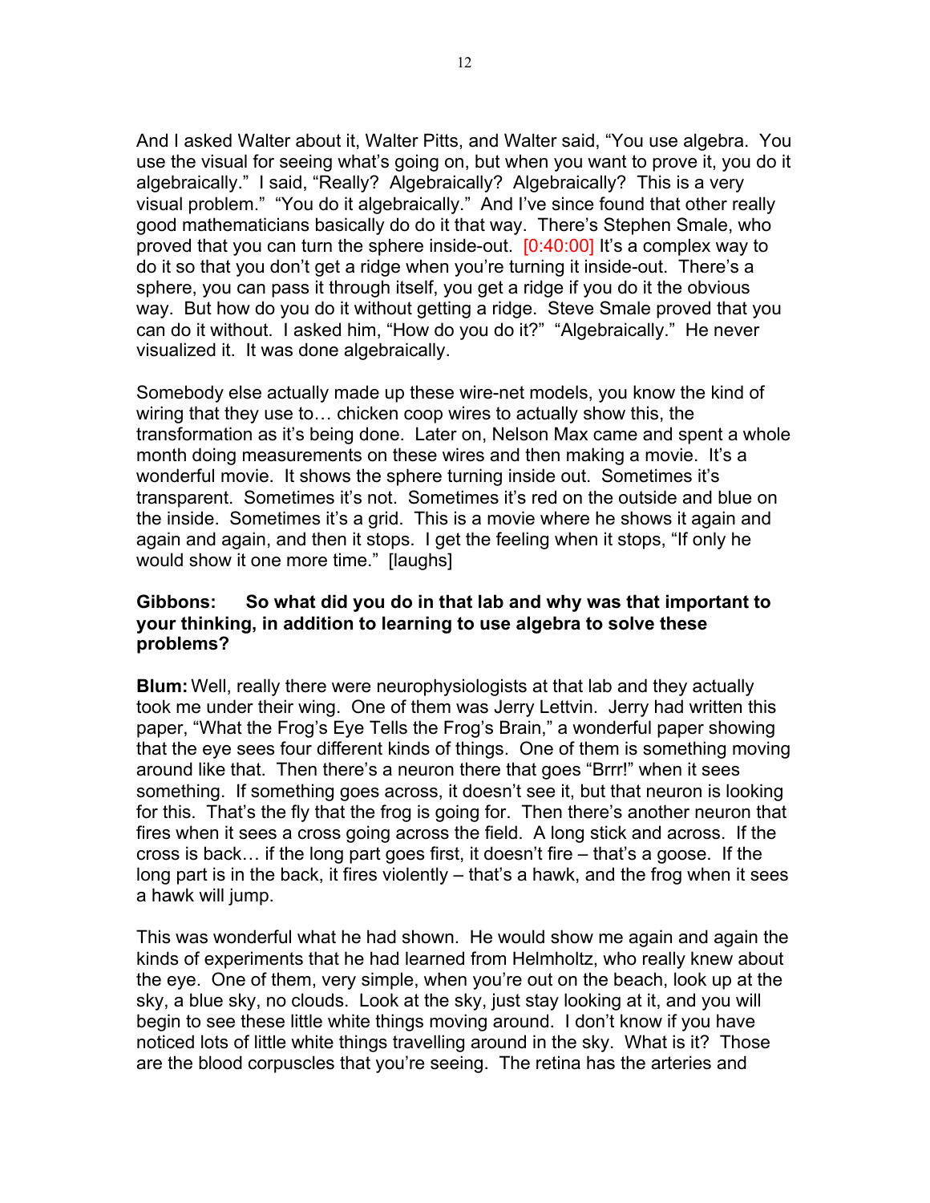And I asked Walter about it, Walter Pitts, and Walter said, "You use algebra. You use the visual for seeing what's going on, but when you want to prove it, you do it algebraically." I said, "Really? Algebraically? Algebraically? This is a very visual problem." "You do it algebraically." And I've since found that other really good mathematicians basically do do it that way. There's Stephen Smale, who proved that you can turn the sphere inside-out. [0:40:00] It's a complex way to do it so that you don't get a ridge when you're turning it inside-out. There's a sphere, you can pass it through itself, you get a ridge if you do it the obvious way. But how do you do it without getting a ridge. Steve Smale proved that you can do it without. I asked him, "How do you do it?" "Algebraically." He never visualized it. It was done algebraically.

Somebody else actually made up these wire-net models, you know the kind of wiring that they use to… chicken coop wires to actually show this, the transformation as it's being done. Later on, Nelson Max came and spent a whole month doing measurements on these wires and then making a movie. It's a wonderful movie. It shows the sphere turning inside out. Sometimes it's transparent. Sometimes it's not. Sometimes it's red on the outside and blue on the inside. Sometimes it's a grid. This is a movie where he shows it again and again and again, and then it stops. I get the feeling when it stops, "If only he would show it one more time." [laughs]

**Gibbons: So what did you do in that lab and why was that important to your thinking, in addition to learning to use algebra to solve these problems?**

**Blum:** Well, really there were neurophysiologists at that lab and they actually took me under their wing. One of them was Jerry Lettvin. Jerry had written this paper, "What the Frog's Eye Tells the Frog's Brain," a wonderful paper showing that the eye sees four different kinds of things. One of them is something moving around like that. Then there's a neuron there that goes "Brrr!" when it sees something. If something goes across, it doesn't see it, but that neuron is looking for this. That's the fly that the frog is going for. Then there's another neuron that fires when it sees a cross going across the field. A long stick and across. If the cross is back… if the long part goes first, it doesn't fire – that's a goose. If the long part is in the back, it fires violently – that's a hawk, and the frog when it sees a hawk will jump.

This was wonderful what he had shown. He would show me again and again the kinds of experiments that he had learned from Helmholtz, who really knew about the eye. One of them, very simple, when you're out on the beach, look up at the sky, a blue sky, no clouds. Look at the sky, just stay looking at it, and you will begin to see these little white things moving around. I don't know if you have noticed lots of little white things travelling around in the sky. What is it? Those are the blood corpuscles that you're seeing. The retina has the arteries and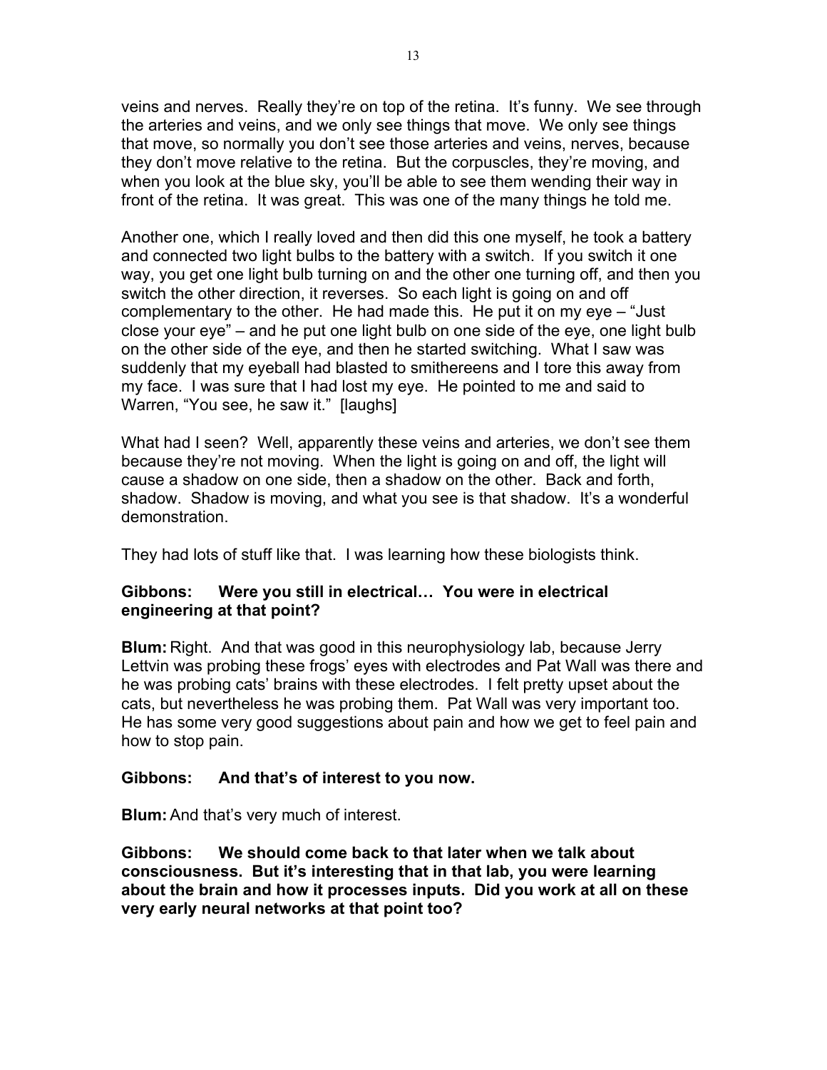veins and nerves. Really they're on top of the retina. It's funny. We see through the arteries and veins, and we only see things that move. We only see things that move, so normally you don't see those arteries and veins, nerves, because they don't move relative to the retina. But the corpuscles, they're moving, and when you look at the blue sky, you'll be able to see them wending their way in front of the retina. It was great. This was one of the many things he told me.

Another one, which I really loved and then did this one myself, he took a battery and connected two light bulbs to the battery with a switch. If you switch it one way, you get one light bulb turning on and the other one turning off, and then you switch the other direction, it reverses. So each light is going on and off complementary to the other. He had made this. He put it on my eye – "Just close your eye" – and he put one light bulb on one side of the eye, one light bulb on the other side of the eye, and then he started switching. What I saw was suddenly that my eyeball had blasted to smithereens and I tore this away from my face. I was sure that I had lost my eye. He pointed to me and said to Warren, "You see, he saw it." [laughs]

What had I seen? Well, apparently these veins and arteries, we don't see them because they're not moving. When the light is going on and off, the light will cause a shadow on one side, then a shadow on the other. Back and forth, shadow. Shadow is moving, and what you see is that shadow. It's a wonderful demonstration.

They had lots of stuff like that. I was learning how these biologists think.

**Gibbons: Were you still in electrical… You were in electrical engineering at that point?**

**Blum:** Right. And that was good in this neurophysiology lab, because Jerry Lettvin was probing these frogs' eyes with electrodes and Pat Wall was there and he was probing cats' brains with these electrodes. I felt pretty upset about the cats, but nevertheless he was probing them. Pat Wall was very important too. He has some very good suggestions about pain and how we get to feel pain and how to stop pain.

**Gibbons: And that's of interest to you now.**

**Blum:** And that's very much of interest.

**Gibbons: We should come back to that later when we talk about consciousness. But it's interesting that in that lab, you were learning about the brain and how it processes inputs. Did you work at all on these very early neural networks at that point too?**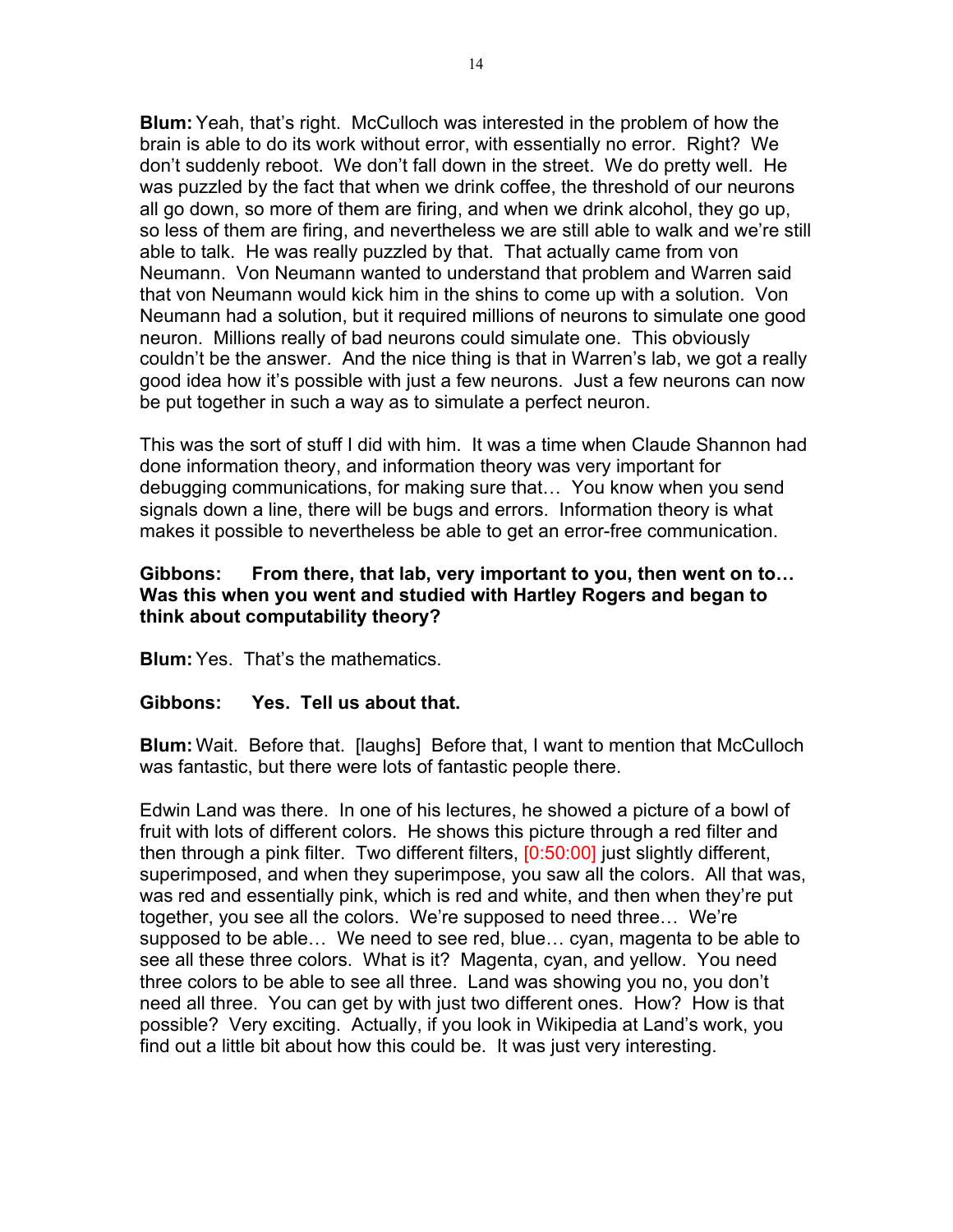**Blum:** Yeah, that's right. McCulloch was interested in the problem of how the brain is able to do its work without error, with essentially no error. Right? We don't suddenly reboot. We don't fall down in the street. We do pretty well. He was puzzled by the fact that when we drink coffee, the threshold of our neurons all go down, so more of them are firing, and when we drink alcohol, they go up, so less of them are firing, and nevertheless we are still able to walk and we're still able to talk. He was really puzzled by that. That actually came from von Neumann. Von Neumann wanted to understand that problem and Warren said that von Neumann would kick him in the shins to come up with a solution. Von Neumann had a solution, but it required millions of neurons to simulate one good neuron. Millions really of bad neurons could simulate one. This obviously couldn't be the answer. And the nice thing is that in Warren's lab, we got a really good idea how it's possible with just a few neurons. Just a few neurons can now be put together in such a way as to simulate a perfect neuron.

This was the sort of stuff I did with him. It was a time when Claude Shannon had done information theory, and information theory was very important for debugging communications, for making sure that… You know when you send signals down a line, there will be bugs and errors. Information theory is what makes it possible to nevertheless be able to get an error-free communication.

**Gibbons: From there, that lab, very important to you, then went on to… Was this when you went and studied with Hartley Rogers and began to think about computability theory?**

**Blum:** Yes. That's the mathematics.

**Gibbons: Yes. Tell us about that.**

**Blum:** Wait. Before that. [laughs] Before that, I want to mention that McCulloch was fantastic, but there were lots of fantastic people there.

Edwin Land was there. In one of his lectures, he showed a picture of a bowl of fruit with lots of different colors. He shows this picture through a red filter and then through a pink filter. Two different filters, [0:50:00] just slightly different, superimposed, and when they superimpose, you saw all the colors. All that was, was red and essentially pink, which is red and white, and then when they're put together, you see all the colors. We're supposed to need three… We're supposed to be able… We need to see red, blue… cyan, magenta to be able to see all these three colors. What is it? Magenta, cyan, and yellow. You need three colors to be able to see all three. Land was showing you no, you don't need all three. You can get by with just two different ones. How? How is that possible? Very exciting. Actually, if you look in Wikipedia at Land's work, you find out a little bit about how this could be. It was just very interesting.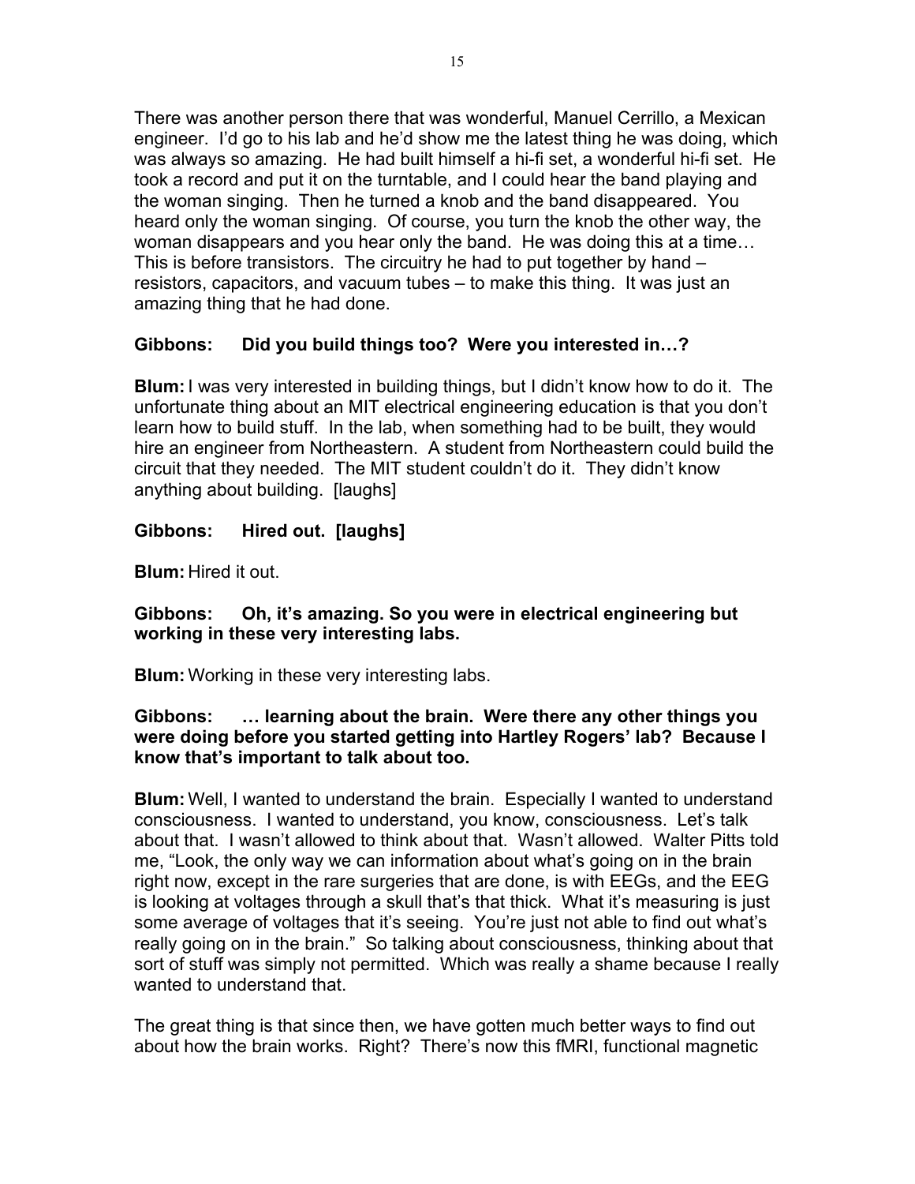There was another person there that was wonderful, Manuel Cerrillo, a Mexican engineer. I'd go to his lab and he'd show me the latest thing he was doing, which was always so amazing. He had built himself a hi-fi set, a wonderful hi-fi set. He took a record and put it on the turntable, and I could hear the band playing and the woman singing. Then he turned a knob and the band disappeared. You heard only the woman singing. Of course, you turn the knob the other way, the woman disappears and you hear only the band. He was doing this at a time… This is before transistors. The circuitry he had to put together by hand – resistors, capacitors, and vacuum tubes – to make this thing. It was just an amazing thing that he had done.

**Gibbons: Did you build things too? Were you interested in…?**

**Blum:** I was very interested in building things, but I didn't know how to do it. The unfortunate thing about an MIT electrical engineering education is that you don't learn how to build stuff. In the lab, when something had to be built, they would hire an engineer from Northeastern. A student from Northeastern could build the circuit that they needed. The MIT student couldn't do it. They didn't know anything about building. [laughs]

**Gibbons: Hired out. [laughs]**

**Blum:** Hired it out.

**Gibbons: Oh, it's amazing. So you were in electrical engineering but working in these very interesting labs.**

**Blum:** Working in these very interesting labs.

**Gibbons: … learning about the brain. Were there any other things you were doing before you started getting into Hartley Rogers' lab? Because I know that's important to talk about too.**

**Blum:** Well, I wanted to understand the brain. Especially I wanted to understand consciousness. I wanted to understand, you know, consciousness. Let's talk about that. I wasn't allowed to think about that. Wasn't allowed. Walter Pitts told me, "Look, the only way we can information about what's going on in the brain right now, except in the rare surgeries that are done, is with EEGs, and the EEG is looking at voltages through a skull that's that thick. What it's measuring is just some average of voltages that it's seeing. You're just not able to find out what's really going on in the brain." So talking about consciousness, thinking about that sort of stuff was simply not permitted. Which was really a shame because I really wanted to understand that.

The great thing is that since then, we have gotten much better ways to find out about how the brain works. Right? There's now this fMRI, functional magnetic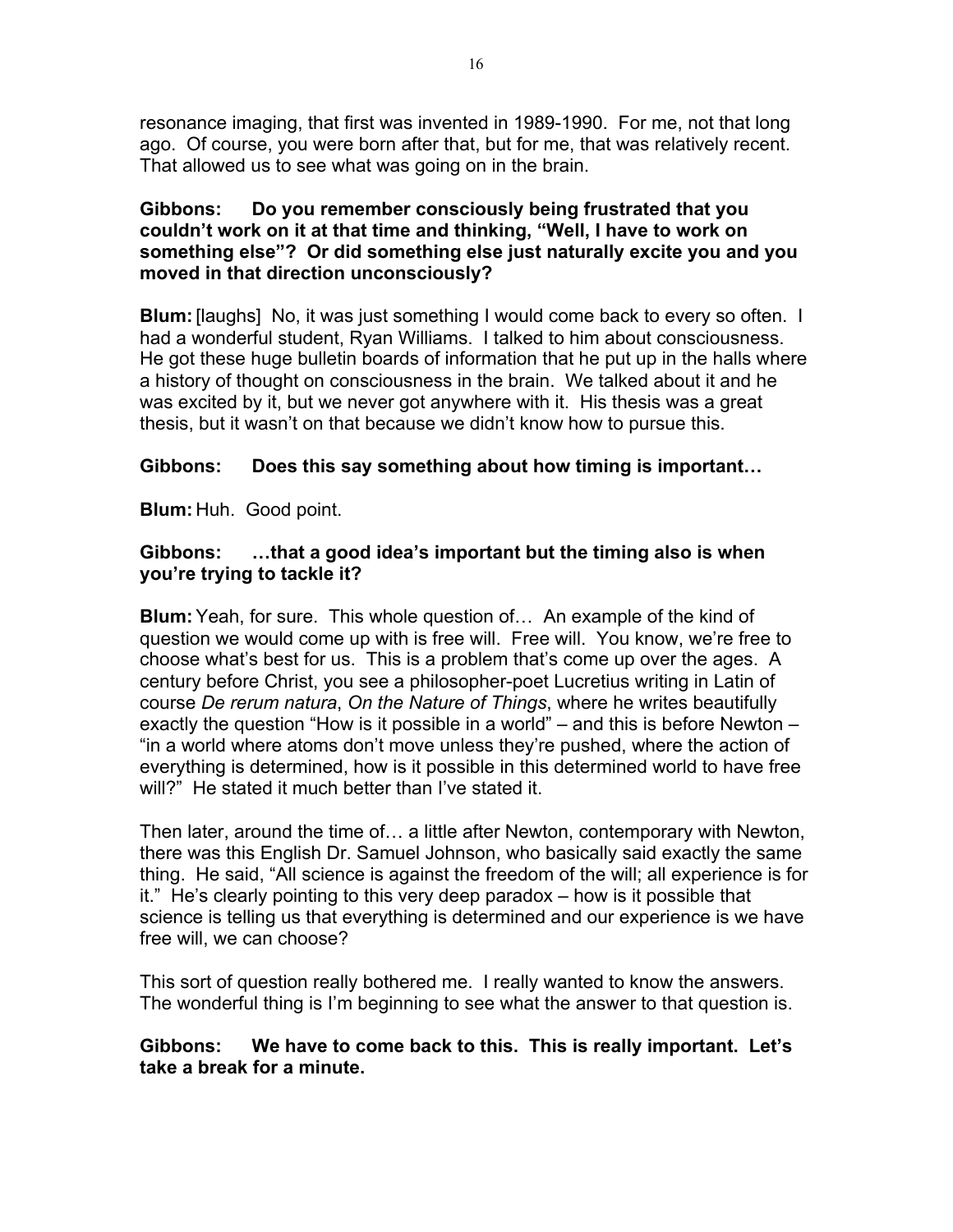resonance imaging, that first was invented in 1989-1990. For me, not that long ago. Of course, you were born after that, but for me, that was relatively recent. That allowed us to see what was going on in the brain.

**Gibbons: Do you remember consciously being frustrated that you couldn't work on it at that time and thinking, "Well, I have to work on something else"? Or did something else just naturally excite you and you moved in that direction unconsciously?**

**Blum:** [laughs] No, it was just something I would come back to every so often. I had a wonderful student, Ryan Williams. I talked to him about consciousness. He got these huge bulletin boards of information that he put up in the halls where a history of thought on consciousness in the brain. We talked about it and he was excited by it, but we never got anywhere with it. His thesis was a great thesis, but it wasn't on that because we didn't know how to pursue this.

**Gibbons: Does this say something about how timing is important…**

**Blum:** Huh. Good point.

**Gibbons: …that a good idea's important but the timing also is when you're trying to tackle it?**

**Blum:** Yeah, for sure. This whole question of… An example of the kind of question we would come up with is free will. Free will. You know, we're free to choose what's best for us. This is a problem that's come up over the ages. A century before Christ, you see a philosopher-poet Lucretius writing in Latin of course *De rerum natura*, *On the Nature of Things*, where he writes beautifully exactly the question "How is it possible in a world" – and this is before Newton – "in a world where atoms don't move unless they're pushed, where the action of everything is determined, how is it possible in this determined world to have free will?" He stated it much better than I've stated it.

Then later, around the time of… a little after Newton, contemporary with Newton, there was this English Dr. Samuel Johnson, who basically said exactly the same thing. He said, "All science is against the freedom of the will; all experience is for it." He's clearly pointing to this very deep paradox – how is it possible that science is telling us that everything is determined and our experience is we have free will, we can choose?

This sort of question really bothered me. I really wanted to know the answers. The wonderful thing is I'm beginning to see what the answer to that question is.

**Gibbons: We have to come back to this. This is really important. Let's take a break for a minute.**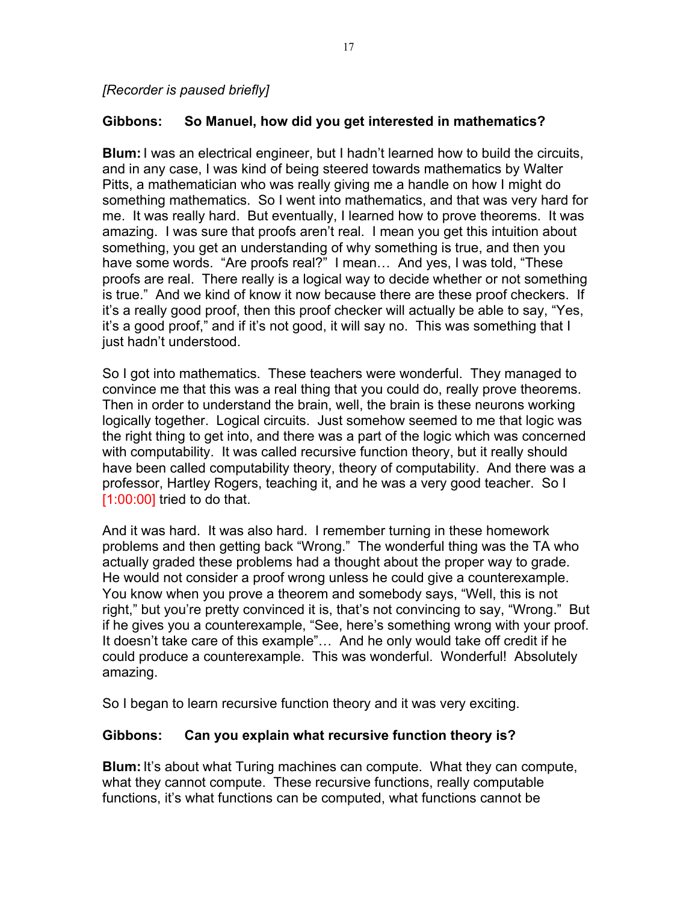*[Recorder is paused briefly]*

**Gibbons: So Manuel, how did you get interested in mathematics?**

**Blum:** I was an electrical engineer, but I hadn't learned how to build the circuits, and in any case, I was kind of being steered towards mathematics by Walter Pitts, a mathematician who was really giving me a handle on how I might do something mathematics. So I went into mathematics, and that was very hard for me. It was really hard. But eventually, I learned how to prove theorems. It was amazing. I was sure that proofs aren't real. I mean you get this intuition about something, you get an understanding of why something is true, and then you have some words. "Are proofs real?" I mean… And yes, I was told, "These proofs are real. There really is a logical way to decide whether or not something is true." And we kind of know it now because there are these proof checkers. If it's a really good proof, then this proof checker will actually be able to say, "Yes, it's a good proof," and if it's not good, it will say no. This was something that I just hadn't understood.

So I got into mathematics. These teachers were wonderful. They managed to convince me that this was a real thing that you could do, really prove theorems. Then in order to understand the brain, well, the brain is these neurons working logically together. Logical circuits. Just somehow seemed to me that logic was the right thing to get into, and there was a part of the logic which was concerned with computability. It was called recursive function theory, but it really should have been called computability theory, theory of computability. And there was a professor, Hartley Rogers, teaching it, and he was a very good teacher. So I [1:00:00] tried to do that.

And it was hard. It was also hard. I remember turning in these homework problems and then getting back "Wrong." The wonderful thing was the TA who actually graded these problems had a thought about the proper way to grade. He would not consider a proof wrong unless he could give a counterexample. You know when you prove a theorem and somebody says, "Well, this is not right," but you're pretty convinced it is, that's not convincing to say, "Wrong." But if he gives you a counterexample, "See, here's something wrong with your proof. It doesn't take care of this example"… And he only would take off credit if he could produce a counterexample. This was wonderful. Wonderful! Absolutely amazing.

So I began to learn recursive function theory and it was very exciting.

**Gibbons: Can you explain what recursive function theory is?**

**Blum:** It's about what Turing machines can compute. What they can compute, what they cannot compute. These recursive functions, really computable functions, it's what functions can be computed, what functions cannot be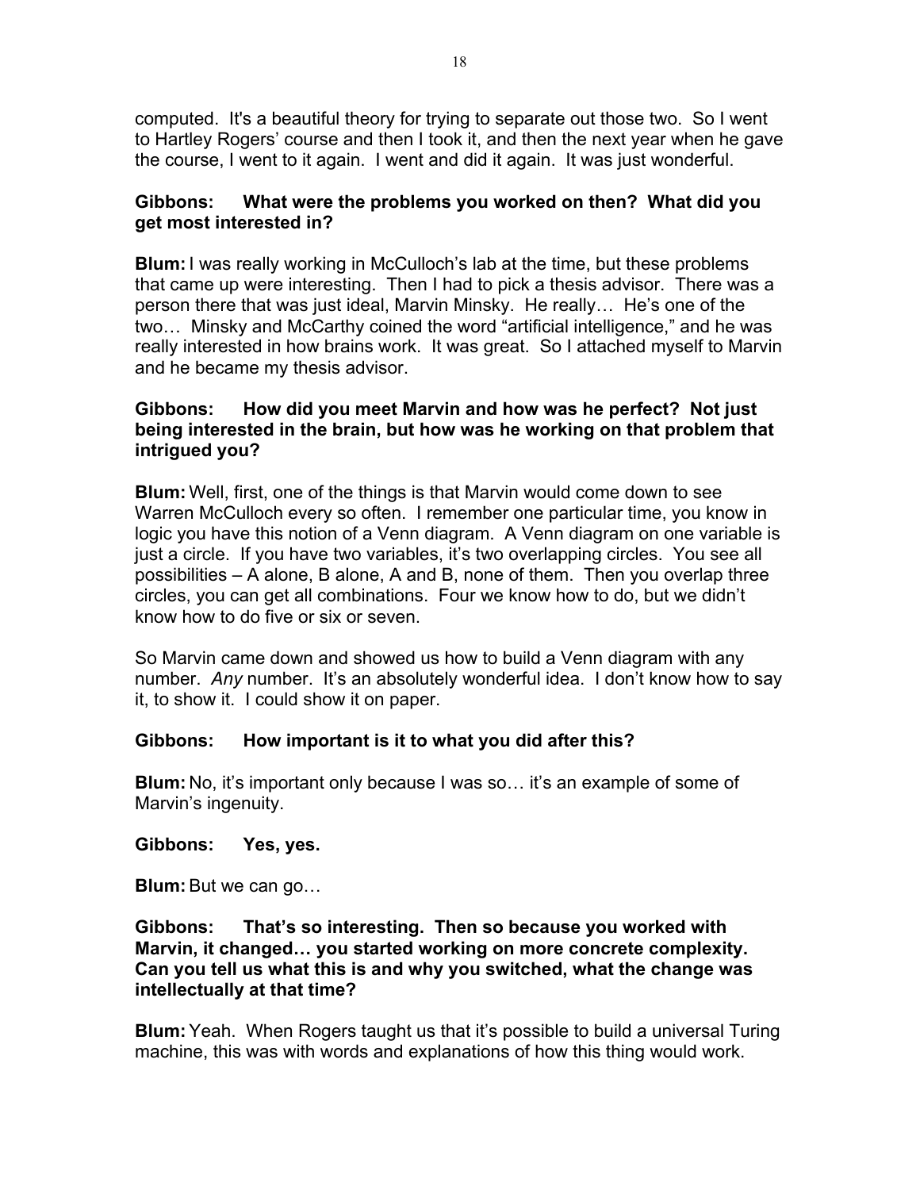computed. It's a beautiful theory for trying to separate out those two. So I went to Hartley Rogers' course and then I took it, and then the next year when he gave the course, I went to it again. I went and did it again. It was just wonderful.

**Gibbons: What were the problems you worked on then? What did you get most interested in?**

**Blum:** I was really working in McCulloch's lab at the time, but these problems that came up were interesting. Then I had to pick a thesis advisor. There was a person there that was just ideal, Marvin Minsky. He really… He's one of the two… Minsky and McCarthy coined the word "artificial intelligence," and he was really interested in how brains work. It was great. So I attached myself to Marvin and he became my thesis advisor.

**Gibbons: How did you meet Marvin and how was he perfect? Not just being interested in the brain, but how was he working on that problem that intrigued you?**

**Blum:** Well, first, one of the things is that Marvin would come down to see Warren McCulloch every so often. I remember one particular time, you know in logic you have this notion of a Venn diagram. A Venn diagram on one variable is just a circle. If you have two variables, it's two overlapping circles. You see all possibilities – A alone, B alone, A and B, none of them. Then you overlap three circles, you can get all combinations. Four we know how to do, but we didn't know how to do five or six or seven.

So Marvin came down and showed us how to build a Venn diagram with any number. *Any* number. It's an absolutely wonderful idea. I don't know how to say it, to show it. I could show it on paper.

**Gibbons: How important is it to what you did after this?**

**Blum:** No, it's important only because I was so… it's an example of some of Marvin's ingenuity.

**Gibbons: Yes, yes.**

**Blum:** But we can go…

**Gibbons: That's so interesting. Then so because you worked with Marvin, it changed… you started working on more concrete complexity. Can you tell us what this is and why you switched, what the change was intellectually at that time?**

**Blum:** Yeah. When Rogers taught us that it's possible to build a universal Turing machine, this was with words and explanations of how this thing would work.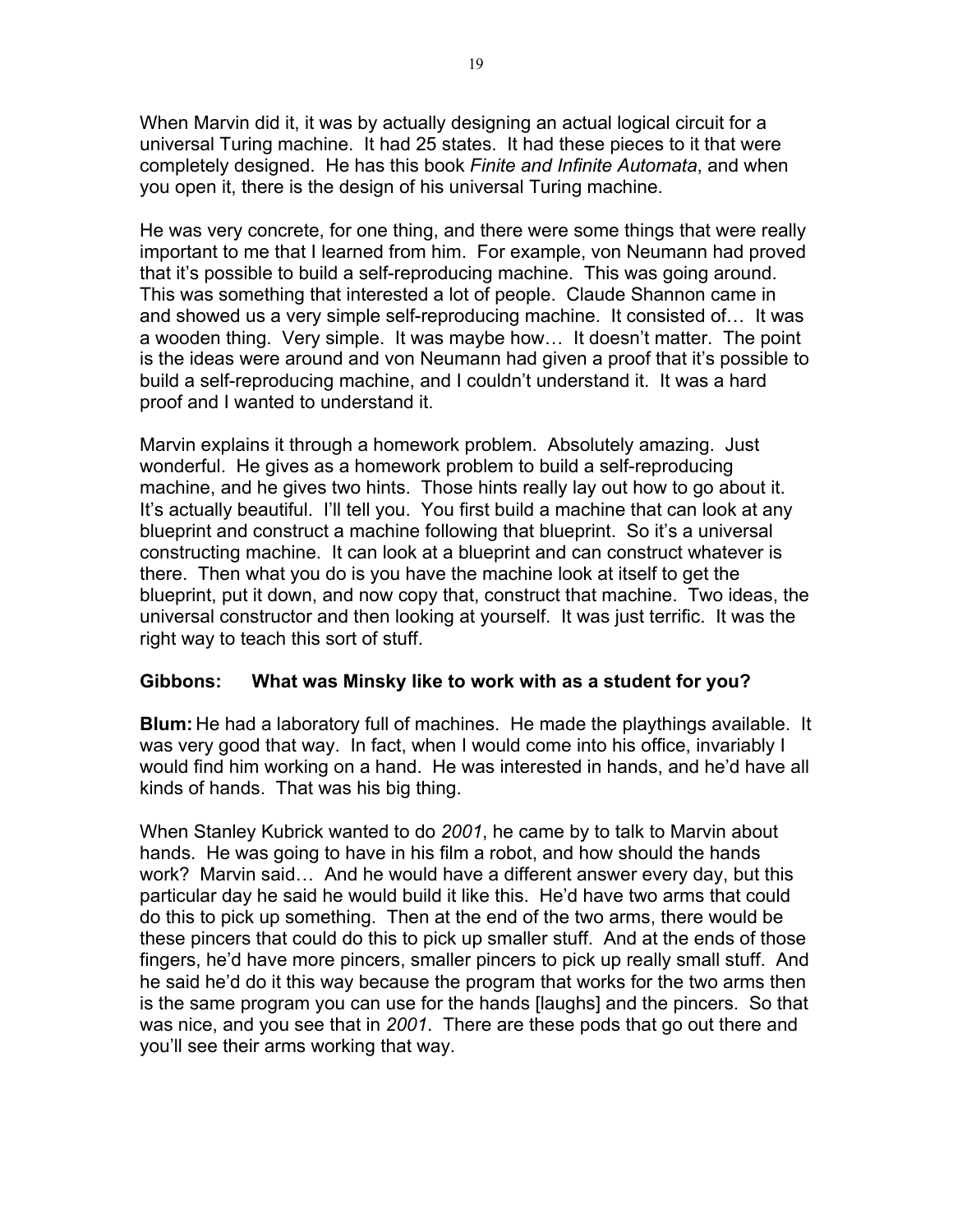When Marvin did it, it was by actually designing an actual logical circuit for a universal Turing machine. It had 25 states. It had these pieces to it that were completely designed. He has this book *Finite and Infinite Automata*, and when you open it, there is the design of his universal Turing machine.

He was very concrete, for one thing, and there were some things that were really important to me that I learned from him. For example, von Neumann had proved that it's possible to build a self-reproducing machine. This was going around. This was something that interested a lot of people. Claude Shannon came in and showed us a very simple self-reproducing machine. It consisted of… It was a wooden thing. Very simple. It was maybe how… It doesn't matter. The point is the ideas were around and von Neumann had given a proof that it's possible to build a self-reproducing machine, and I couldn't understand it. It was a hard proof and I wanted to understand it.

Marvin explains it through a homework problem. Absolutely amazing. Just wonderful. He gives as a homework problem to build a self-reproducing machine, and he gives two hints. Those hints really lay out how to go about it. It's actually beautiful. I'll tell you. You first build a machine that can look at any blueprint and construct a machine following that blueprint. So it's a universal constructing machine. It can look at a blueprint and can construct whatever is there. Then what you do is you have the machine look at itself to get the blueprint, put it down, and now copy that, construct that machine. Two ideas, the universal constructor and then looking at yourself. It was just terrific. It was the right way to teach this sort of stuff.

**Gibbons: What was Minsky like to work with as a student for you?**

**Blum:** He had a laboratory full of machines. He made the playthings available. It was very good that way. In fact, when I would come into his office, invariably I would find him working on a hand. He was interested in hands, and he'd have all kinds of hands. That was his big thing.

When Stanley Kubrick wanted to do *2001*, he came by to talk to Marvin about hands. He was going to have in his film a robot, and how should the hands work? Marvin said… And he would have a different answer every day, but this particular day he said he would build it like this. He'd have two arms that could do this to pick up something. Then at the end of the two arms, there would be these pincers that could do this to pick up smaller stuff. And at the ends of those fingers, he'd have more pincers, smaller pincers to pick up really small stuff. And he said he'd do it this way because the program that works for the two arms then is the same program you can use for the hands [laughs] and the pincers. So that was nice, and you see that in *2001*. There are these pods that go out there and you'll see their arms working that way.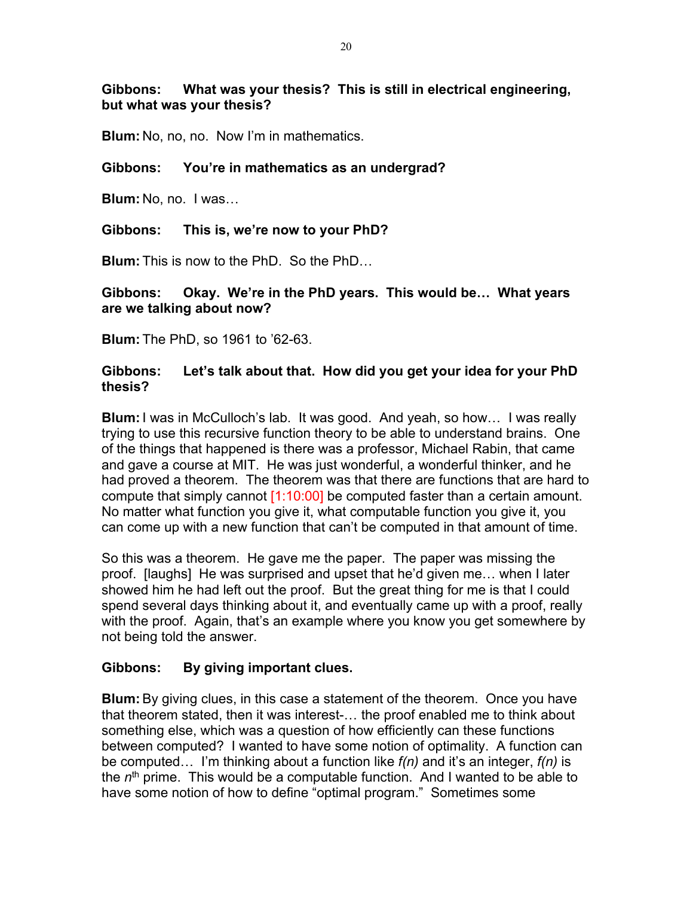**Gibbons: What was your thesis? This is still in electrical engineering, but what was your thesis?**

**Blum:** No, no, no. Now I'm in mathematics.

**Gibbons: You're in mathematics as an undergrad?**

**Blum:** No, no. I was…

**Gibbons: This is, we're now to your PhD?**

**Blum:** This is now to the PhD. So the PhD…

**Gibbons: Okay. We're in the PhD years. This would be… What years are we talking about now?**

**Blum:** The PhD, so 1961 to '62-63.

**Gibbons: Let's talk about that. How did you get your idea for your PhD thesis?**

**Blum:** I was in McCulloch's lab. It was good. And yeah, so how… I was really trying to use this recursive function theory to be able to understand brains. One of the things that happened is there was a professor, Michael Rabin, that came and gave a course at MIT. He was just wonderful, a wonderful thinker, and he had proved a theorem. The theorem was that there are functions that are hard to compute that simply cannot [1:10:00] be computed faster than a certain amount. No matter what function you give it, what computable function you give it, you can come up with a new function that can't be computed in that amount of time.

So this was a theorem. He gave me the paper. The paper was missing the proof. [laughs] He was surprised and upset that he'd given me… when I later showed him he had left out the proof. But the great thing for me is that I could spend several days thinking about it, and eventually came up with a proof, really with the proof. Again, that's an example where you know you get somewhere by not being told the answer.

**Gibbons: By giving important clues.**

**Blum:** By giving clues, in this case a statement of the theorem. Once you have that theorem stated, then it was interest-… the proof enabled me to think about something else, which was a question of how efficiently can these functions between computed? I wanted to have some notion of optimality. A function can be computed… I'm thinking about a function like *f(n)* and it's an integer, *f(n)* is the $n^{\text{th}}$ prime. This would be a computable function. And I wanted to be able to have some notion of how to define "optimal program." Sometimes some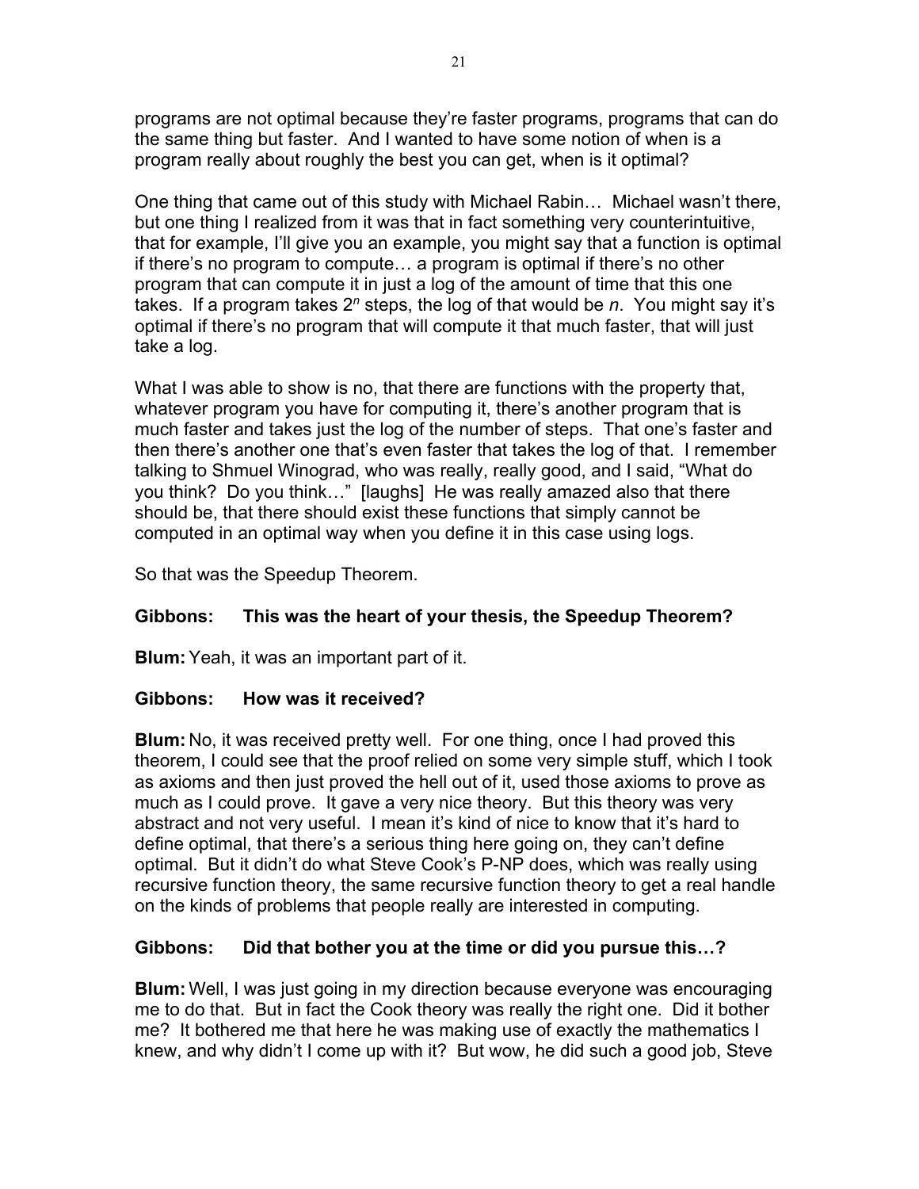programs are not optimal because they're faster programs, programs that can do the same thing but faster. And I wanted to have some notion of when is a program really about roughly the best you can get, when is it optimal?

One thing that came out of this study with Michael Rabin… Michael wasn't there, but one thing I realized from it was that in fact something very counterintuitive, that for example, I'll give you an example, you might say that a function is optimal if there's no program to compute… a program is optimal if there's no other program that can compute it in just a log of the amount of time that this one takes. If a program takes $2^n$ steps, the log of that would be $n$. You might say it's optimal if there's no program that will compute it that much faster, that will just take a log.

What I was able to show is no, that there are functions with the property that, whatever program you have for computing it, there's another program that is much faster and takes just the log of the number of steps. That one's faster and then there's another one that's even faster that takes the log of that. I remember talking to Shmuel Winograd, who was really, really good, and I said, "What do you think? Do you think…" [laughs] He was really amazed also that there should be, that there should exist these functions that simply cannot be computed in an optimal way when you define it in this case using logs.

So that was the Speedup Theorem.

**Gibbons: This was the heart of your thesis, the Speedup Theorem?**

**Blum:** Yeah, it was an important part of it.

**Gibbons: How was it received?**

**Blum:** No, it was received pretty well. For one thing, once I had proved this theorem, I could see that the proof relied on some very simple stuff, which I took as axioms and then just proved the hell out of it, used those axioms to prove as much as I could prove. It gave a very nice theory. But this theory was very abstract and not very useful. I mean it's kind of nice to know that it's hard to define optimal, that there's a serious thing here going on, they can't define optimal. But it didn't do what Steve Cook's P-NP does, which was really using recursive function theory, the same recursive function theory to get a real handle on the kinds of problems that people really are interested in computing.

**Gibbons: Did that bother you at the time or did you pursue this…?**

**Blum:** Well, I was just going in my direction because everyone was encouraging me to do that. But in fact the Cook theory was really the right one. Did it bother me? It bothered me that here he was making use of exactly the mathematics I knew, and why didn't I come up with it? But wow, he did such a good job, Steve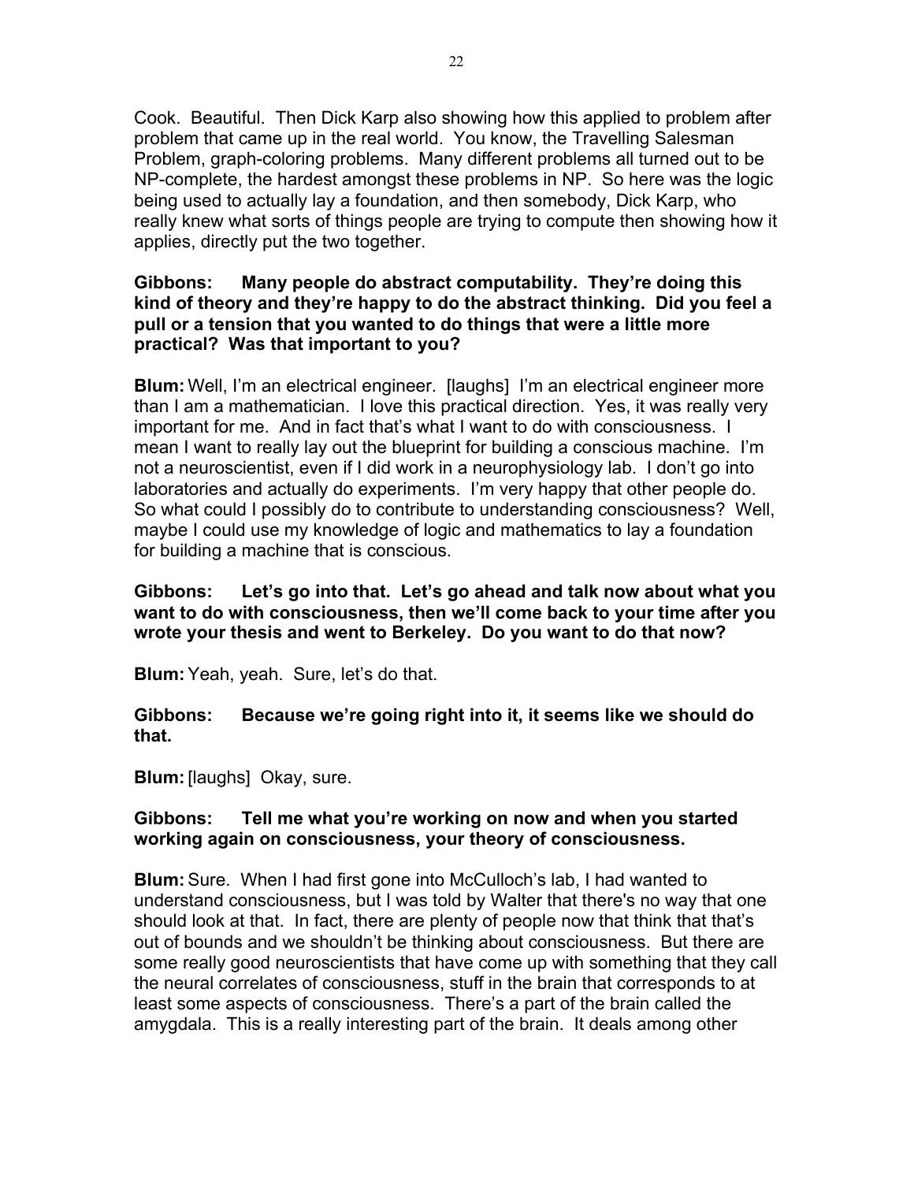Cook. Beautiful. Then Dick Karp also showing how this applied to problem after problem that came up in the real world. You know, the Travelling Salesman Problem, graph-coloring problems. Many different problems all turned out to be NP-complete, the hardest amongst these problems in NP. So here was the logic being used to actually lay a foundation, and then somebody, Dick Karp, who really knew what sorts of things people are trying to compute then showing how it applies, directly put the two together.

**Gibbons: Many people do abstract computability. They're doing this kind of theory and they're happy to do the abstract thinking. Did you feel a pull or a tension that you wanted to do things that were a little more practical? Was that important to you?**

**Blum:** Well, I'm an electrical engineer. [laughs] I'm an electrical engineer more than I am a mathematician. I love this practical direction. Yes, it was really very important for me. And in fact that's what I want to do with consciousness. I mean I want to really lay out the blueprint for building a conscious machine. I'm not a neuroscientist, even if I did work in a neurophysiology lab. I don't go into laboratories and actually do experiments. I'm very happy that other people do. So what could I possibly do to contribute to understanding consciousness? Well, maybe I could use my knowledge of logic and mathematics to lay a foundation for building a machine that is conscious.

**Gibbons: Let's go into that. Let's go ahead and talk now about what you want to do with consciousness, then we'll come back to your time after you wrote your thesis and went to Berkeley. Do you want to do that now?**

**Blum:** Yeah, yeah. Sure, let's do that.

**Gibbons: Because we're going right into it, it seems like we should do that.**

**Blum:** [laughs] Okay, sure.

**Gibbons: Tell me what you're working on now and when you started working again on consciousness, your theory of consciousness.**

**Blum:** Sure. When I had first gone into McCulloch's lab, I had wanted to understand consciousness, but I was told by Walter that there's no way that one should look at that. In fact, there are plenty of people now that think that that's out of bounds and we shouldn't be thinking about consciousness. But there are some really good neuroscientists that have come up with something that they call the neural correlates of consciousness, stuff in the brain that corresponds to at least some aspects of consciousness. There's a part of the brain called the amygdala. This is a really interesting part of the brain. It deals among other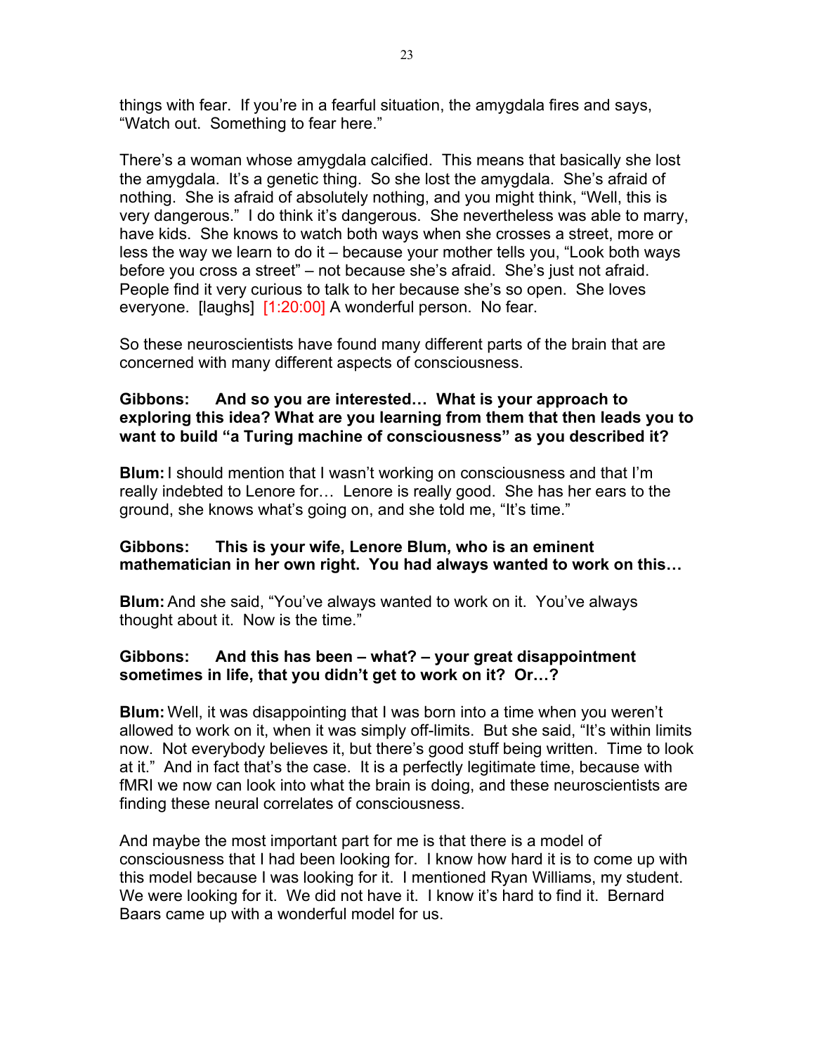things with fear. If you're in a fearful situation, the amygdala fires and says, "Watch out. Something to fear here."

There's a woman whose amygdala calcified. This means that basically she lost the amygdala. It's a genetic thing. So she lost the amygdala. She's afraid of nothing. She is afraid of absolutely nothing, and you might think, "Well, this is very dangerous." I do think it's dangerous. She nevertheless was able to marry, have kids. She knows to watch both ways when she crosses a street, more or less the way we learn to do it – because your mother tells you, "Look both ways before you cross a street" – not because she's afraid. She's just not afraid. People find it very curious to talk to her because she's so open. She loves everyone. [laughs] [1:20:00] A wonderful person. No fear.

So these neuroscientists have found many different parts of the brain that are concerned with many different aspects of consciousness.

**Gibbons: And so you are interested… What is your approach to exploring this idea? What are you learning from them that then leads you to want to build "a Turing machine of consciousness" as you described it?**

**Blum:** I should mention that I wasn't working on consciousness and that I'm really indebted to Lenore for… Lenore is really good. She has her ears to the ground, she knows what's going on, and she told me, "It's time."

**Gibbons: This is your wife, Lenore Blum, who is an eminent mathematician in her own right. You had always wanted to work on this…**

**Blum:** And she said, "You've always wanted to work on it. You've always thought about it. Now is the time."

**Gibbons: And this has been – what? – your great disappointment sometimes in life, that you didn't get to work on it? Or…?**

**Blum:** Well, it was disappointing that I was born into a time when you weren't allowed to work on it, when it was simply off-limits. But she said, "It's within limits now. Not everybody believes it, but there's good stuff being written. Time to look at it." And in fact that's the case. It is a perfectly legitimate time, because with fMRI we now can look into what the brain is doing, and these neuroscientists are finding these neural correlates of consciousness.

And maybe the most important part for me is that there is a model of consciousness that I had been looking for. I know how hard it is to come up with this model because I was looking for it. I mentioned Ryan Williams, my student. We were looking for it. We did not have it. I know it's hard to find it. Bernard Baars came up with a wonderful model for us.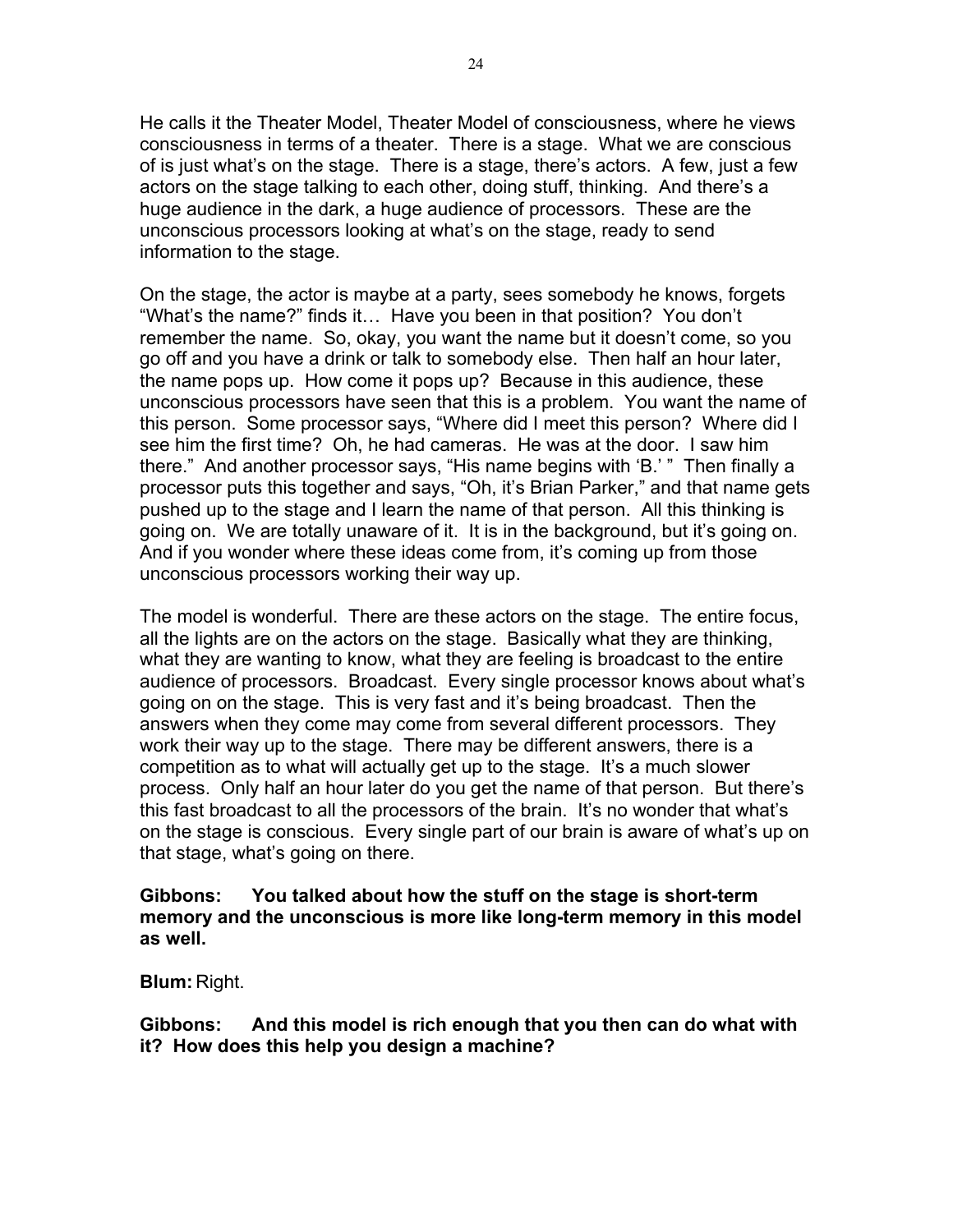He calls it the Theater Model, Theater Model of consciousness, where he views consciousness in terms of a theater. There is a stage. What we are conscious of is just what's on the stage. There is a stage, there's actors. A few, just a few actors on the stage talking to each other, doing stuff, thinking. And there's a huge audience in the dark, a huge audience of processors. These are the unconscious processors looking at what's on the stage, ready to send information to the stage.

On the stage, the actor is maybe at a party, sees somebody he knows, forgets "What's the name?" finds it… Have you been in that position? You don't remember the name. So, okay, you want the name but it doesn't come, so you go off and you have a drink or talk to somebody else. Then half an hour later, the name pops up. How come it pops up? Because in this audience, these unconscious processors have seen that this is a problem. You want the name of this person. Some processor says, "Where did I meet this person? Where did I see him the first time? Oh, he had cameras. He was at the door. I saw him there." And another processor says, "His name begins with 'B.' " Then finally a processor puts this together and says, "Oh, it's Brian Parker," and that name gets pushed up to the stage and I learn the name of that person. All this thinking is going on. We are totally unaware of it. It is in the background, but it's going on. And if you wonder where these ideas come from, it's coming up from those unconscious processors working their way up.

The model is wonderful. There are these actors on the stage. The entire focus, all the lights are on the actors on the stage. Basically what they are thinking, what they are wanting to know, what they are feeling is broadcast to the entire audience of processors. Broadcast. Every single processor knows about what's going on on the stage. This is very fast and it's being broadcast. Then the answers when they come may come from several different processors. They work their way up to the stage. There may be different answers, there is a competition as to what will actually get up to the stage. It's a much slower process. Only half an hour later do you get the name of that person. But there's this fast broadcast to all the processors of the brain. It's no wonder that what's on the stage is conscious. Every single part of our brain is aware of what's up on that stage, what's going on there.

**Gibbons: You talked about how the stuff on the stage is short-term memory and the unconscious is more like long-term memory in this model as well.**

**Blum:** Right.

**Gibbons: And this model is rich enough that you then can do what with it? How does this help you design a machine?**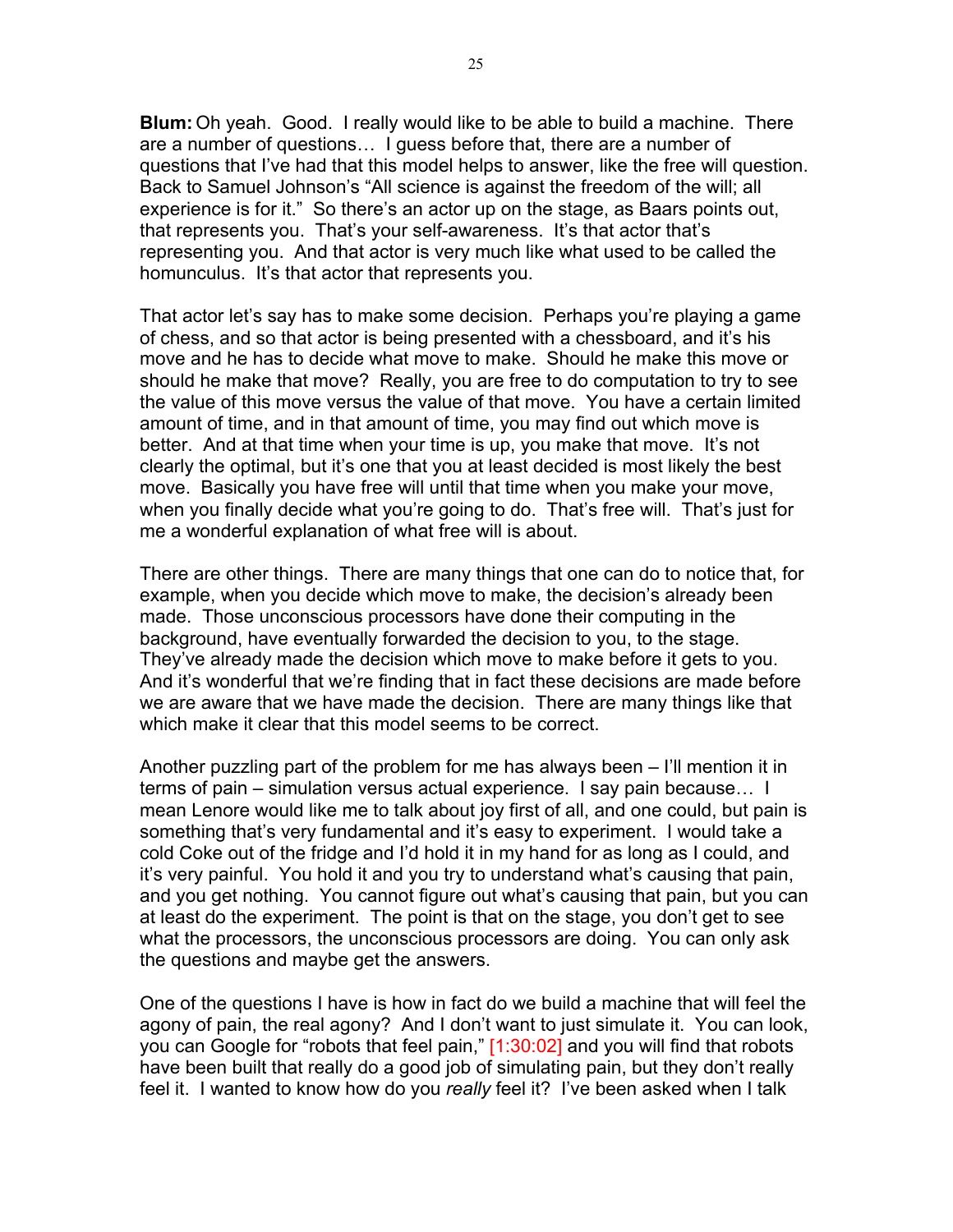**Blum:** Oh yeah. Good. I really would like to be able to build a machine. There are a number of questions… I guess before that, there are a number of questions that I've had that this model helps to answer, like the free will question. Back to Samuel Johnson's "All science is against the freedom of the will; all experience is for it." So there's an actor up on the stage, as Baars points out, that represents you. That's your self-awareness. It's that actor that's representing you. And that actor is very much like what used to be called the homunculus. It's that actor that represents you.

That actor let's say has to make some decision. Perhaps you're playing a game of chess, and so that actor is being presented with a chessboard, and it's his move and he has to decide what move to make. Should he make this move or should he make that move? Really, you are free to do computation to try to see the value of this move versus the value of that move. You have a certain limited amount of time, and in that amount of time, you may find out which move is better. And at that time when your time is up, you make that move. It's not clearly the optimal, but it's one that you at least decided is most likely the best move. Basically you have free will until that time when you make your move, when you finally decide what you're going to do. That's free will. That's just for me a wonderful explanation of what free will is about.

There are other things. There are many things that one can do to notice that, for example, when you decide which move to make, the decision's already been made. Those unconscious processors have done their computing in the background, have eventually forwarded the decision to you, to the stage. They've already made the decision which move to make before it gets to you. And it's wonderful that we're finding that in fact these decisions are made before we are aware that we have made the decision. There are many things like that which make it clear that this model seems to be correct.

Another puzzling part of the problem for me has always been – I'll mention it in terms of pain – simulation versus actual experience. I say pain because… I mean Lenore would like me to talk about joy first of all, and one could, but pain is something that's very fundamental and it's easy to experiment. I would take a cold Coke out of the fridge and I'd hold it in my hand for as long as I could, and it's very painful. You hold it and you try to understand what's causing that pain, and you get nothing. You cannot figure out what's causing that pain, but you can at least do the experiment. The point is that on the stage, you don't get to see what the processors, the unconscious processors are doing. You can only ask the questions and maybe get the answers.

One of the questions I have is how in fact do we build a machine that will feel the agony of pain, the real agony? And I don't want to just simulate it. You can look, you can Google for "robots that feel pain," [1:30:02] and you will find that robots have been built that really do a good job of simulating pain, but they don't really feel it. I wanted to know how do you *really* feel it? I've been asked when I talk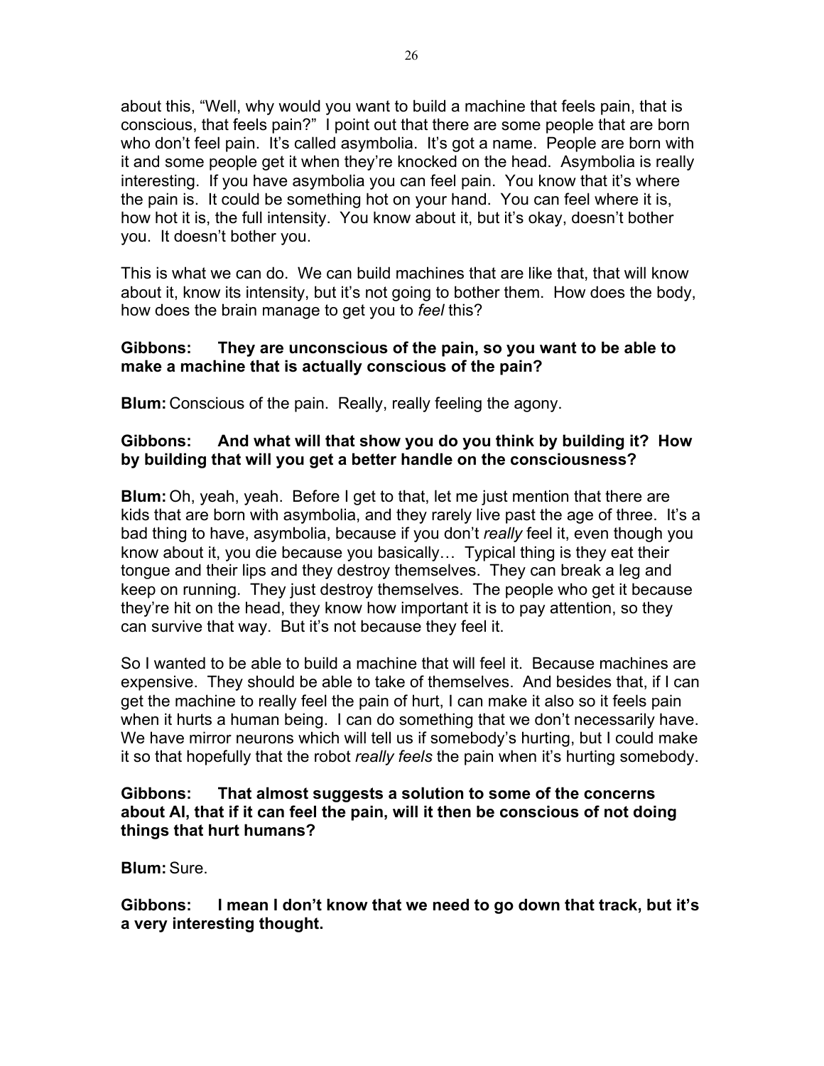about this, "Well, why would you want to build a machine that feels pain, that is conscious, that feels pain?" I point out that there are some people that are born who don't feel pain. It's called asymbolia. It's got a name. People are born with it and some people get it when they're knocked on the head. Asymbolia is really interesting. If you have asymbolia you can feel pain. You know that it's where the pain is. It could be something hot on your hand. You can feel where it is, how hot it is, the full intensity. You know about it, but it's okay, doesn't bother you. It doesn't bother you.

This is what we can do. We can build machines that are like that, that will know about it, know its intensity, but it's not going to bother them. How does the body, how does the brain manage to get you to *feel* this?

**Gibbons: They are unconscious of the pain, so you want to be able to make a machine that is actually conscious of the pain?**

**Blum:** Conscious of the pain. Really, really feeling the agony.

**Gibbons: And what will that show you do you think by building it? How by building that will you get a better handle on the consciousness?**

**Blum:** Oh, yeah, yeah. Before I get to that, let me just mention that there are kids that are born with asymbolia, and they rarely live past the age of three. It's a bad thing to have, asymbolia, because if you don't *really* feel it, even though you know about it, you die because you basically… Typical thing is they eat their tongue and their lips and they destroy themselves. They can break a leg and keep on running. They just destroy themselves. The people who get it because they're hit on the head, they know how important it is to pay attention, so they can survive that way. But it's not because they feel it.

So I wanted to be able to build a machine that will feel it. Because machines are expensive. They should be able to take of themselves. And besides that, if I can get the machine to really feel the pain of hurt, I can make it also so it feels pain when it hurts a human being. I can do something that we don't necessarily have. We have mirror neurons which will tell us if somebody's hurting, but I could make it so that hopefully that the robot *really feels* the pain when it's hurting somebody.

**Gibbons: That almost suggests a solution to some of the concerns about AI, that if it can feel the pain, will it then be conscious of not doing things that hurt humans?**

**Blum:** Sure.

**Gibbons: I mean I don't know that we need to go down that track, but it's a very interesting thought.**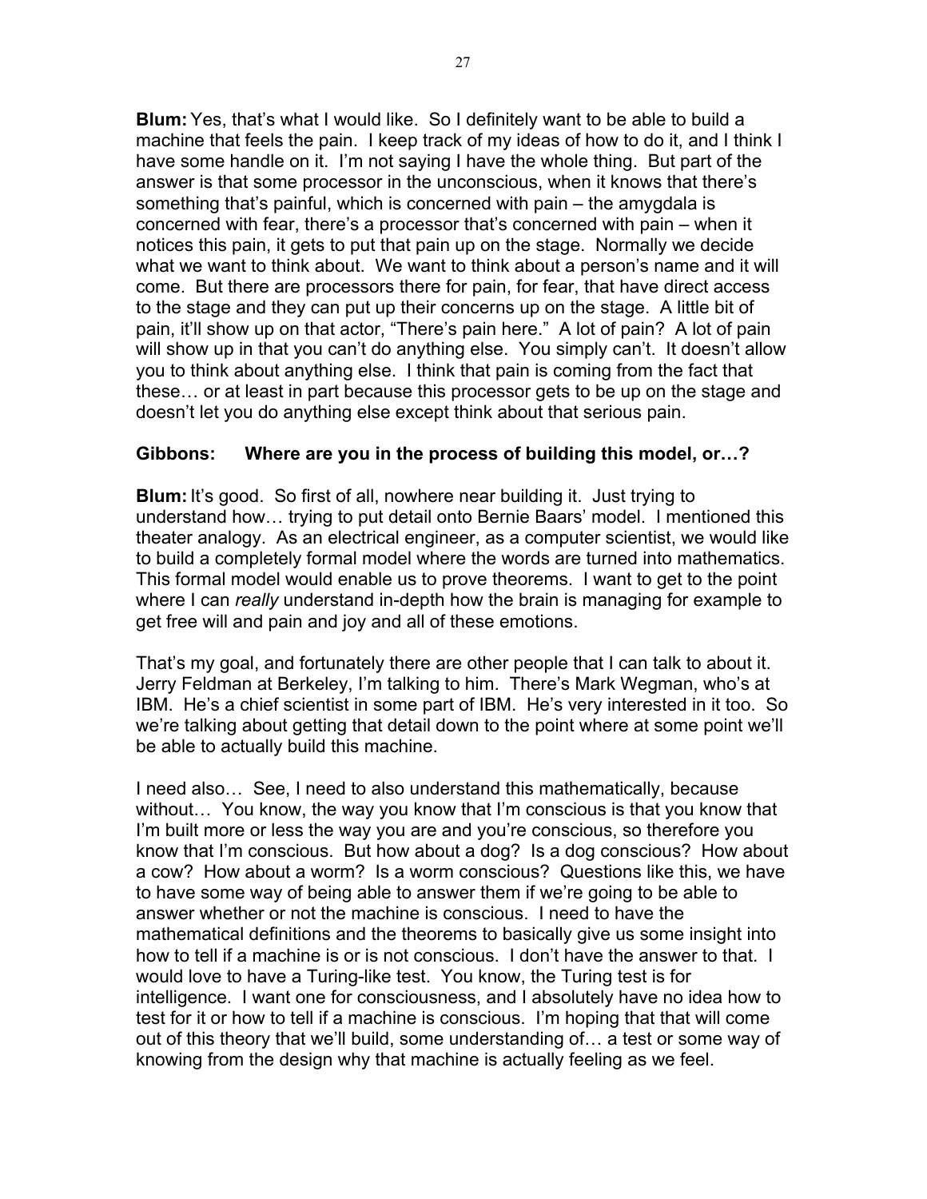**Blum:** Yes, that's what I would like. So I definitely want to be able to build a machine that feels the pain. I keep track of my ideas of how to do it, and I think I have some handle on it. I'm not saying I have the whole thing. But part of the answer is that some processor in the unconscious, when it knows that there's something that's painful, which is concerned with pain – the amygdala is concerned with fear, there's a processor that's concerned with pain – when it notices this pain, it gets to put that pain up on the stage. Normally we decide what we want to think about. We want to think about a person's name and it will come. But there are processors there for pain, for fear, that have direct access to the stage and they can put up their concerns up on the stage. A little bit of pain, it'll show up on that actor, "There's pain here." A lot of pain? A lot of pain will show up in that you can't do anything else. You simply can't. It doesn't allow you to think about anything else. I think that pain is coming from the fact that these… or at least in part because this processor gets to be up on the stage and doesn't let you do anything else except think about that serious pain.

**Gibbons: Where are you in the process of building this model, or…?**

**Blum:** It's good. So first of all, nowhere near building it. Just trying to understand how… trying to put detail onto Bernie Baars' model. I mentioned this theater analogy. As an electrical engineer, as a computer scientist, we would like to build a completely formal model where the words are turned into mathematics. This formal model would enable us to prove theorems. I want to get to the point where I can *really* understand in-depth how the brain is managing for example to get free will and pain and joy and all of these emotions.

That's my goal, and fortunately there are other people that I can talk to about it. Jerry Feldman at Berkeley, I'm talking to him. There's Mark Wegman, who's at IBM. He's a chief scientist in some part of IBM. He's very interested in it too. So we're talking about getting that detail down to the point where at some point we'll be able to actually build this machine.

I need also… See, I need to also understand this mathematically, because without… You know, the way you know that I'm conscious is that you know that I'm built more or less the way you are and you're conscious, so therefore you know that I'm conscious. But how about a dog? Is a dog conscious? How about a cow? How about a worm? Is a worm conscious? Questions like this, we have to have some way of being able to answer them if we're going to be able to answer whether or not the machine is conscious. I need to have the mathematical definitions and the theorems to basically give us some insight into how to tell if a machine is or is not conscious. I don't have the answer to that. I would love to have a Turing-like test. You know, the Turing test is for intelligence. I want one for consciousness, and I absolutely have no idea how to test for it or how to tell if a machine is conscious. I'm hoping that that will come out of this theory that we'll build, some understanding of… a test or some way of knowing from the design why that machine is actually feeling as we feel.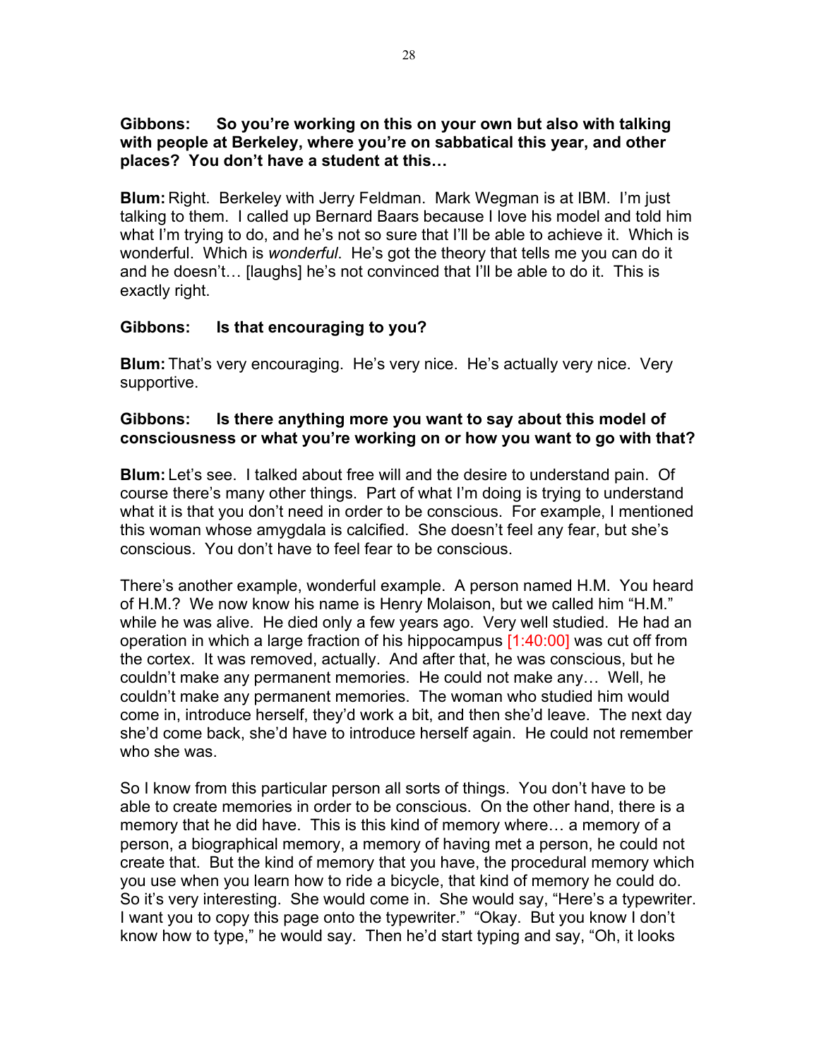**Gibbons: So you're working on this on your own but also with talking with people at Berkeley, where you're on sabbatical this year, and other places? You don't have a student at this…**

**Blum:** Right. Berkeley with Jerry Feldman. Mark Wegman is at IBM. I'm just talking to them. I called up Bernard Baars because I love his model and told him what I'm trying to do, and he's not so sure that I'll be able to achieve it. Which is wonderful. Which is *wonderful*. He's got the theory that tells me you can do it and he doesn't… [laughs] he's not convinced that I'll be able to do it. This is exactly right.

**Gibbons: Is that encouraging to you?**

**Blum:** That's very encouraging. He's very nice. He's actually very nice. Very supportive.

**Gibbons: Is there anything more you want to say about this model of consciousness or what you're working on or how you want to go with that?**

**Blum:** Let's see. I talked about free will and the desire to understand pain. Of course there's many other things. Part of what I'm doing is trying to understand what it is that you don't need in order to be conscious. For example, I mentioned this woman whose amygdala is calcified. She doesn't feel any fear, but she's conscious. You don't have to feel fear to be conscious.

There's another example, wonderful example. A person named H.M. You heard of H.M.? We now know his name is Henry Molaison, but we called him "H.M." while he was alive. He died only a few years ago. Very well studied. He had an operation in which a large fraction of his hippocampus [1:40:00] was cut off from the cortex. It was removed, actually. And after that, he was conscious, but he couldn't make any permanent memories. He could not make any… Well, he couldn't make any permanent memories. The woman who studied him would come in, introduce herself, they'd work a bit, and then she'd leave. The next day she'd come back, she'd have to introduce herself again. He could not remember who she was.

So I know from this particular person all sorts of things. You don't have to be able to create memories in order to be conscious. On the other hand, there is a memory that he did have. This is this kind of memory where… a memory of a person, a biographical memory, a memory of having met a person, he could not create that. But the kind of memory that you have, the procedural memory which you use when you learn how to ride a bicycle, that kind of memory he could do. So it's very interesting. She would come in. She would say, "Here's a typewriter. I want you to copy this page onto the typewriter." "Okay. But you know I don't know how to type," he would say. Then he'd start typing and say, "Oh, it looks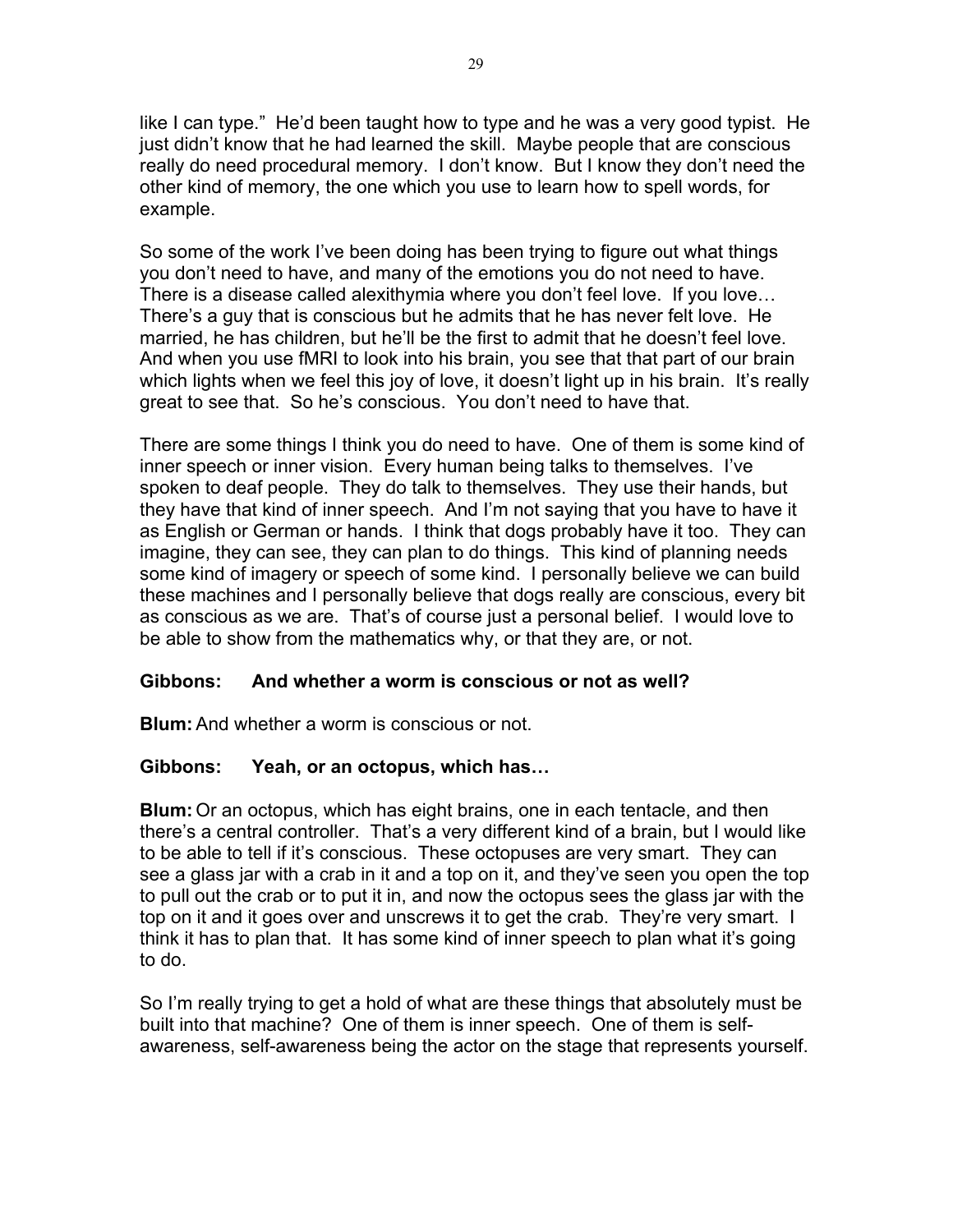like I can type." He'd been taught how to type and he was a very good typist. He just didn't know that he had learned the skill. Maybe people that are conscious really do need procedural memory. I don't know. But I know they don't need the other kind of memory, the one which you use to learn how to spell words, for example.

So some of the work I've been doing has been trying to figure out what things you don't need to have, and many of the emotions you do not need to have. There is a disease called alexithymia where you don't feel love. If you love… There's a guy that is conscious but he admits that he has never felt love. He married, he has children, but he'll be the first to admit that he doesn't feel love. And when you use fMRI to look into his brain, you see that that part of our brain which lights when we feel this joy of love, it doesn't light up in his brain. It's really great to see that. So he's conscious. You don't need to have that.

There are some things I think you do need to have. One of them is some kind of inner speech or inner vision. Every human being talks to themselves. I've spoken to deaf people. They do talk to themselves. They use their hands, but they have that kind of inner speech. And I'm not saying that you have to have it as English or German or hands. I think that dogs probably have it too. They can imagine, they can see, they can plan to do things. This kind of planning needs some kind of imagery or speech of some kind. I personally believe we can build these machines and I personally believe that dogs really are conscious, every bit as conscious as we are. That's of course just a personal belief. I would love to be able to show from the mathematics why, or that they are, or not.

**Gibbons: And whether a worm is conscious or not as well?**

**Blum:** And whether a worm is conscious or not.

**Gibbons: Yeah, or an octopus, which has…**

**Blum:** Or an octopus, which has eight brains, one in each tentacle, and then there's a central controller. That's a very different kind of a brain, but I would like to be able to tell if it's conscious. These octopuses are very smart. They can see a glass jar with a crab in it and a top on it, and they've seen you open the top to pull out the crab or to put it in, and now the octopus sees the glass jar with the top on it and it goes over and unscrews it to get the crab. They're very smart. I think it has to plan that. It has some kind of inner speech to plan what it's going to do.

So I'm really trying to get a hold of what are these things that absolutely must be built into that machine? One of them is inner speech. One of them is self-awareness, self-awareness being the actor on the stage that represents yourself.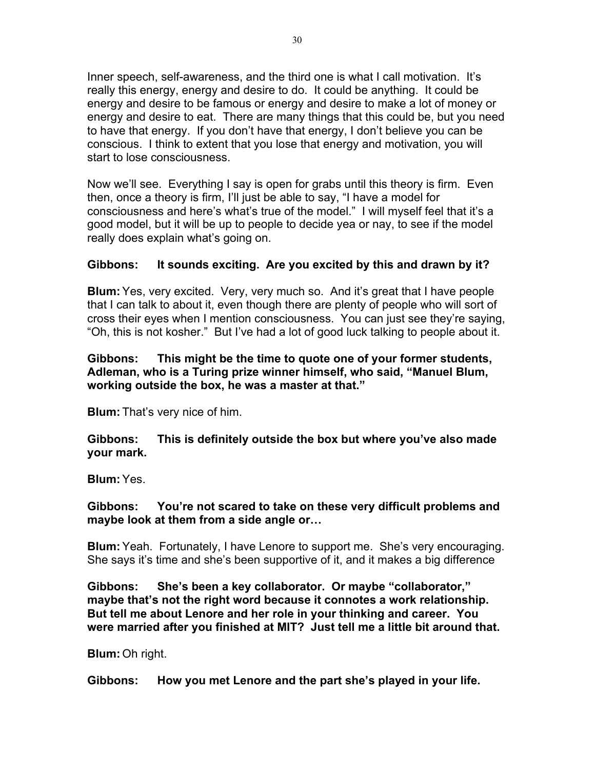Inner speech, self-awareness, and the third one is what I call motivation. It's really this energy, energy and desire to do. It could be anything. It could be energy and desire to be famous or energy and desire to make a lot of money or energy and desire to eat. There are many things that this could be, but you need to have that energy. If you don't have that energy, I don't believe you can be conscious. I think to extent that you lose that energy and motivation, you will start to lose consciousness.

Now we'll see. Everything I say is open for grabs until this theory is firm. Even then, once a theory is firm, I'll just be able to say, "I have a model for consciousness and here's what's true of the model." I will myself feel that it's a good model, but it will be up to people to decide yea or nay, to see if the model really does explain what's going on.

**Gibbons: It sounds exciting. Are you excited by this and drawn by it?**

**Blum:** Yes, very excited. Very, very much so. And it's great that I have people that I can talk to about it, even though there are plenty of people who will sort of cross their eyes when I mention consciousness. You can just see they're saying, "Oh, this is not kosher." But I've had a lot of good luck talking to people about it.

**Gibbons: This might be the time to quote one of your former students, Adleman, who is a Turing prize winner himself, who said, "Manuel Blum, working outside the box, he was a master at that."**

**Blum:** That's very nice of him.

**Gibbons: This is definitely outside the box but where you've also made your mark.**

**Blum:** Yes.

**Gibbons: You're not scared to take on these very difficult problems and maybe look at them from a side angle or…**

**Blum:** Yeah. Fortunately, I have Lenore to support me. She's very encouraging. She says it's time and she's been supportive of it, and it makes a big difference

**Gibbons: She's been a key collaborator. Or maybe "collaborator," maybe that's not the right word because it connotes a work relationship. But tell me about Lenore and her role in your thinking and career. You were married after you finished at MIT? Just tell me a little bit around that.**

**Blum:** Oh right.

**Gibbons: How you met Lenore and the part she's played in your life.**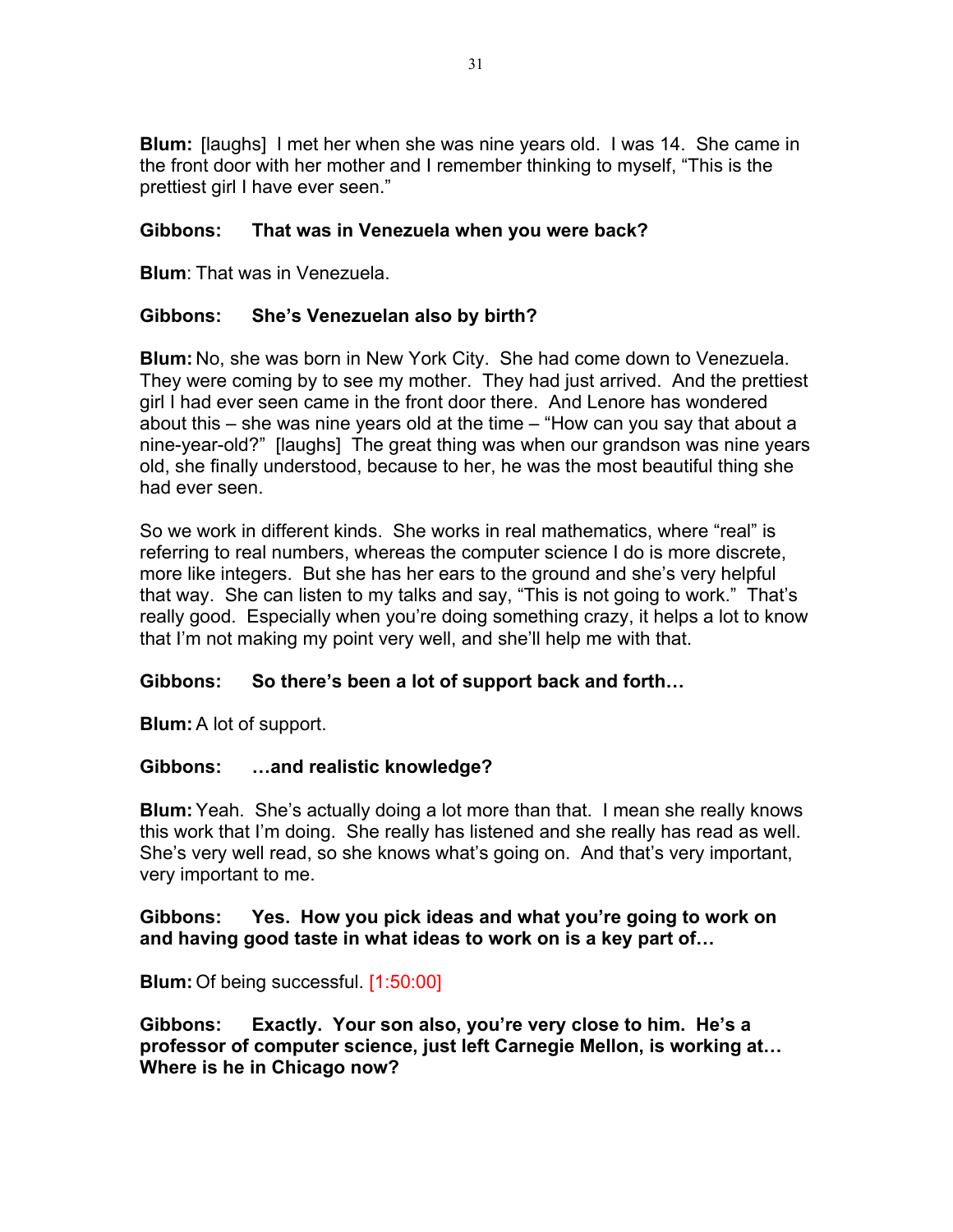**Blum:** [laughs] I met her when she was nine years old. I was 14. She came in the front door with her mother and I remember thinking to myself, "This is the prettiest girl I have ever seen."

**Gibbons: That was in Venezuela when you were back?**

**Blum**: That was in Venezuela.

**Gibbons: She's Venezuelan also by birth?**

**Blum:** No, she was born in New York City. She had come down to Venezuela. They were coming by to see my mother. They had just arrived. And the prettiest girl I had ever seen came in the front door there. And Lenore has wondered about this – she was nine years old at the time – "How can you say that about a nine-year-old?" [laughs] The great thing was when our grandson was nine years old, she finally understood, because to her, he was the most beautiful thing she had ever seen.

So we work in different kinds. She works in real mathematics, where "real" is referring to real numbers, whereas the computer science I do is more discrete, more like integers. But she has her ears to the ground and she's very helpful that way. She can listen to my talks and say, "This is not going to work." That's really good. Especially when you're doing something crazy, it helps a lot to know that I'm not making my point very well, and she'll help me with that.

**Gibbons: So there's been a lot of support back and forth…**

**Blum:** A lot of support.

**Gibbons: …and realistic knowledge?**

**Blum:** Yeah. She's actually doing a lot more than that. I mean she really knows this work that I'm doing. She really has listened and she really has read as well. She's very well read, so she knows what's going on. And that's very important, very important to me.

**Gibbons: Yes. How you pick ideas and what you're going to work on and having good taste in what ideas to work on is a key part of…**

**Blum:** Of being successful. [1:50:00]

**Gibbons: Exactly. Your son also, you're very close to him. He's a professor of computer science, just left Carnegie Mellon, is working at… Where is he in Chicago now?**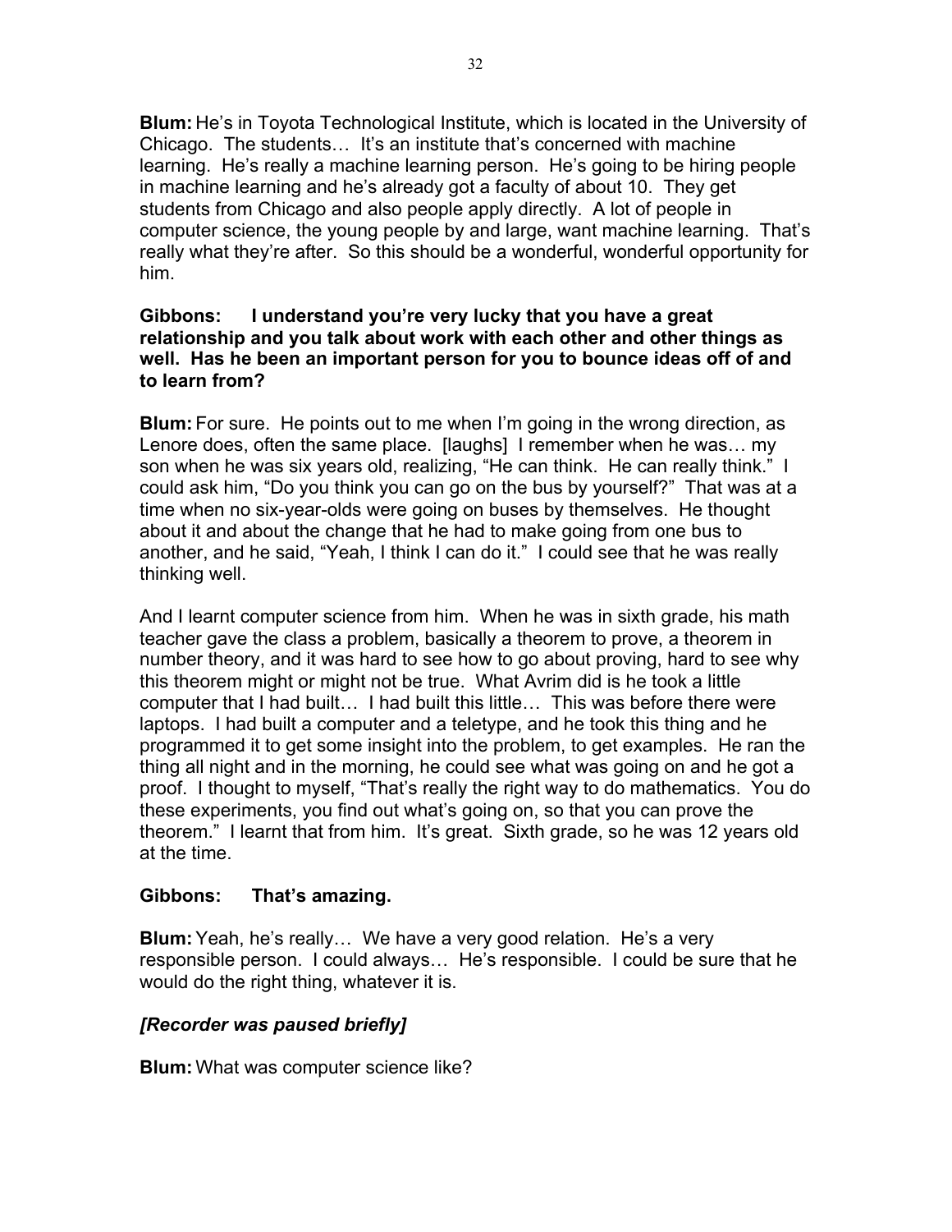**Blum:** He's in Toyota Technological Institute, which is located in the University of Chicago. The students… It's an institute that's concerned with machine learning. He's really a machine learning person. He's going to be hiring people in machine learning and he's already got a faculty of about 10. They get students from Chicago and also people apply directly. A lot of people in computer science, the young people by and large, want machine learning. That's really what they're after. So this should be a wonderful, wonderful opportunity for him.

**Gibbons: I understand you're very lucky that you have a great relationship and you talk about work with each other and other things as well. Has he been an important person for you to bounce ideas off of and to learn from?**

**Blum:** For sure. He points out to me when I'm going in the wrong direction, as Lenore does, often the same place. [laughs] I remember when he was… my son when he was six years old, realizing, "He can think. He can really think." I could ask him, "Do you think you can go on the bus by yourself?" That was at a time when no six-year-olds were going on buses by themselves. He thought about it and about the change that he had to make going from one bus to another, and he said, "Yeah, I think I can do it." I could see that he was really thinking well.

And I learnt computer science from him. When he was in sixth grade, his math teacher gave the class a problem, basically a theorem to prove, a theorem in number theory, and it was hard to see how to go about proving, hard to see why this theorem might or might not be true. What Avrim did is he took a little computer that I had built… I had built this little… This was before there were laptops. I had built a computer and a teletype, and he took this thing and he programmed it to get some insight into the problem, to get examples. He ran the thing all night and in the morning, he could see what was going on and he got a proof. I thought to myself, "That's really the right way to do mathematics. You do these experiments, you find out what's going on, so that you can prove the theorem." I learnt that from him. It's great. Sixth grade, so he was 12 years old at the time.

**Gibbons: That's amazing.**

**Blum:** Yeah, he's really… We have a very good relation. He's a very responsible person. I could always… He's responsible. I could be sure that he would do the right thing, whatever it is.

***[Recorder was paused briefly]***

**Blum:** What was computer science like?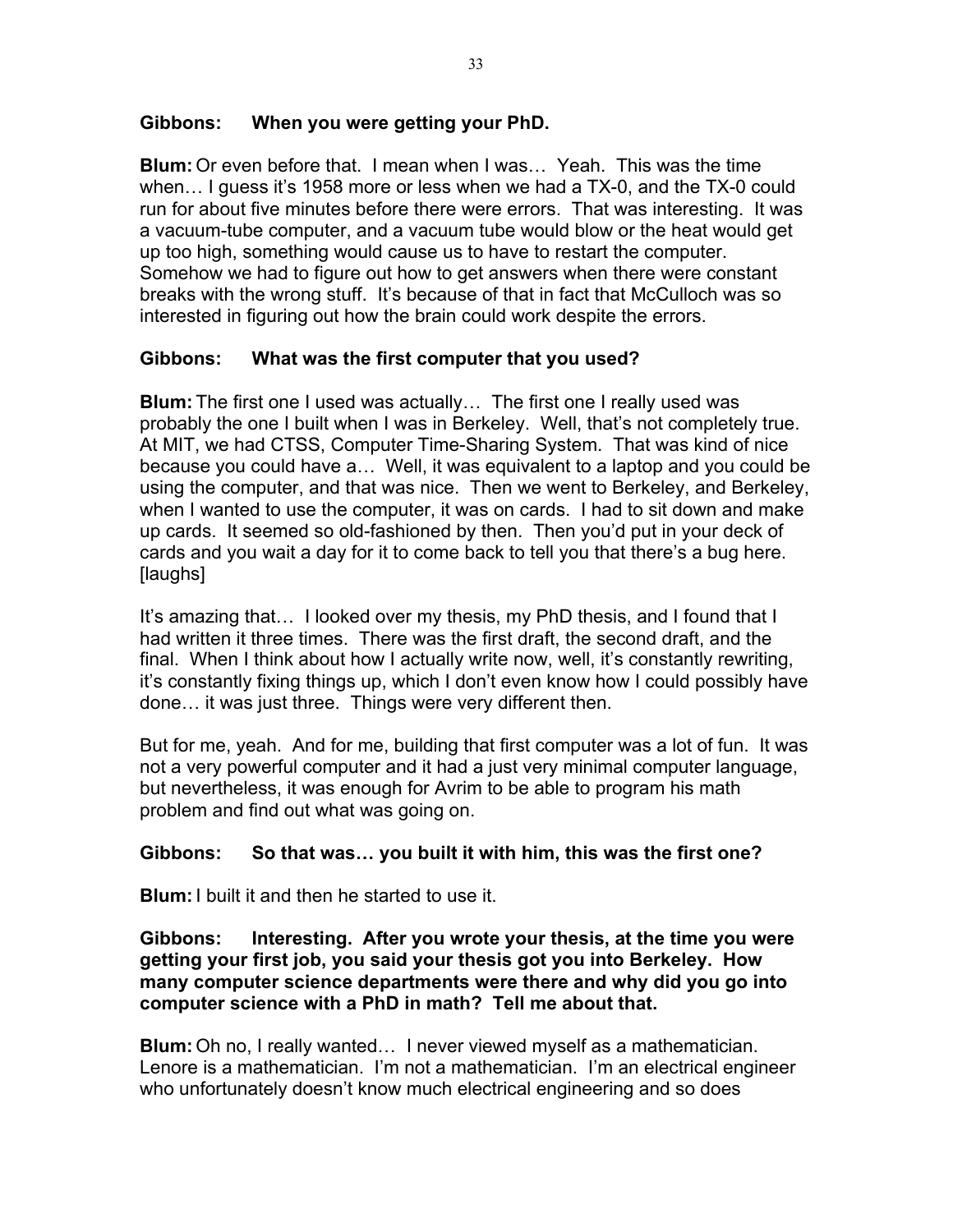**Gibbons: When you were getting your PhD.**

**Blum:** Or even before that. I mean when I was… Yeah. This was the time when… I guess it's 1958 more or less when we had a TX-0, and the TX-0 could run for about five minutes before there were errors. That was interesting. It was a vacuum-tube computer, and a vacuum tube would blow or the heat would get up too high, something would cause us to have to restart the computer. Somehow we had to figure out how to get answers when there were constant breaks with the wrong stuff. It's because of that in fact that McCulloch was so interested in figuring out how the brain could work despite the errors.

**Gibbons: What was the first computer that you used?**

**Blum:** The first one I used was actually… The first one I really used was probably the one I built when I was in Berkeley. Well, that's not completely true. At MIT, we had CTSS, Computer Time-Sharing System. That was kind of nice because you could have a… Well, it was equivalent to a laptop and you could be using the computer, and that was nice. Then we went to Berkeley, and Berkeley, when I wanted to use the computer, it was on cards. I had to sit down and make up cards. It seemed so old-fashioned by then. Then you'd put in your deck of cards and you wait a day for it to come back to tell you that there's a bug here. [laughs]

It's amazing that… I looked over my thesis, my PhD thesis, and I found that I had written it three times. There was the first draft, the second draft, and the final. When I think about how I actually write now, well, it's constantly rewriting, it's constantly fixing things up, which I don't even know how I could possibly have done… it was just three. Things were very different then.

But for me, yeah. And for me, building that first computer was a lot of fun. It was not a very powerful computer and it had a just very minimal computer language, but nevertheless, it was enough for Avrim to be able to program his math problem and find out what was going on.

**Gibbons: So that was… you built it with him, this was the first one?**

**Blum:** I built it and then he started to use it.

**Gibbons: Interesting. After you wrote your thesis, at the time you were getting your first job, you said your thesis got you into Berkeley. How many computer science departments were there and why did you go into computer science with a PhD in math? Tell me about that.**

**Blum:** Oh no, I really wanted… I never viewed myself as a mathematician. Lenore is a mathematician. I'm not a mathematician. I'm an electrical engineer who unfortunately doesn't know much electrical engineering and so does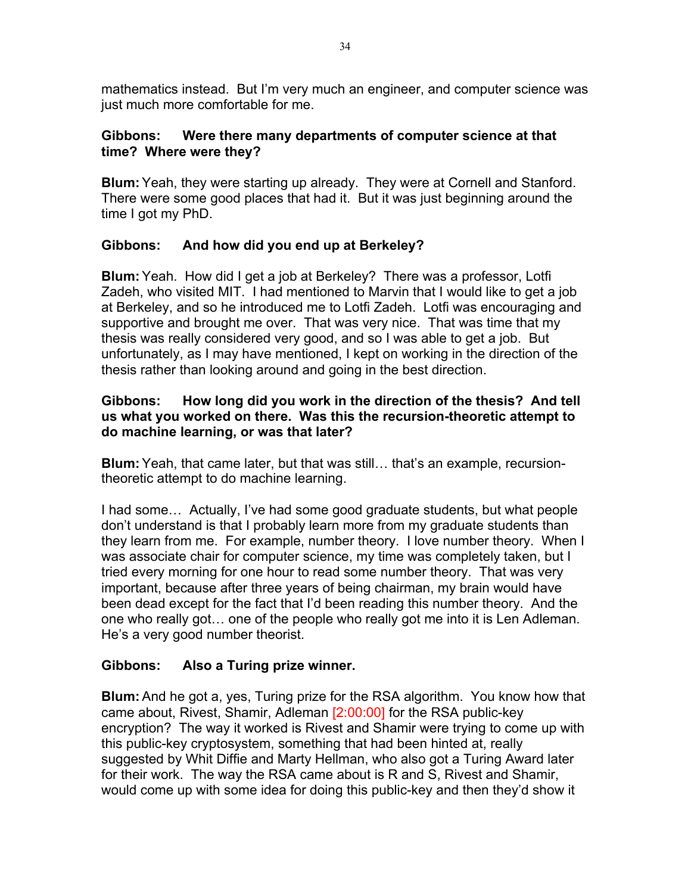mathematics instead. But I'm very much an engineer, and computer science was just much more comfortable for me.

**Gibbons: Were there many departments of computer science at that time? Where were they?**

**Blum:** Yeah, they were starting up already. They were at Cornell and Stanford. There were some good places that had it. But it was just beginning around the time I got my PhD.

**Gibbons: And how did you end up at Berkeley?**

**Blum:** Yeah. How did I get a job at Berkeley? There was a professor, Lotfi Zadeh, who visited MIT. I had mentioned to Marvin that I would like to get a job at Berkeley, and so he introduced me to Lotfi Zadeh. Lotfi was encouraging and supportive and brought me over. That was very nice. That was time that my thesis was really considered very good, and so I was able to get a job. But unfortunately, as I may have mentioned, I kept on working in the direction of the thesis rather than looking around and going in the best direction.

**Gibbons: How long did you work in the direction of the thesis? And tell us what you worked on there. Was this the recursion-theoretic attempt to do machine learning, or was that later?**

**Blum:** Yeah, that came later, but that was still… that's an example, recursion-theoretic attempt to do machine learning.

I had some… Actually, I've had some good graduate students, but what people don't understand is that I probably learn more from my graduate students than they learn from me. For example, number theory. I love number theory. When I was associate chair for computer science, my time was completely taken, but I tried every morning for one hour to read some number theory. That was very important, because after three years of being chairman, my brain would have been dead except for the fact that I'd been reading this number theory. And the one who really got… one of the people who really got me into it is Len Adleman. He's a very good number theorist.

**Gibbons: Also a Turing prize winner.**

**Blum:** And he got a, yes, Turing prize for the RSA algorithm. You know how that came about, Rivest, Shamir, Adleman [2:00:00] for the RSA public-key encryption? The way it worked is Rivest and Shamir were trying to come up with this public-key cryptosystem, something that had been hinted at, really suggested by Whit Diffie and Marty Hellman, who also got a Turing Award later for their work. The way the RSA came about is R and S, Rivest and Shamir, would come up with some idea for doing this public-key and then they'd show it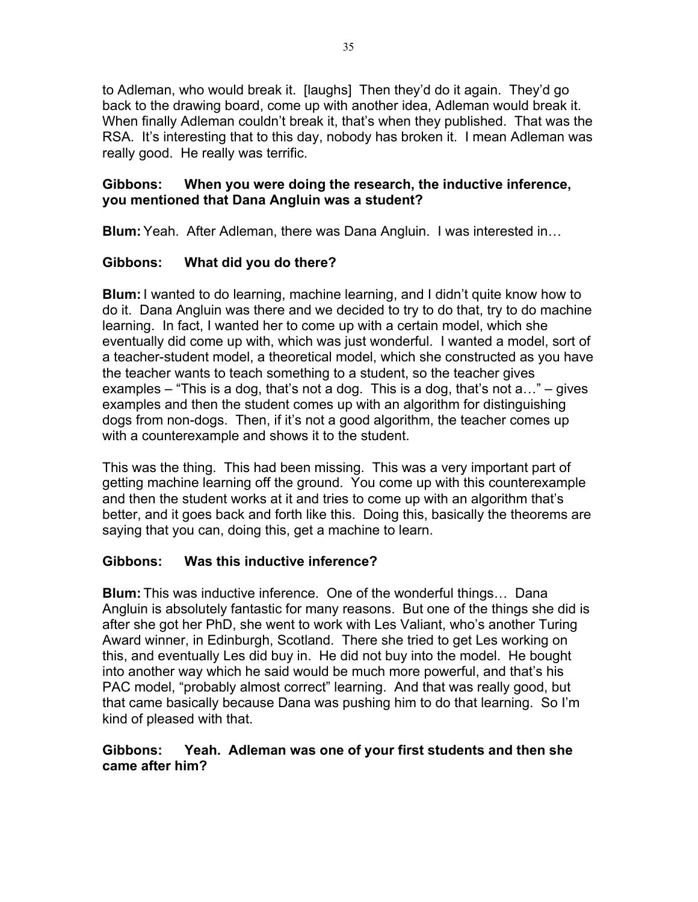to Adleman, who would break it. [laughs] Then they'd do it again. They'd go back to the drawing board, come up with another idea, Adleman would break it. When finally Adleman couldn't break it, that's when they published. That was the RSA. It's interesting that to this day, nobody has broken it. I mean Adleman was really good. He really was terrific.

**Gibbons: When you were doing the research, the inductive inference, you mentioned that Dana Angluin was a student?**

**Blum:** Yeah. After Adleman, there was Dana Angluin. I was interested in…

**Gibbons: What did you do there?**

**Blum:** I wanted to do learning, machine learning, and I didn't quite know how to do it. Dana Angluin was there and we decided to try to do that, try to do machine learning. In fact, I wanted her to come up with a certain model, which she eventually did come up with, which was just wonderful. I wanted a model, sort of a teacher-student model, a theoretical model, which she constructed as you have the teacher wants to teach something to a student, so the teacher gives examples – "This is a dog, that's not a dog. This is a dog, that's not a…" – gives examples and then the student comes up with an algorithm for distinguishing dogs from non-dogs. Then, if it's not a good algorithm, the teacher comes up with a counterexample and shows it to the student.

This was the thing. This had been missing. This was a very important part of getting machine learning off the ground. You come up with this counterexample and then the student works at it and tries to come up with an algorithm that's better, and it goes back and forth like this. Doing this, basically the theorems are saying that you can, doing this, get a machine to learn.

**Gibbons: Was this inductive inference?**

**Blum:** This was inductive inference. One of the wonderful things… Dana Angluin is absolutely fantastic for many reasons. But one of the things she did is after she got her PhD, she went to work with Les Valiant, who's another Turing Award winner, in Edinburgh, Scotland. There she tried to get Les working on this, and eventually Les did buy in. He did not buy into the model. He bought into another way which he said would be much more powerful, and that's his PAC model, "probably almost correct" learning. And that was really good, but that came basically because Dana was pushing him to do that learning. So I'm kind of pleased with that.

**Gibbons: Yeah. Adleman was one of your first students and then she came after him?**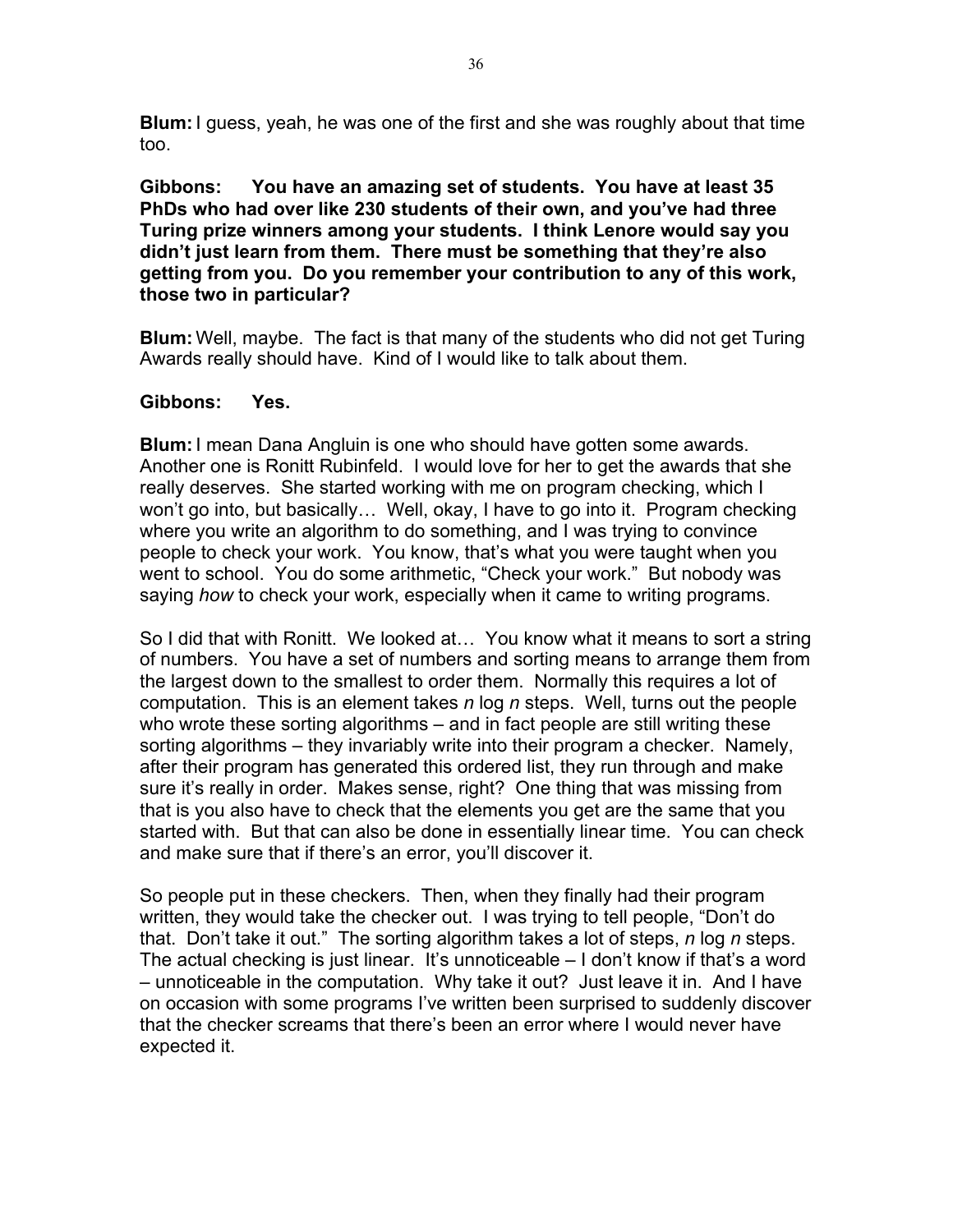**Blum:** I guess, yeah, he was one of the first and she was roughly about that time too.

**Gibbons: You have an amazing set of students. You have at least 35 PhDs who had over like 230 students of their own, and you've had three Turing prize winners among your students. I think Lenore would say you didn't just learn from them. There must be something that they're also getting from you. Do you remember your contribution to any of this work, those two in particular?**

**Blum:** Well, maybe. The fact is that many of the students who did not get Turing Awards really should have. Kind of I would like to talk about them.

**Gibbons: Yes.**

**Blum:** I mean Dana Angluin is one who should have gotten some awards. Another one is Ronitt Rubinfeld. I would love for her to get the awards that she really deserves. She started working with me on program checking, which I won't go into, but basically… Well, okay, I have to go into it. Program checking where you write an algorithm to do something, and I was trying to convince people to check your work. You know, that's what you were taught when you went to school. You do some arithmetic, "Check your work." But nobody was saying *how* to check your work, especially when it came to writing programs.

So I did that with Ronitt. We looked at… You know what it means to sort a string of numbers. You have a set of numbers and sorting means to arrange them from the largest down to the smallest to order them. Normally this requires a lot of computation. This is an element takes $n \log n$ steps. Well, turns out the people who wrote these sorting algorithms – and in fact people are still writing these sorting algorithms – they invariably write into their program a checker. Namely, after their program has generated this ordered list, they run through and make sure it's really in order. Makes sense, right? One thing that was missing from that is you also have to check that the elements you get are the same that you started with. But that can also be done in essentially linear time. You can check and make sure that if there's an error, you'll discover it.

So people put in these checkers. Then, when they finally had their program written, they would take the checker out. I was trying to tell people, "Don't do that. Don't take it out." The sorting algorithm takes a lot of steps, $n \log n$ steps. The actual checking is just linear. It's unnoticeable – I don't know if that's a word – unnoticeable in the computation. Why take it out? Just leave it in. And I have on occasion with some programs I've written been surprised to suddenly discover that the checker screams that there's been an error where I would never have expected it.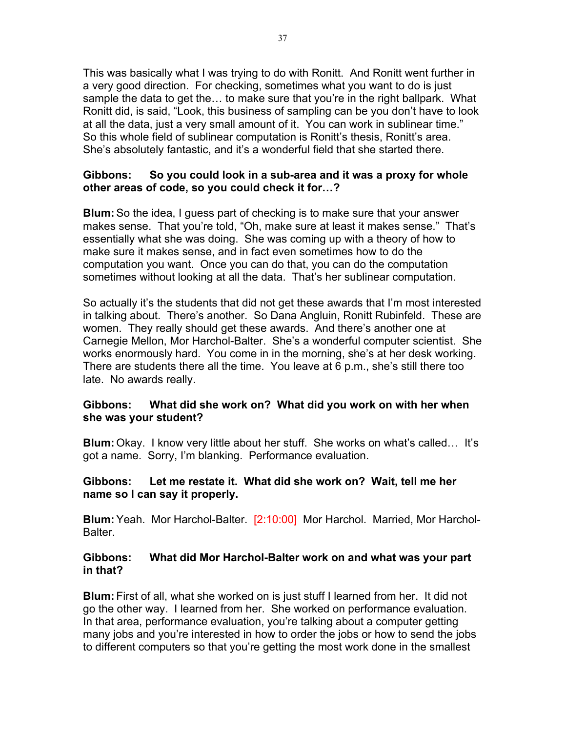This was basically what I was trying to do with Ronitt. And Ronitt went further in a very good direction. For checking, sometimes what you want to do is just sample the data to get the… to make sure that you're in the right ballpark. What Ronitt did, is said, "Look, this business of sampling can be you don't have to look at all the data, just a very small amount of it. You can work in sublinear time." So this whole field of sublinear computation is Ronitt's thesis, Ronitt's area. She's absolutely fantastic, and it's a wonderful field that she started there.

**Gibbons: So you could look in a sub-area and it was a proxy for whole other areas of code, so you could check it for…?**

**Blum:** So the idea, I guess part of checking is to make sure that your answer makes sense. That you're told, "Oh, make sure at least it makes sense." That's essentially what she was doing. She was coming up with a theory of how to make sure it makes sense, and in fact even sometimes how to do the computation you want. Once you can do that, you can do the computation sometimes without looking at all the data. That's her sublinear computation.

So actually it's the students that did not get these awards that I'm most interested in talking about. There's another. So Dana Angluin, Ronitt Rubinfeld. These are women. They really should get these awards. And there's another one at Carnegie Mellon, Mor Harchol-Balter. She's a wonderful computer scientist. She works enormously hard. You come in in the morning, she's at her desk working. There are students there all the time. You leave at 6 p.m., she's still there too late. No awards really.

**Gibbons: What did she work on? What did you work on with her when she was your student?**

**Blum:** Okay. I know very little about her stuff. She works on what's called… It's got a name. Sorry, I'm blanking. Performance evaluation.

**Gibbons: Let me restate it. What did she work on? Wait, tell me her name so I can say it properly.**

**Blum:** Yeah. Mor Harchol-Balter. [2:10:00] Mor Harchol. Married, Mor Harchol-Balter.

**Gibbons: What did Mor Harchol-Balter work on and what was your part in that?**

**Blum:** First of all, what she worked on is just stuff I learned from her. It did not go the other way. I learned from her. She worked on performance evaluation. In that area, performance evaluation, you're talking about a computer getting many jobs and you're interested in how to order the jobs or how to send the jobs to different computers so that you're getting the most work done in the smallest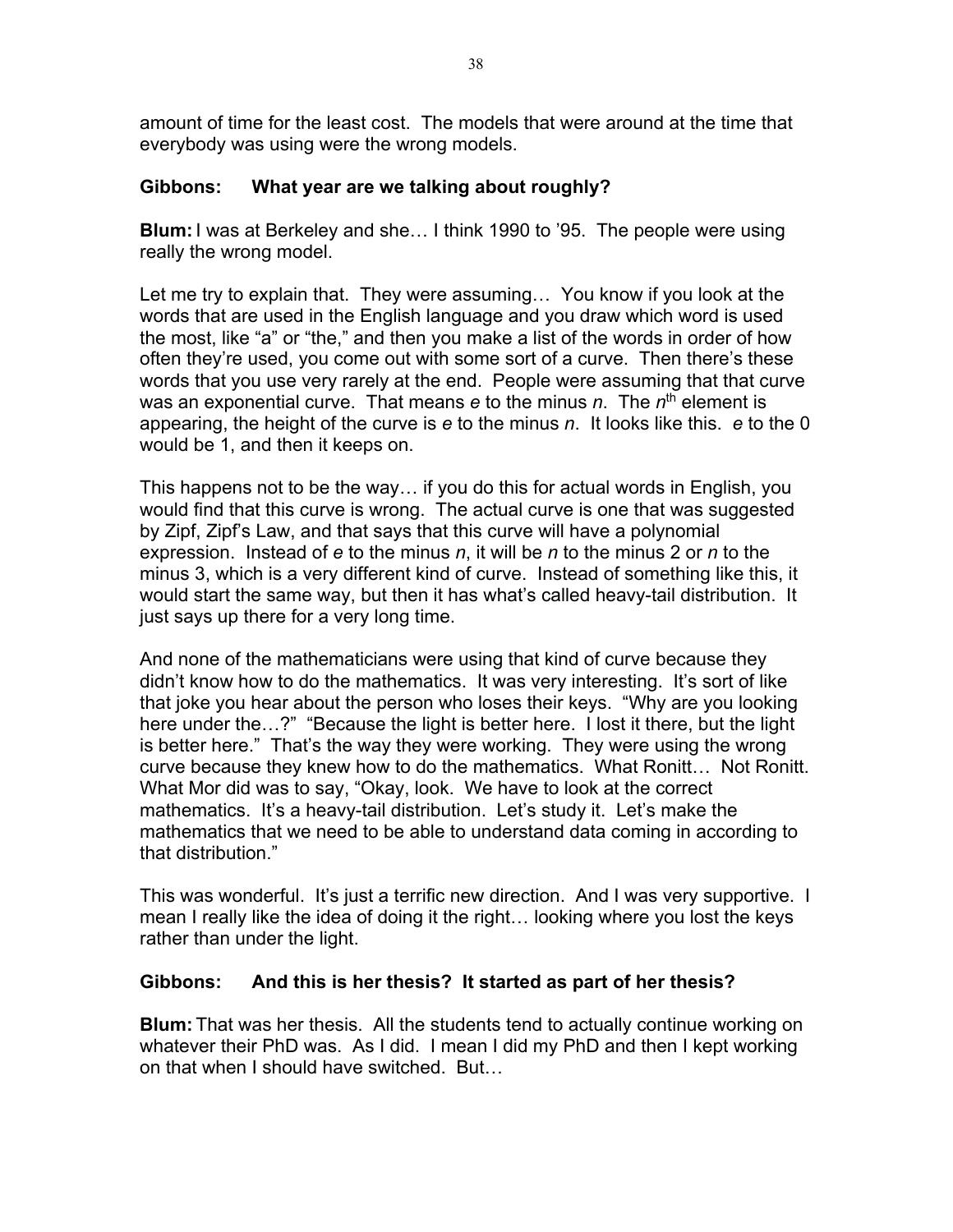amount of time for the least cost. The models that were around at the time that everybody was using were the wrong models.

**Gibbons: What year are we talking about roughly?**

**Blum:** I was at Berkeley and she… I think 1990 to '95. The people were using really the wrong model.

Let me try to explain that. They were assuming… You know if you look at the words that are used in the English language and you draw which word is used the most, like "a" or "the," and then you make a list of the words in order of how often they're used, you come out with some sort of a curve. Then there's these words that you use very rarely at the end. People were assuming that that curve was an exponential curve. That means *e* to the minus *n*. The $n^{th}$ element is appearing, the height of the curve is *e* to the minus *n*. It looks like this. *e* to the 0 would be 1, and then it keeps on.

This happens not to be the way… if you do this for actual words in English, you would find that this curve is wrong. The actual curve is one that was suggested by Zipf, Zipf's Law, and that says that this curve will have a polynomial expression. Instead of *e* to the minus *n*, it will be *n* to the minus 2 or *n* to the minus 3, which is a very different kind of curve. Instead of something like this, it would start the same way, but then it has what's called heavy-tail distribution. It just says up there for a very long time.

And none of the mathematicians were using that kind of curve because they didn't know how to do the mathematics. It was very interesting. It's sort of like that joke you hear about the person who loses their keys. "Why are you looking here under the…?" "Because the light is better here. I lost it there, but the light is better here." That's the way they were working. They were using the wrong curve because they knew how to do the mathematics. What Ronitt… Not Ronitt. What Mor did was to say, "Okay, look. We have to look at the correct mathematics. It's a heavy-tail distribution. Let's study it. Let's make the mathematics that we need to be able to understand data coming in according to that distribution."

This was wonderful. It's just a terrific new direction. And I was very supportive. I mean I really like the idea of doing it the right… looking where you lost the keys rather than under the light.

**Gibbons: And this is her thesis? It started as part of her thesis?**

**Blum:** That was her thesis. All the students tend to actually continue working on whatever their PhD was. As I did. I mean I did my PhD and then I kept working on that when I should have switched. But…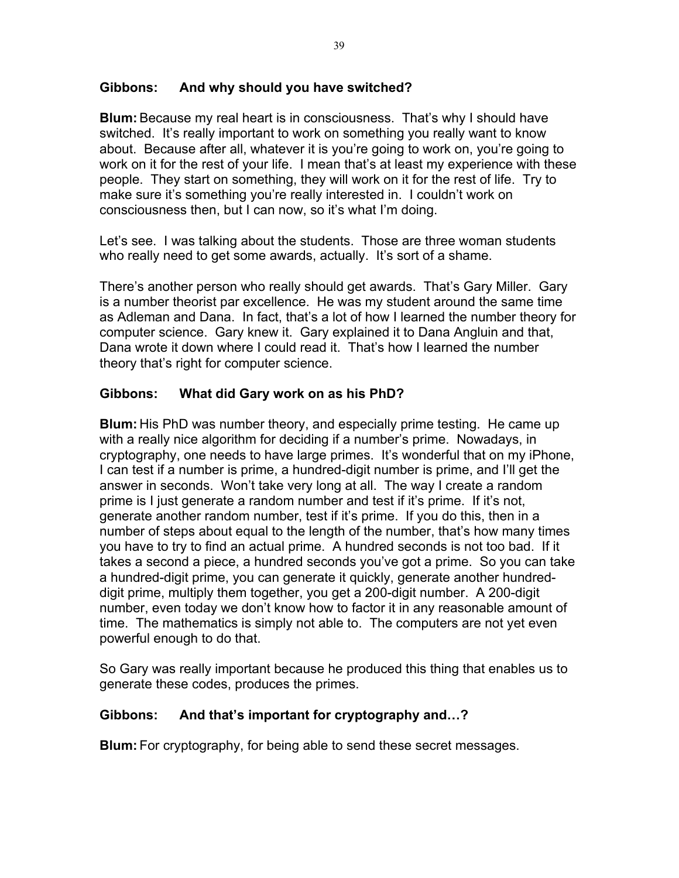**Gibbons: And why should you have switched?**

**Blum:** Because my real heart is in consciousness. That's why I should have switched. It's really important to work on something you really want to know about. Because after all, whatever it is you're going to work on, you're going to work on it for the rest of your life. I mean that's at least my experience with these people. They start on something, they will work on it for the rest of life. Try to make sure it's something you're really interested in. I couldn't work on consciousness then, but I can now, so it's what I'm doing.

Let's see. I was talking about the students. Those are three woman students who really need to get some awards, actually. It's sort of a shame.

There's another person who really should get awards. That's Gary Miller. Gary is a number theorist par excellence. He was my student around the same time as Adleman and Dana. In fact, that's a lot of how I learned the number theory for computer science. Gary knew it. Gary explained it to Dana Angluin and that, Dana wrote it down where I could read it. That's how I learned the number theory that's right for computer science.

**Gibbons: What did Gary work on as his PhD?**

**Blum:** His PhD was number theory, and especially prime testing. He came up with a really nice algorithm for deciding if a number's prime. Nowadays, in cryptography, one needs to have large primes. It's wonderful that on my iPhone, I can test if a number is prime, a hundred-digit number is prime, and I'll get the answer in seconds. Won't take very long at all. The way I create a random prime is I just generate a random number and test if it's prime. If it's not, generate another random number, test if it's prime. If you do this, then in a number of steps about equal to the length of the number, that's how many times you have to try to find an actual prime. A hundred seconds is not too bad. If it takes a second a piece, a hundred seconds you've got a prime. So you can take a hundred-digit prime, you can generate it quickly, generate another hundred-digit prime, multiply them together, you get a 200-digit number. A 200-digit number, even today we don't know how to factor it in any reasonable amount of time. The mathematics is simply not able to. The computers are not yet even powerful enough to do that.

So Gary was really important because he produced this thing that enables us to generate these codes, produces the primes.

**Gibbons: And that's important for cryptography and…?**

**Blum:** For cryptography, for being able to send these secret messages.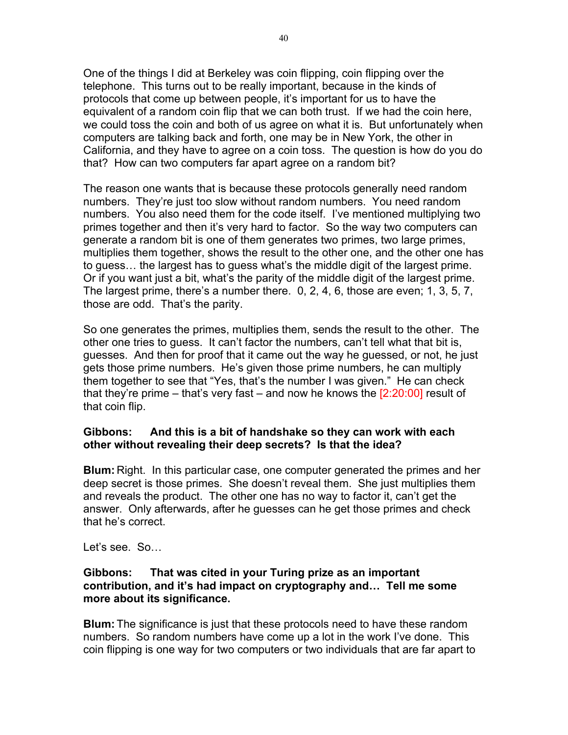One of the things I did at Berkeley was coin flipping, coin flipping over the telephone. This turns out to be really important, because in the kinds of protocols that come up between people, it's important for us to have the equivalent of a random coin flip that we can both trust. If we had the coin here, we could toss the coin and both of us agree on what it is. But unfortunately when computers are talking back and forth, one may be in New York, the other in California, and they have to agree on a coin toss. The question is how do you do that? How can two computers far apart agree on a random bit?

The reason one wants that is because these protocols generally need random numbers. They're just too slow without random numbers. You need random numbers. You also need them for the code itself. I've mentioned multiplying two primes together and then it's very hard to factor. So the way two computers can generate a random bit is one of them generates two primes, two large primes, multiplies them together, shows the result to the other one, and the other one has to guess… the largest has to guess what's the middle digit of the largest prime. Or if you want just a bit, what's the parity of the middle digit of the largest prime. The largest prime, there's a number there. 0, 2, 4, 6, those are even; 1, 3, 5, 7, those are odd. That's the parity.

So one generates the primes, multiplies them, sends the result to the other. The other one tries to guess. It can't factor the numbers, can't tell what that bit is, guesses. And then for proof that it came out the way he guessed, or not, he just gets those prime numbers. He's given those prime numbers, he can multiply them together to see that "Yes, that's the number I was given." He can check that they're prime – that's very fast – and now he knows the [2:20:00] result of that coin flip.

**Gibbons: And this is a bit of handshake so they can work with each other without revealing their deep secrets? Is that the idea?**

**Blum:** Right. In this particular case, one computer generated the primes and her deep secret is those primes. She doesn't reveal them. She just multiplies them and reveals the product. The other one has no way to factor it, can't get the answer. Only afterwards, after he guesses can he get those primes and check that he's correct.

Let's see. So…

**Gibbons: That was cited in your Turing prize as an important contribution, and it's had impact on cryptography and… Tell me some more about its significance.**

**Blum:** The significance is just that these protocols need to have these random numbers. So random numbers have come up a lot in the work I've done. This coin flipping is one way for two computers or two individuals that are far apart to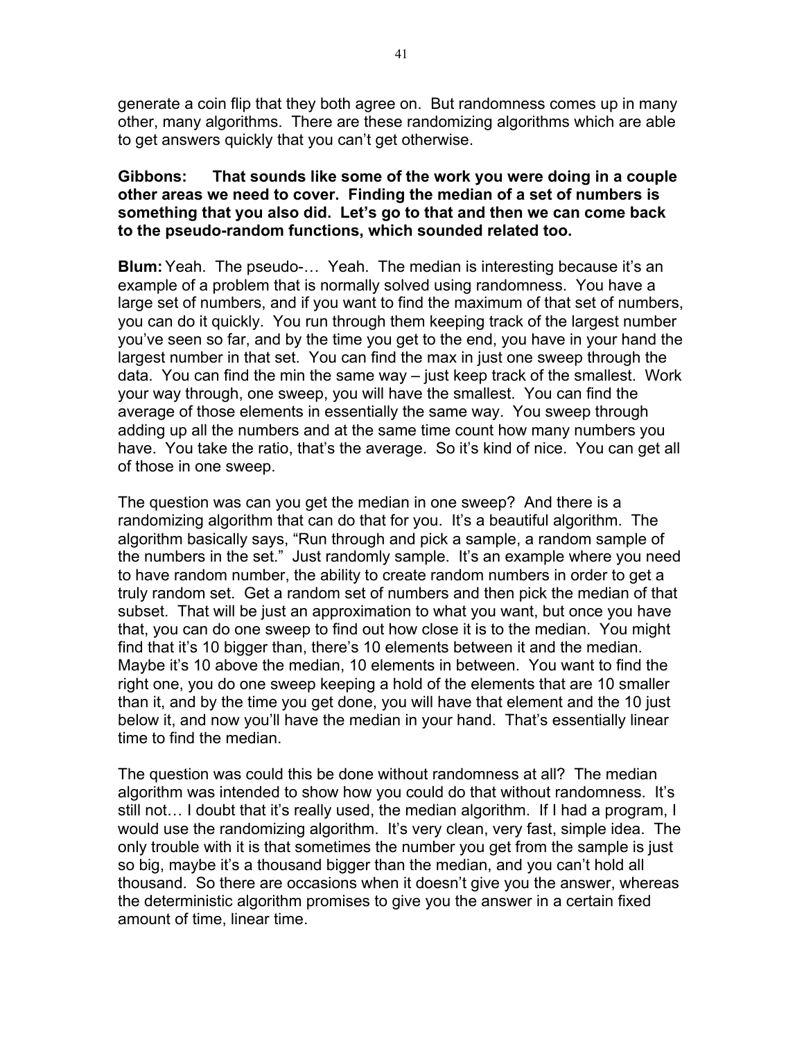generate a coin flip that they both agree on. But randomness comes up in many other, many algorithms. There are these randomizing algorithms which are able to get answers quickly that you can't get otherwise.

**Gibbons: That sounds like some of the work you were doing in a couple other areas we need to cover. Finding the median of a set of numbers is something that you also did. Let's go to that and then we can come back to the pseudo-random functions, which sounded related too.**

**Blum:** Yeah. The pseudo-… Yeah. The median is interesting because it's an example of a problem that is normally solved using randomness. You have a large set of numbers, and if you want to find the maximum of that set of numbers, you can do it quickly. You run through them keeping track of the largest number you've seen so far, and by the time you get to the end, you have in your hand the largest number in that set. You can find the max in just one sweep through the data. You can find the min the same way – just keep track of the smallest. Work your way through, one sweep, you will have the smallest. You can find the average of those elements in essentially the same way. You sweep through adding up all the numbers and at the same time count how many numbers you have. You take the ratio, that's the average. So it's kind of nice. You can get all of those in one sweep.

The question was can you get the median in one sweep? And there is a randomizing algorithm that can do that for you. It's a beautiful algorithm. The algorithm basically says, "Run through and pick a sample, a random sample of the numbers in the set." Just randomly sample. It's an example where you need to have random number, the ability to create random numbers in order to get a truly random set. Get a random set of numbers and then pick the median of that subset. That will be just an approximation to what you want, but once you have that, you can do one sweep to find out how close it is to the median. You might find that it's 10 bigger than, there's 10 elements between it and the median. Maybe it's 10 above the median, 10 elements in between. You want to find the right one, you do one sweep keeping a hold of the elements that are 10 smaller than it, and by the time you get done, you will have that element and the 10 just below it, and now you'll have the median in your hand. That's essentially linear time to find the median.

The question was could this be done without randomness at all? The median algorithm was intended to show how you could do that without randomness. It's still not… I doubt that it's really used, the median algorithm. If I had a program, I would use the randomizing algorithm. It's very clean, very fast, simple idea. The only trouble with it is that sometimes the number you get from the sample is just so big, maybe it's a thousand bigger than the median, and you can't hold all thousand. So there are occasions when it doesn't give you the answer, whereas the deterministic algorithm promises to give you the answer in a certain fixed amount of time, linear time.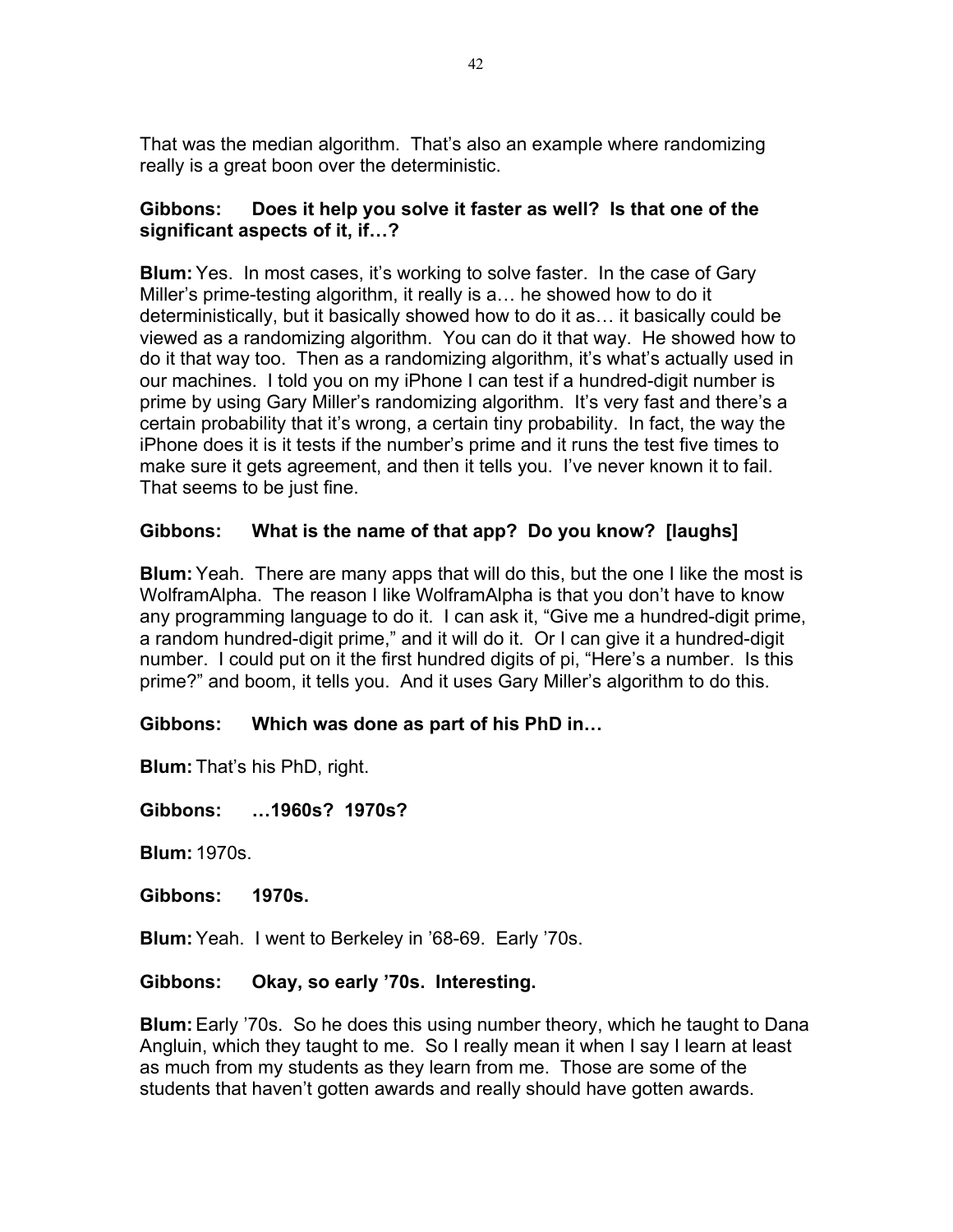That was the median algorithm. That's also an example where randomizing really is a great boon over the deterministic.

**Gibbons: Does it help you solve it faster as well? Is that one of the significant aspects of it, if…?**

**Blum:** Yes. In most cases, it's working to solve faster. In the case of Gary Miller's prime-testing algorithm, it really is a… he showed how to do it deterministically, but it basically showed how to do it as… it basically could be viewed as a randomizing algorithm. You can do it that way. He showed how to do it that way too. Then as a randomizing algorithm, it's what's actually used in our machines. I told you on my iPhone I can test if a hundred-digit number is prime by using Gary Miller's randomizing algorithm. It's very fast and there's a certain probability that it's wrong, a certain tiny probability. In fact, the way the iPhone does it is it tests if the number's prime and it runs the test five times to make sure it gets agreement, and then it tells you. I've never known it to fail. That seems to be just fine.

**Gibbons: What is the name of that app? Do you know? [laughs]**

**Blum:** Yeah. There are many apps that will do this, but the one I like the most is WolframAlpha. The reason I like WolframAlpha is that you don't have to know any programming language to do it. I can ask it, "Give me a hundred-digit prime, a random hundred-digit prime," and it will do it. Or I can give it a hundred-digit number. I could put on it the first hundred digits of pi, "Here's a number. Is this prime?" and boom, it tells you. And it uses Gary Miller's algorithm to do this.

**Gibbons: Which was done as part of his PhD in…**

**Blum:** That's his PhD, right.

**Gibbons: …1960s? 1970s?**

**Blum:** 1970s.

**Gibbons: 1970s.**

**Blum:** Yeah. I went to Berkeley in '68-69. Early '70s.

**Gibbons: Okay, so early '70s. Interesting.**

**Blum:** Early '70s. So he does this using number theory, which he taught to Dana Angluin, which they taught to me. So I really mean it when I say I learn at least as much from my students as they learn from me. Those are some of the students that haven't gotten awards and really should have gotten awards.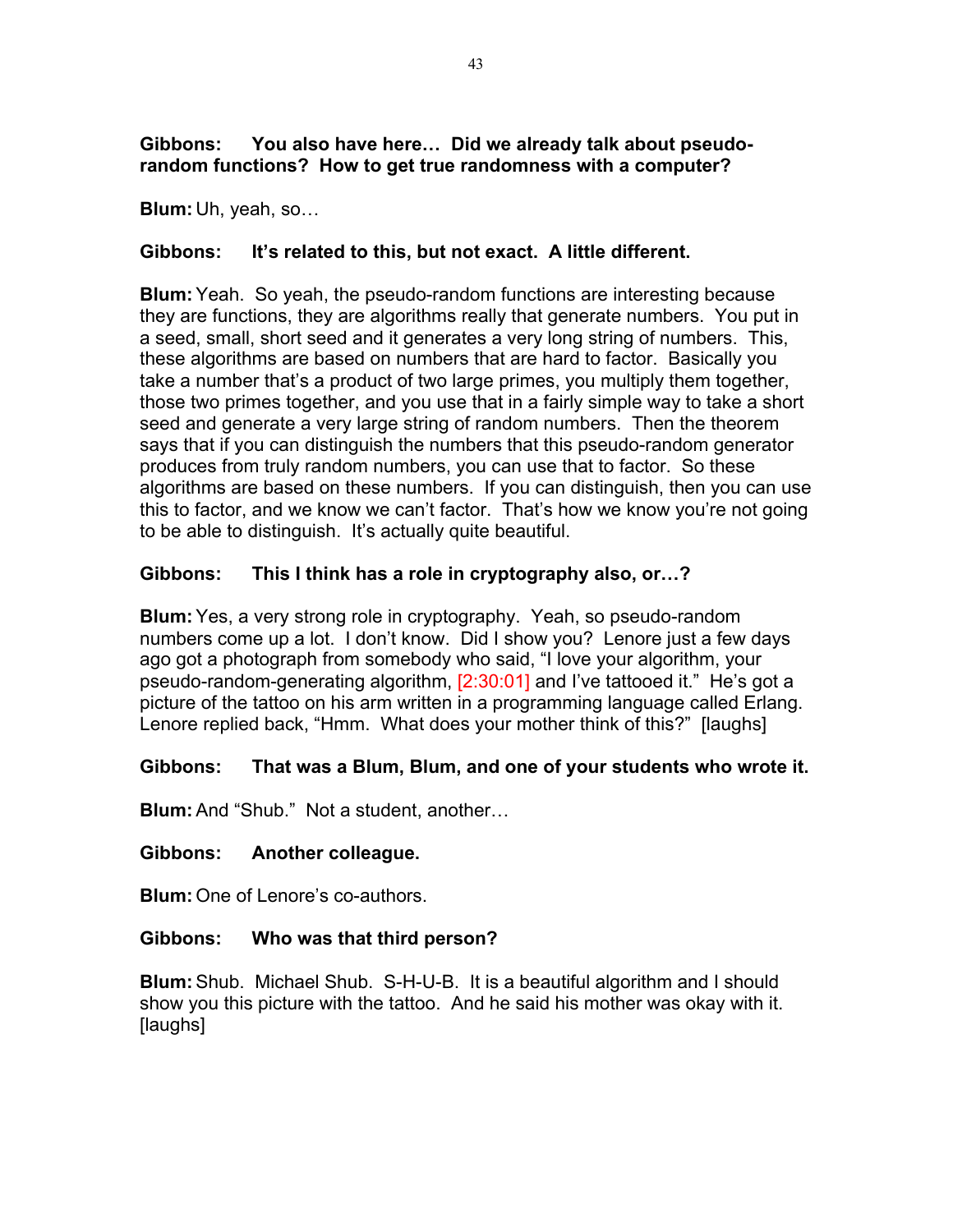**Gibbons: You also have here… Did we already talk about pseudo-random functions? How to get true randomness with a computer?**

**Blum:** Uh, yeah, so…

**Gibbons: It's related to this, but not exact. A little different.**

**Blum:** Yeah. So yeah, the pseudo-random functions are interesting because they are functions, they are algorithms really that generate numbers. You put in a seed, small, short seed and it generates a very long string of numbers. This, these algorithms are based on numbers that are hard to factor. Basically you take a number that's a product of two large primes, you multiply them together, those two primes together, and you use that in a fairly simple way to take a short seed and generate a very large string of random numbers. Then the theorem says that if you can distinguish the numbers that this pseudo-random generator produces from truly random numbers, you can use that to factor. So these algorithms are based on these numbers. If you can distinguish, then you can use this to factor, and we know we can't factor. That's how we know you're not going to be able to distinguish. It's actually quite beautiful.

**Gibbons: This I think has a role in cryptography also, or…?**

**Blum:** Yes, a very strong role in cryptography. Yeah, so pseudo-random numbers come up a lot. I don't know. Did I show you? Lenore just a few days ago got a photograph from somebody who said, "I love your algorithm, your pseudo-random-generating algorithm, [2:30:01] and I've tattooed it." He's got a picture of the tattoo on his arm written in a programming language called Erlang. Lenore replied back, "Hmm. What does your mother think of this?" [laughs]

**Gibbons: That was a Blum, Blum, and one of your students who wrote it.**

**Blum:** And "Shub." Not a student, another…

**Gibbons: Another colleague.**

**Blum:** One of Lenore's co-authors.

**Gibbons: Who was that third person?**

**Blum:** Shub. Michael Shub. S-H-U-B. It is a beautiful algorithm and I should show you this picture with the tattoo. And he said his mother was okay with it. [laughs]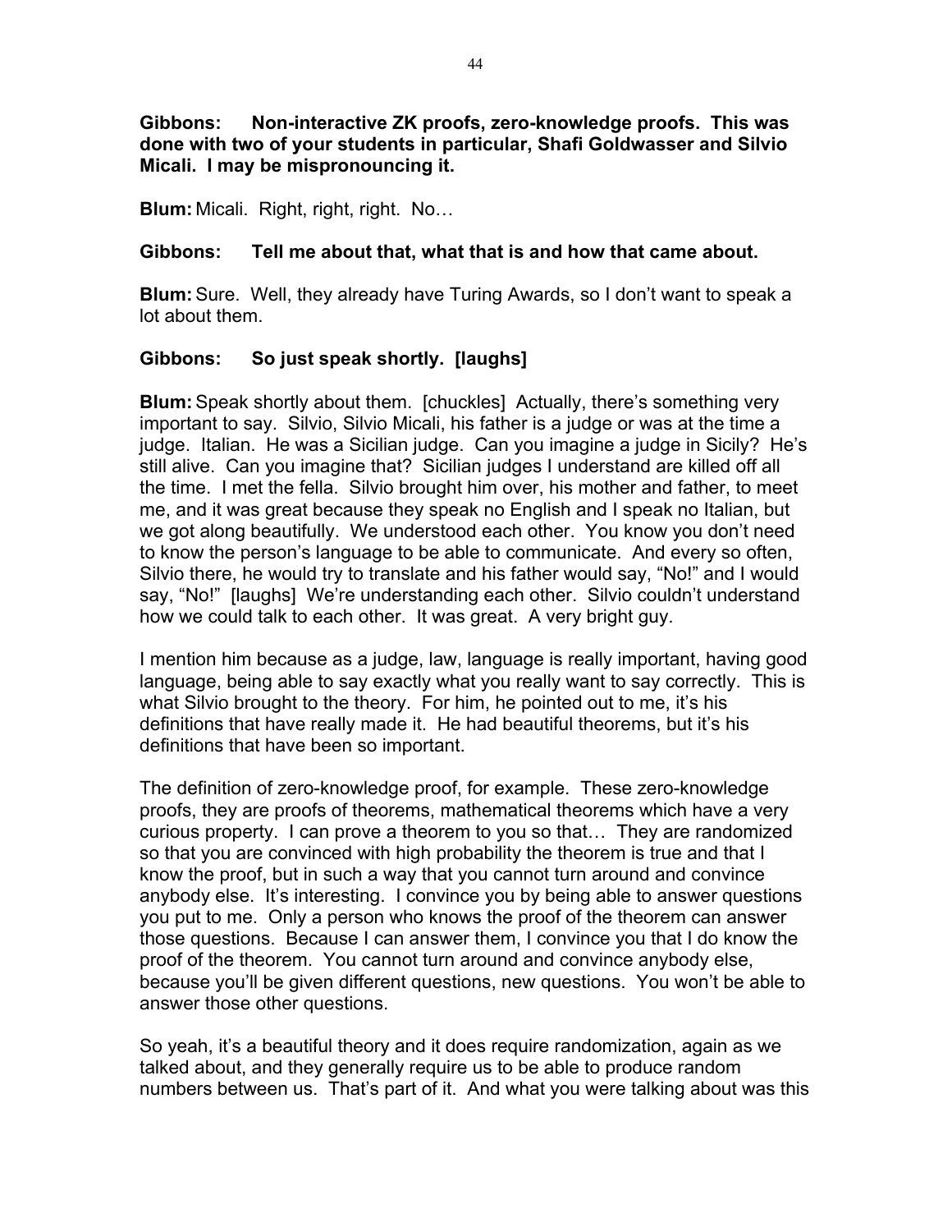**Gibbons: Non-interactive ZK proofs, zero-knowledge proofs. This was done with two of your students in particular, Shafi Goldwasser and Silvio Micali. I may be mispronouncing it.**

**Blum:** Micali. Right, right, right. No…

**Gibbons: Tell me about that, what that is and how that came about.**

**Blum:** Sure. Well, they already have Turing Awards, so I don't want to speak a lot about them.

**Gibbons: So just speak shortly. [laughs]**

**Blum:** Speak shortly about them. [chuckles] Actually, there's something very important to say. Silvio, Silvio Micali, his father is a judge or was at the time a judge. Italian. He was a Sicilian judge. Can you imagine a judge in Sicily? He's still alive. Can you imagine that? Sicilian judges I understand are killed off all the time. I met the fella. Silvio brought him over, his mother and father, to meet me, and it was great because they speak no English and I speak no Italian, but we got along beautifully. We understood each other. You know you don't need to know the person's language to be able to communicate. And every so often, Silvio there, he would try to translate and his father would say, "No!" and I would say, "No!" [laughs] We're understanding each other. Silvio couldn't understand how we could talk to each other. It was great. A very bright guy.

I mention him because as a judge, law, language is really important, having good language, being able to say exactly what you really want to say correctly. This is what Silvio brought to the theory. For him, he pointed out to me, it's his definitions that have really made it. He had beautiful theorems, but it's his definitions that have been so important.

The definition of zero-knowledge proof, for example. These zero-knowledge proofs, they are proofs of theorems, mathematical theorems which have a very curious property. I can prove a theorem to you so that… They are randomized so that you are convinced with high probability the theorem is true and that I know the proof, but in such a way that you cannot turn around and convince anybody else. It's interesting. I convince you by being able to answer questions you put to me. Only a person who knows the proof of the theorem can answer those questions. Because I can answer them, I convince you that I do know the proof of the theorem. You cannot turn around and convince anybody else, because you'll be given different questions, new questions. You won't be able to answer those other questions.

So yeah, it's a beautiful theory and it does require randomization, again as we talked about, and they generally require us to be able to produce random numbers between us. That's part of it. And what you were talking about was this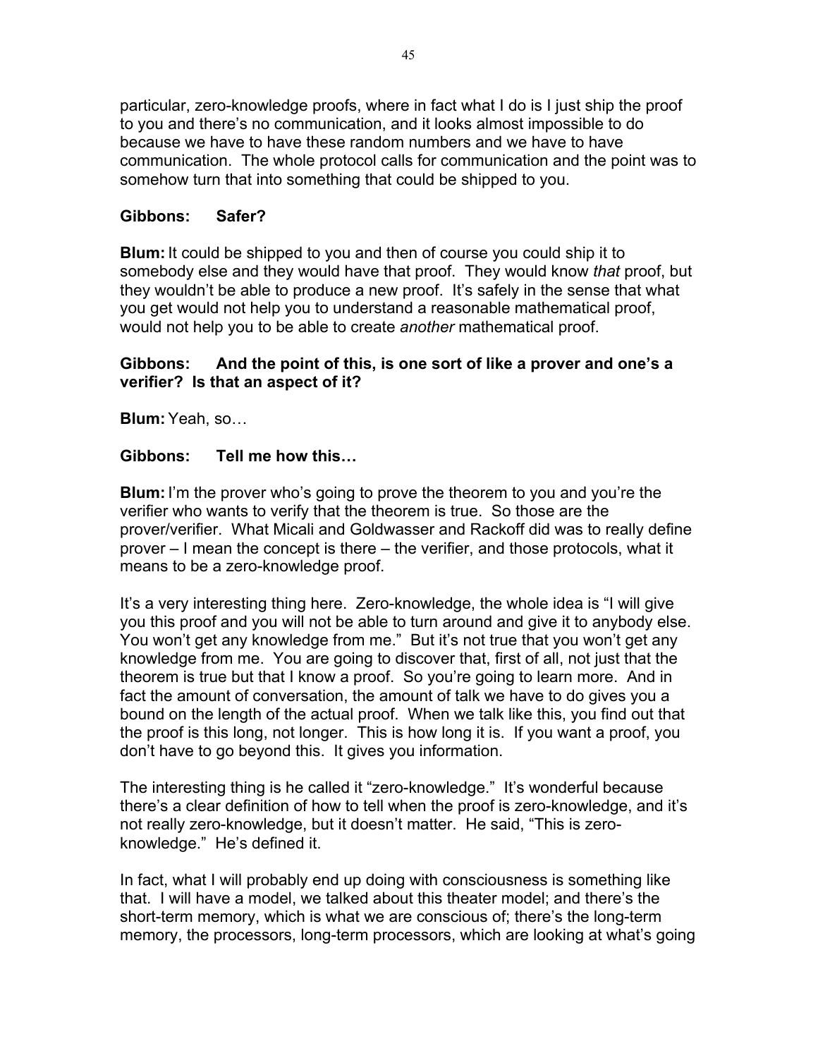particular, zero-knowledge proofs, where in fact what I do is I just ship the proof to you and there's no communication, and it looks almost impossible to do because we have to have these random numbers and we have to have communication. The whole protocol calls for communication and the point was to somehow turn that into something that could be shipped to you.

**Gibbons: Safer?**

**Blum:** It could be shipped to you and then of course you could ship it to somebody else and they would have that proof. They would know *that* proof, but they wouldn't be able to produce a new proof. It's safely in the sense that what you get would not help you to understand a reasonable mathematical proof, would not help you to be able to create *another* mathematical proof.

**Gibbons: And the point of this, is one sort of like a prover and one's a verifier? Is that an aspect of it?**

**Blum:** Yeah, so…

**Gibbons: Tell me how this…**

**Blum:** I'm the prover who's going to prove the theorem to you and you're the verifier who wants to verify that the theorem is true. So those are the prover/verifier. What Micali and Goldwasser and Rackoff did was to really define prover – I mean the concept is there – the verifier, and those protocols, what it means to be a zero-knowledge proof.

It's a very interesting thing here. Zero-knowledge, the whole idea is "I will give you this proof and you will not be able to turn around and give it to anybody else. You won't get any knowledge from me." But it's not true that you won't get any knowledge from me. You are going to discover that, first of all, not just that the theorem is true but that I know a proof. So you're going to learn more. And in fact the amount of conversation, the amount of talk we have to do gives you a bound on the length of the actual proof. When we talk like this, you find out that the proof is this long, not longer. This is how long it is. If you want a proof, you don't have to go beyond this. It gives you information.

The interesting thing is he called it "zero-knowledge." It's wonderful because there's a clear definition of how to tell when the proof is zero-knowledge, and it's not really zero-knowledge, but it doesn't matter. He said, "This is zero-knowledge." He's defined it.

In fact, what I will probably end up doing with consciousness is something like that. I will have a model, we talked about this theater model; and there's the short-term memory, which is what we are conscious of; there's the long-term memory, the processors, long-term processors, which are looking at what's going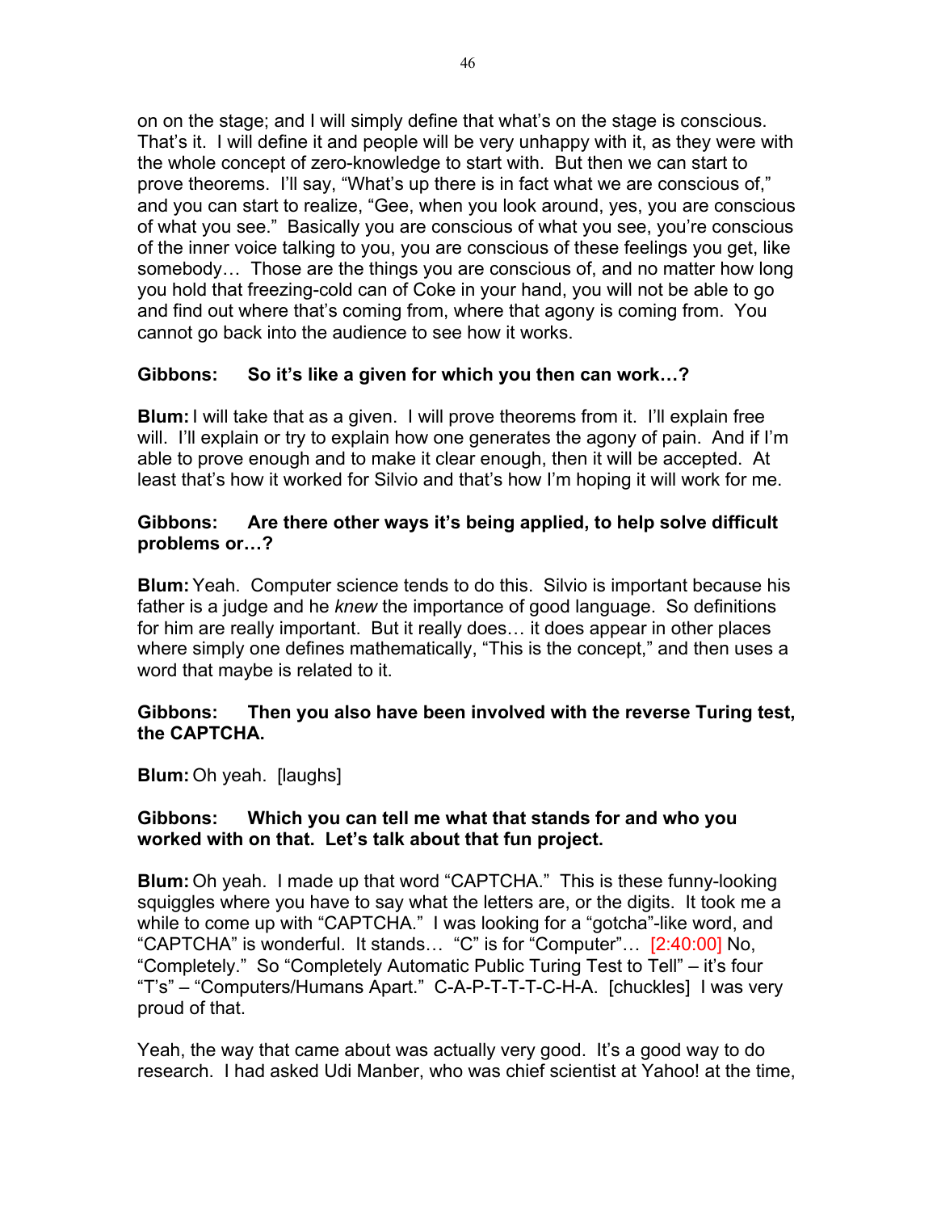on on the stage; and I will simply define that what's on the stage is conscious. That's it. I will define it and people will be very unhappy with it, as they were with the whole concept of zero-knowledge to start with. But then we can start to prove theorems. I'll say, "What's up there is in fact what we are conscious of," and you can start to realize, "Gee, when you look around, yes, you are conscious of what you see." Basically you are conscious of what you see, you're conscious of the inner voice talking to you, you are conscious of these feelings you get, like somebody… Those are the things you are conscious of, and no matter how long you hold that freezing-cold can of Coke in your hand, you will not be able to go and find out where that's coming from, where that agony is coming from. You cannot go back into the audience to see how it works.

**Gibbons: So it's like a given for which you then can work…?**

**Blum:** I will take that as a given. I will prove theorems from it. I'll explain free will. I'll explain or try to explain how one generates the agony of pain. And if I'm able to prove enough and to make it clear enough, then it will be accepted. At least that's how it worked for Silvio and that's how I'm hoping it will work for me.

**Gibbons: Are there other ways it's being applied, to help solve difficult problems or…?**

**Blum:** Yeah. Computer science tends to do this. Silvio is important because his father is a judge and he *knew* the importance of good language. So definitions for him are really important. But it really does… it does appear in other places where simply one defines mathematically, "This is the concept," and then uses a word that maybe is related to it.

**Gibbons: Then you also have been involved with the reverse Turing test, the CAPTCHA.**

**Blum:** Oh yeah. [laughs]

**Gibbons: Which you can tell me what that stands for and who you worked with on that. Let's talk about that fun project.**

**Blum:** Oh yeah. I made up that word "CAPTCHA." This is these funny-looking squiggles where you have to say what the letters are, or the digits. It took me a while to come up with "CAPTCHA." I was looking for a "gotcha"-like word, and "CAPTCHA" is wonderful. It stands… "C" is for "Computer"… [2:40:00] No, "Completely." So "Completely Automatic Public Turing Test to Tell" – it's four "T's" – "Computers/Humans Apart." C-A-P-T-T-T-C-H-A. [chuckles] I was very proud of that.

Yeah, the way that came about was actually very good. It's a good way to do research. I had asked Udi Manber, who was chief scientist at Yahoo! at the time,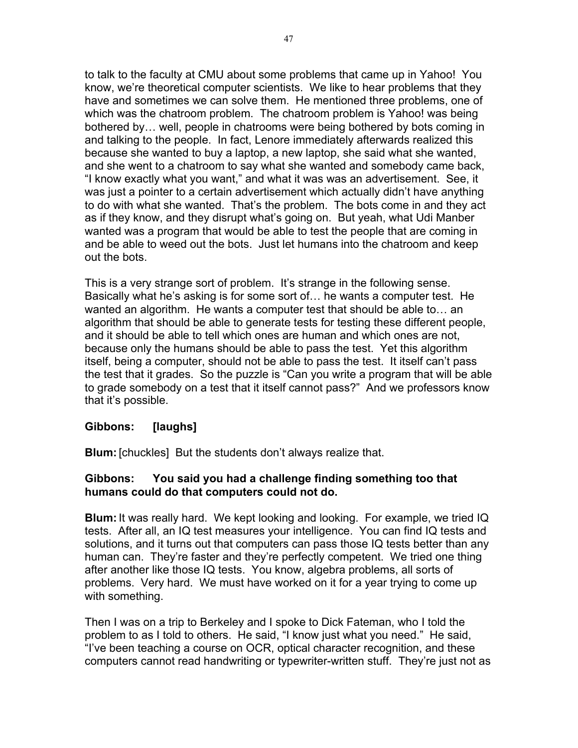to talk to the faculty at CMU about some problems that came up in Yahoo! You know, we're theoretical computer scientists. We like to hear problems that they have and sometimes we can solve them. He mentioned three problems, one of which was the chatroom problem. The chatroom problem is Yahoo! was being bothered by… well, people in chatrooms were being bothered by bots coming in and talking to the people. In fact, Lenore immediately afterwards realized this because she wanted to buy a laptop, a new laptop, she said what she wanted, and she went to a chatroom to say what she wanted and somebody came back, "I know exactly what you want," and what it was was an advertisement. See, it was just a pointer to a certain advertisement which actually didn't have anything to do with what she wanted. That's the problem. The bots come in and they act as if they know, and they disrupt what's going on. But yeah, what Udi Manber wanted was a program that would be able to test the people that are coming in and be able to weed out the bots. Just let humans into the chatroom and keep out the bots.

This is a very strange sort of problem. It's strange in the following sense. Basically what he's asking is for some sort of… he wants a computer test. He wanted an algorithm. He wants a computer test that should be able to… an algorithm that should be able to generate tests for testing these different people, and it should be able to tell which ones are human and which ones are not, because only the humans should be able to pass the test. Yet this algorithm itself, being a computer, should not be able to pass the test. It itself can't pass the test that it grades. So the puzzle is "Can you write a program that will be able to grade somebody on a test that it itself cannot pass?" And we professors know that it's possible.

**Gibbons: [laughs]**

**Blum:** [chuckles] But the students don't always realize that.

**Gibbons: You said you had a challenge finding something too that humans could do that computers could not do.**

**Blum:** It was really hard. We kept looking and looking. For example, we tried IQ tests. After all, an IQ test measures your intelligence. You can find IQ tests and solutions, and it turns out that computers can pass those IQ tests better than any human can. They're faster and they're perfectly competent. We tried one thing after another like those IQ tests. You know, algebra problems, all sorts of problems. Very hard. We must have worked on it for a year trying to come up with something.

Then I was on a trip to Berkeley and I spoke to Dick Fateman, who I told the problem to as I told to others. He said, "I know just what you need." He said, "I've been teaching a course on OCR, optical character recognition, and these computers cannot read handwriting or typewriter-written stuff. They're just not as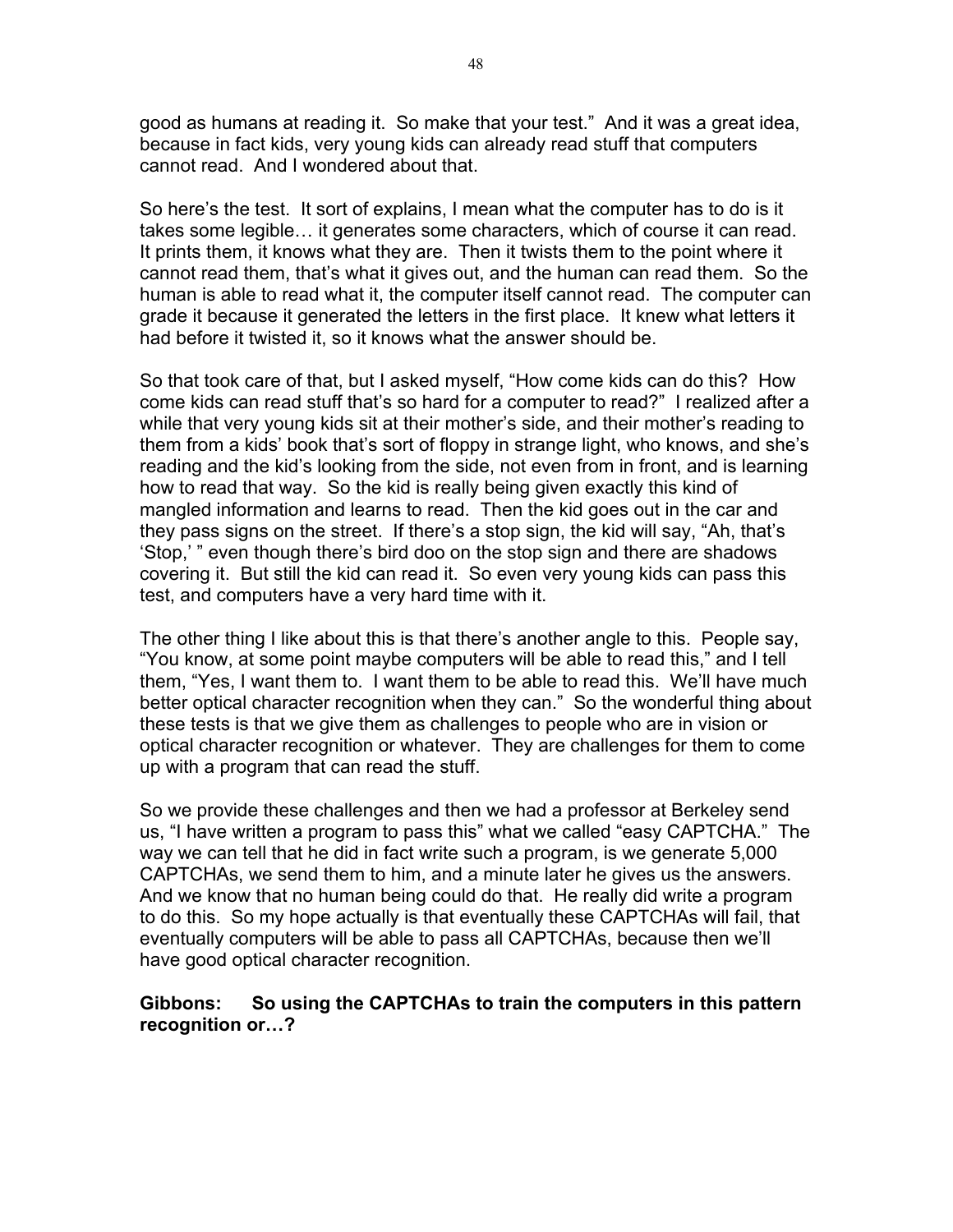good as humans at reading it. So make that your test." And it was a great idea, because in fact kids, very young kids can already read stuff that computers cannot read. And I wondered about that.

So here's the test. It sort of explains, I mean what the computer has to do is it takes some legible… it generates some characters, which of course it can read. It prints them, it knows what they are. Then it twists them to the point where it cannot read them, that's what it gives out, and the human can read them. So the human is able to read what it, the computer itself cannot read. The computer can grade it because it generated the letters in the first place. It knew what letters it had before it twisted it, so it knows what the answer should be.

So that took care of that, but I asked myself, "How come kids can do this? How come kids can read stuff that's so hard for a computer to read?" I realized after a while that very young kids sit at their mother's side, and their mother's reading to them from a kids' book that's sort of floppy in strange light, who knows, and she's reading and the kid's looking from the side, not even from in front, and is learning how to read that way. So the kid is really being given exactly this kind of mangled information and learns to read. Then the kid goes out in the car and they pass signs on the street. If there's a stop sign, the kid will say, "Ah, that's 'Stop,' " even though there's bird doo on the stop sign and there are shadows covering it. But still the kid can read it. So even very young kids can pass this test, and computers have a very hard time with it.

The other thing I like about this is that there's another angle to this. People say, "You know, at some point maybe computers will be able to read this," and I tell them, "Yes, I want them to. I want them to be able to read this. We'll have much better optical character recognition when they can." So the wonderful thing about these tests is that we give them as challenges to people who are in vision or optical character recognition or whatever. They are challenges for them to come up with a program that can read the stuff.

So we provide these challenges and then we had a professor at Berkeley send us, "I have written a program to pass this" what we called "easy CAPTCHA." The way we can tell that he did in fact write such a program, is we generate 5,000 CAPTCHAs, we send them to him, and a minute later he gives us the answers. And we know that no human being could do that. He really did write a program to do this. So my hope actually is that eventually these CAPTCHAs will fail, that eventually computers will be able to pass all CAPTCHAs, because then we'll have good optical character recognition.

**Gibbons: So using the CAPTCHAs to train the computers in this pattern recognition or…?**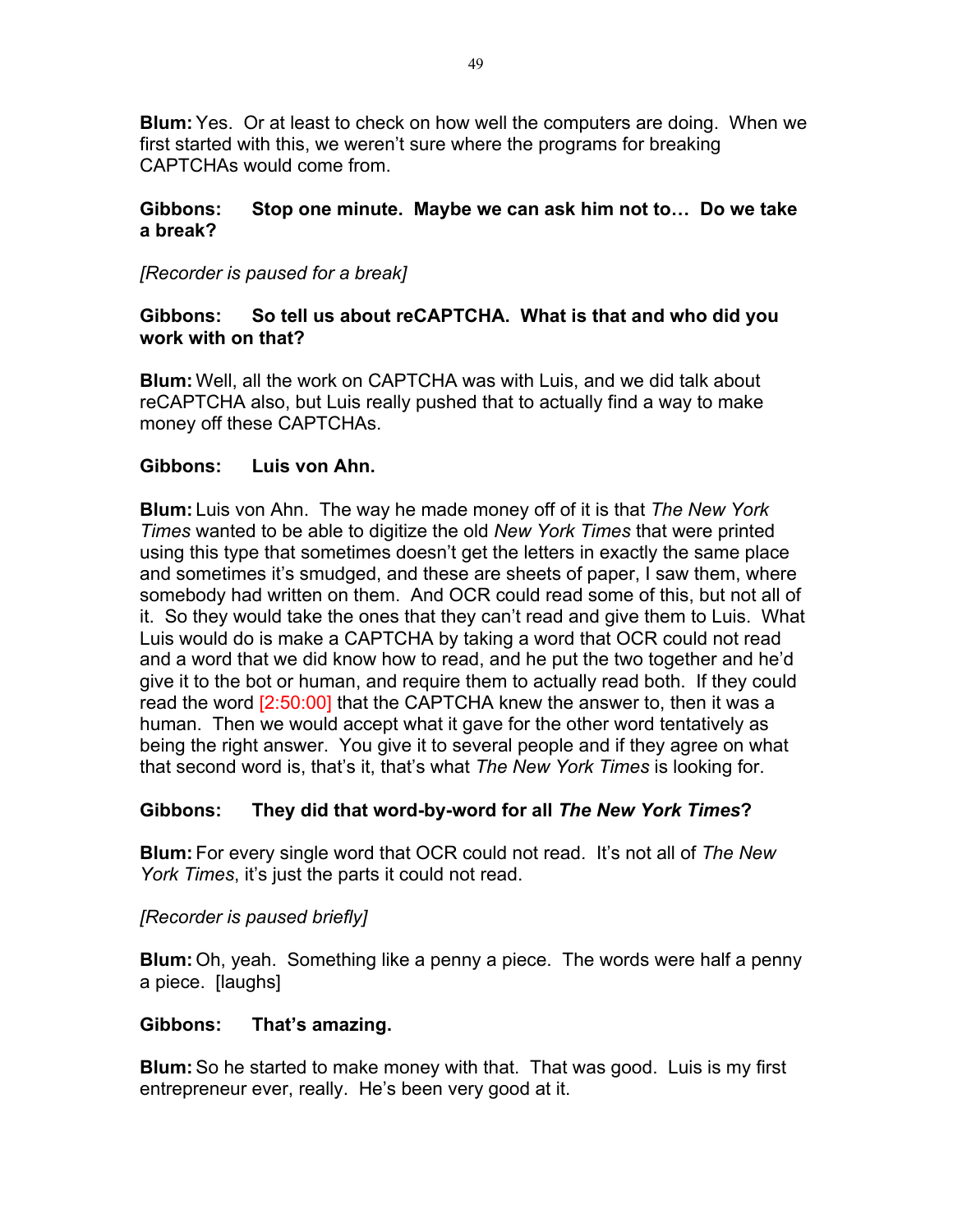**Blum:** Yes. Or at least to check on how well the computers are doing. When we first started with this, we weren't sure where the programs for breaking CAPTCHAs would come from.

**Gibbons: Stop one minute. Maybe we can ask him not to… Do we take a break?**

*[Recorder is paused for a break]*

**Gibbons: So tell us about reCAPTCHA. What is that and who did you work with on that?**

**Blum:** Well, all the work on CAPTCHA was with Luis, and we did talk about reCAPTCHA also, but Luis really pushed that to actually find a way to make money off these CAPTCHAs.

**Gibbons: Luis von Ahn.**

**Blum:** Luis von Ahn. The way he made money off of it is that *The New York Times* wanted to be able to digitize the old *New York Times* that were printed using this type that sometimes doesn't get the letters in exactly the same place and sometimes it's smudged, and these are sheets of paper, I saw them, where somebody had written on them. And OCR could read some of this, but not all of it. So they would take the ones that they can't read and give them to Luis. What Luis would do is make a CAPTCHA by taking a word that OCR could not read and a word that we did know how to read, and he put the two together and he'd give it to the bot or human, and require them to actually read both. If they could read the word [2:50:00] that the CAPTCHA knew the answer to, then it was a human. Then we would accept what it gave for the other word tentatively as being the right answer. You give it to several people and if they agree on what that second word is, that's it, that's what *The New York Times* is looking for.

**Gibbons: They did that word-by-word for all *The New York Times*?**

**Blum:** For every single word that OCR could not read. It's not all of *The New York Times*, it's just the parts it could not read.

*[Recorder is paused briefly]*

**Blum:** Oh, yeah. Something like a penny a piece. The words were half a penny a piece. [laughs]

**Gibbons: That's amazing.**

**Blum:** So he started to make money with that. That was good. Luis is my first entrepreneur ever, really. He's been very good at it.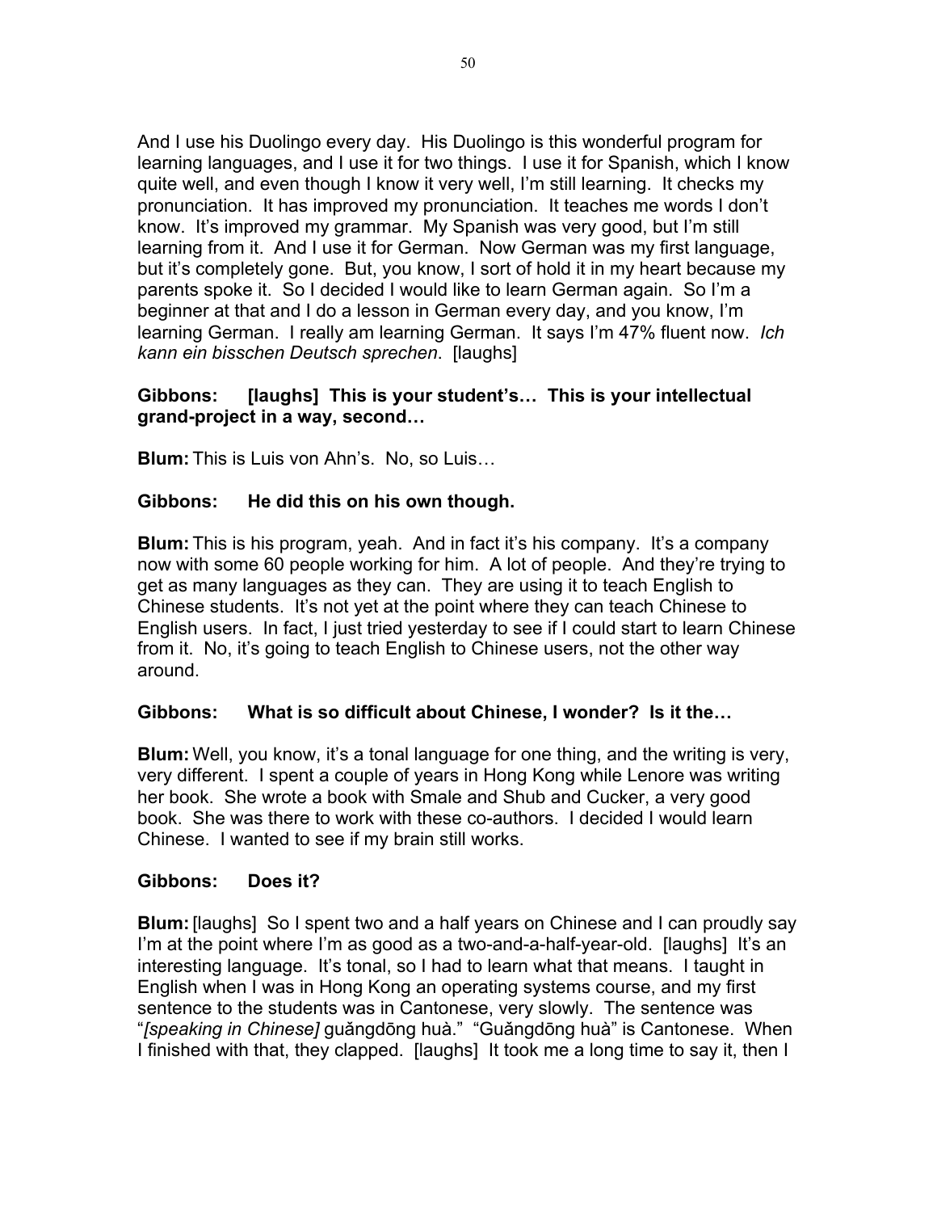And I use his Duolingo every day. His Duolingo is this wonderful program for learning languages, and I use it for two things. I use it for Spanish, which I know quite well, and even though I know it very well, I'm still learning. It checks my pronunciation. It has improved my pronunciation. It teaches me words I don't know. It's improved my grammar. My Spanish was very good, but I'm still learning from it. And I use it for German. Now German was my first language, but it's completely gone. But, you know, I sort of hold it in my heart because my parents spoke it. So I decided I would like to learn German again. So I'm a beginner at that and I do a lesson in German every day, and you know, I'm learning German. I really am learning German. It says I'm 47% fluent now. *Ich kann ein bisschen Deutsch sprechen*. [laughs]

**Gibbons: [laughs] This is your student's… This is your intellectual grand-project in a way, second…**

**Blum:** This is Luis von Ahn's. No, so Luis…

**Gibbons: He did this on his own though.**

**Blum:** This is his program, yeah. And in fact it's his company. It's a company now with some 60 people working for him. A lot of people. And they're trying to get as many languages as they can. They are using it to teach English to Chinese students. It's not yet at the point where they can teach Chinese to English users. In fact, I just tried yesterday to see if I could start to learn Chinese from it. No, it's going to teach English to Chinese users, not the other way around.

**Gibbons: What is so difficult about Chinese, I wonder? Is it the…**

**Blum:** Well, you know, it's a tonal language for one thing, and the writing is very, very different. I spent a couple of years in Hong Kong while Lenore was writing her book. She wrote a book with Smale and Shub and Cucker, a very good book. She was there to work with these co-authors. I decided I would learn Chinese. I wanted to see if my brain still works.

**Gibbons: Does it?**

**Blum:** [laughs] So I spent two and a half years on Chinese and I can proudly say I'm at the point where I'm as good as a two-and-a-half-year-old. [laughs] It's an interesting language. It's tonal, so I had to learn what that means. I taught in English when I was in Hong Kong an operating systems course, and my first sentence to the students was in Cantonese, very slowly. The sentence was "*[speaking in Chinese]* guǎngdōng huà." "Guǎngdōng huà" is Cantonese. When I finished with that, they clapped. [laughs] It took me a long time to say it, then I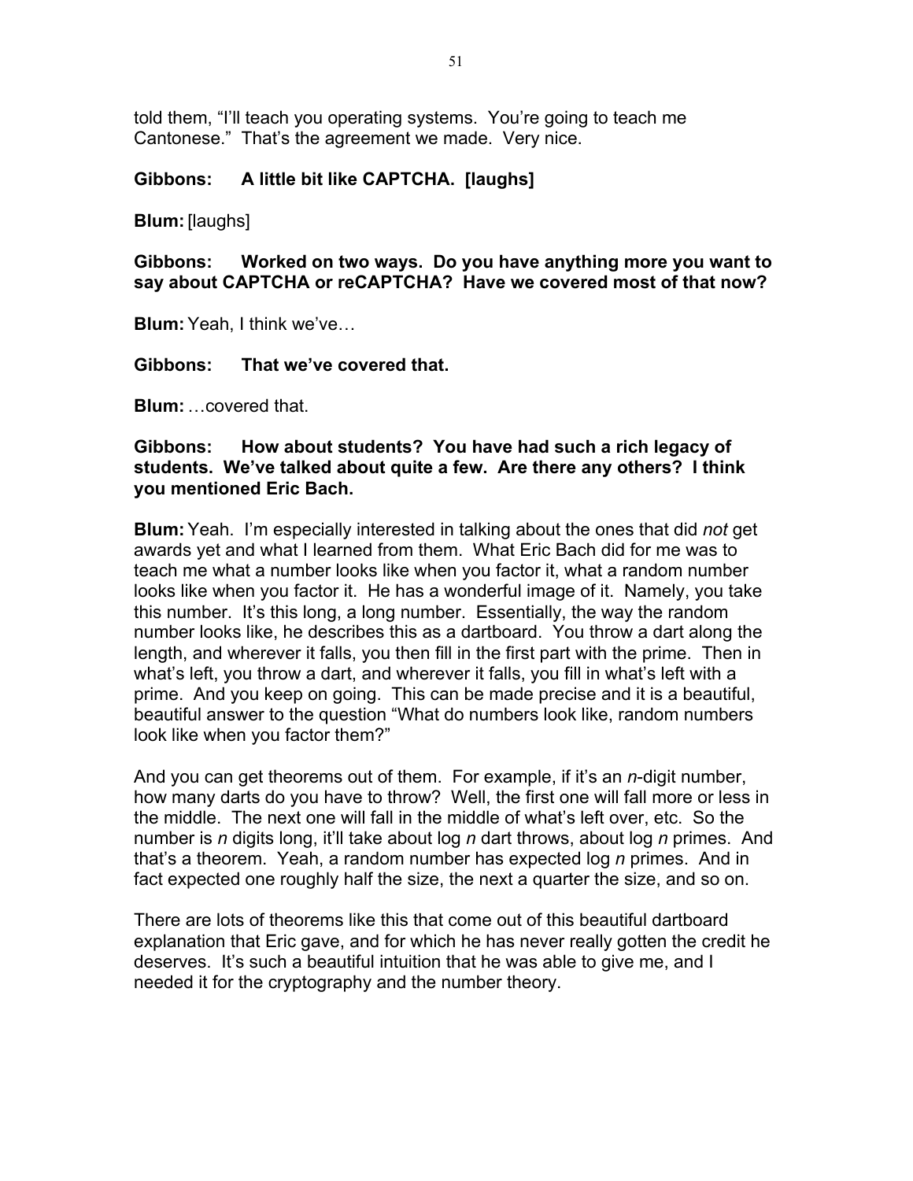told them, "I'll teach you operating systems. You're going to teach me Cantonese." That's the agreement we made. Very nice.

**Gibbons: A little bit like CAPTCHA. [laughs]**

**Blum:** [laughs]

**Gibbons: Worked on two ways. Do you have anything more you want to say about CAPTCHA or reCAPTCHA? Have we covered most of that now?**

**Blum:** Yeah, I think we've…

**Gibbons: That we've covered that.**

**Blum:** …covered that.

**Gibbons: How about students? You have had such a rich legacy of students. We've talked about quite a few. Are there any others? I think you mentioned Eric Bach.**

**Blum:** Yeah. I'm especially interested in talking about the ones that did *not* get awards yet and what I learned from them. What Eric Bach did for me was to teach me what a number looks like when you factor it, what a random number looks like when you factor it. He has a wonderful image of it. Namely, you take this number. It's this long, a long number. Essentially, the way the random number looks like, he describes this as a dartboard. You throw a dart along the length, and wherever it falls, you then fill in the first part with the prime. Then in what's left, you throw a dart, and wherever it falls, you fill in what's left with a prime. And you keep on going. This can be made precise and it is a beautiful, beautiful answer to the question "What do numbers look like, random numbers look like when you factor them?"

And you can get theorems out of them. For example, if it's an $n$-digit number, how many darts do you have to throw? Well, the first one will fall more or less in the middle. The next one will fall in the middle of what's left over, etc. So the number is $n$ digits long, it'll take about $\log n$ dart throws, about $\log n$ primes. And that's a theorem. Yeah, a random number has expected $\log n$ primes. And in fact expected one roughly half the size, the next a quarter the size, and so on.

There are lots of theorems like this that come out of this beautiful dartboard explanation that Eric gave, and for which he has never really gotten the credit he deserves. It's such a beautiful intuition that he was able to give me, and I needed it for the cryptography and the number theory.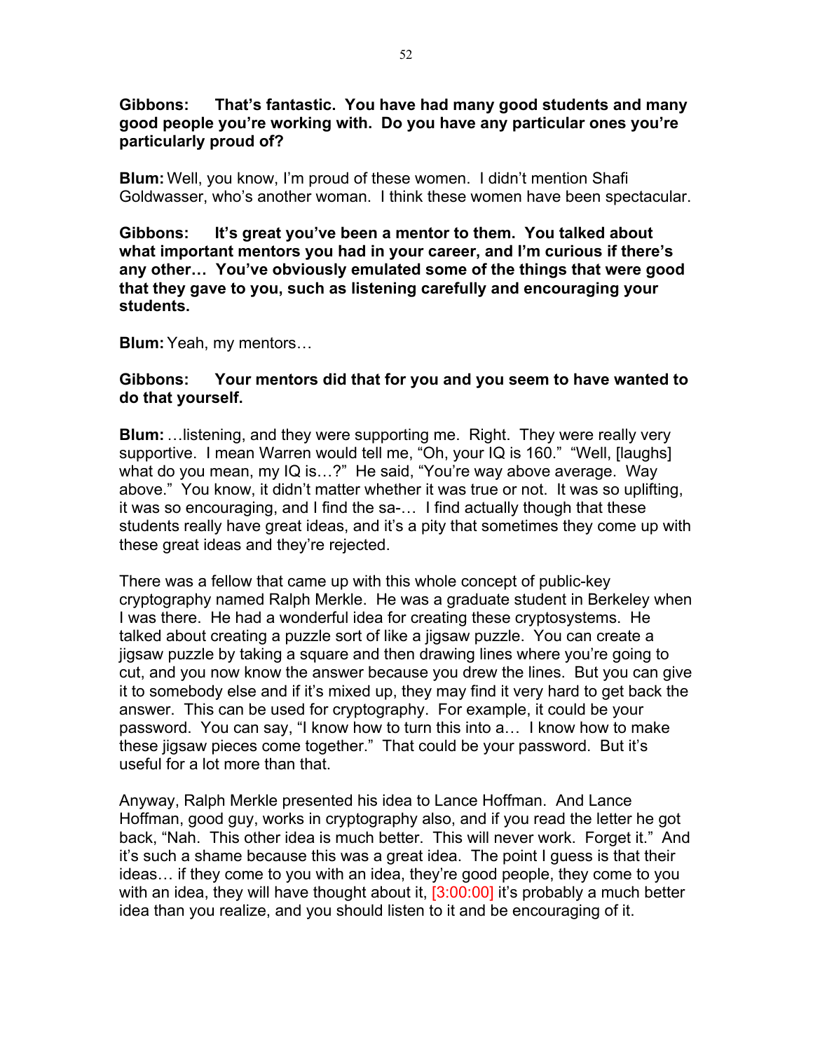**Gibbons: That's fantastic. You have had many good students and many good people you're working with. Do you have any particular ones you're particularly proud of?**

**Blum:** Well, you know, I'm proud of these women. I didn't mention Shafi Goldwasser, who's another woman. I think these women have been spectacular.

**Gibbons: It's great you've been a mentor to them. You talked about what important mentors you had in your career, and I'm curious if there's any other… You've obviously emulated some of the things that were good that they gave to you, such as listening carefully and encouraging your students.**

**Blum:** Yeah, my mentors…

**Gibbons: Your mentors did that for you and you seem to have wanted to do that yourself.**

**Blum:** …listening, and they were supporting me. Right. They were really very supportive. I mean Warren would tell me, "Oh, your IQ is 160." "Well, [laughs] what do you mean, my IQ is…?" He said, "You're way above average. Way above." You know, it didn't matter whether it was true or not. It was so uplifting, it was so encouraging, and I find the sa-… I find actually though that these students really have great ideas, and it's a pity that sometimes they come up with these great ideas and they're rejected.

There was a fellow that came up with this whole concept of public-key cryptography named Ralph Merkle. He was a graduate student in Berkeley when I was there. He had a wonderful idea for creating these cryptosystems. He talked about creating a puzzle sort of like a jigsaw puzzle. You can create a jigsaw puzzle by taking a square and then drawing lines where you're going to cut, and you now know the answer because you drew the lines. But you can give it to somebody else and if it's mixed up, they may find it very hard to get back the answer. This can be used for cryptography. For example, it could be your password. You can say, "I know how to turn this into a… I know how to make these jigsaw pieces come together." That could be your password. But it's useful for a lot more than that.

Anyway, Ralph Merkle presented his idea to Lance Hoffman. And Lance Hoffman, good guy, works in cryptography also, and if you read the letter he got back, "Nah. This other idea is much better. This will never work. Forget it." And it's such a shame because this was a great idea. The point I guess is that their ideas… if they come to you with an idea, they're good people, they come to you with an idea, they will have thought about it, [3:00:00] it's probably a much better idea than you realize, and you should listen to it and be encouraging of it.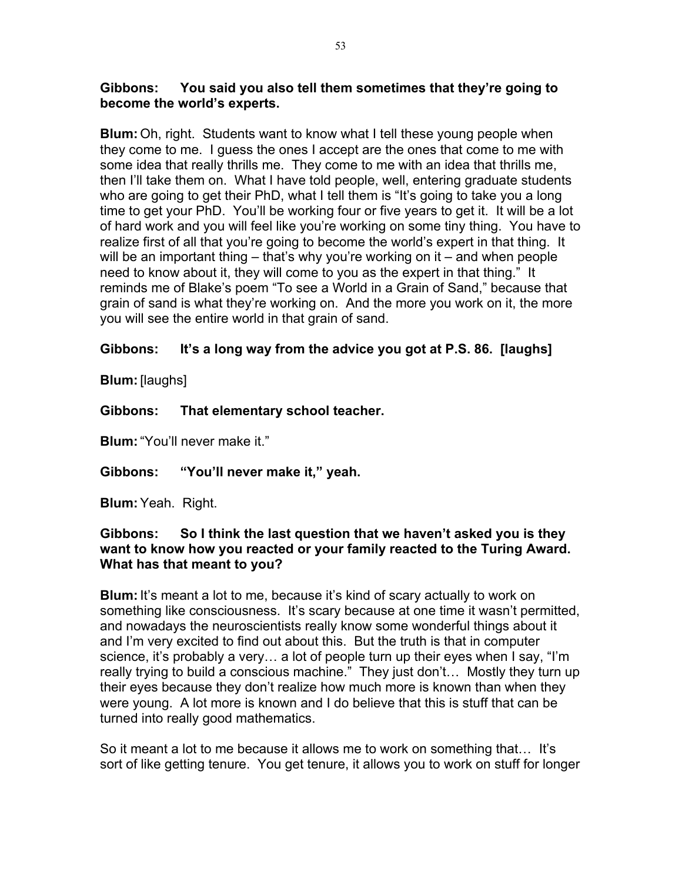**Gibbons: You said you also tell them sometimes that they're going to become the world's experts.**

**Blum:** Oh, right. Students want to know what I tell these young people when they come to me. I guess the ones I accept are the ones that come to me with some idea that really thrills me. They come to me with an idea that thrills me, then I'll take them on. What I have told people, well, entering graduate students who are going to get their PhD, what I tell them is "It's going to take you a long time to get your PhD. You'll be working four or five years to get it. It will be a lot of hard work and you will feel like you're working on some tiny thing. You have to realize first of all that you're going to become the world's expert in that thing. It will be an important thing – that's why you're working on it – and when people need to know about it, they will come to you as the expert in that thing." It reminds me of Blake's poem "To see a World in a Grain of Sand," because that grain of sand is what they're working on. And the more you work on it, the more you will see the entire world in that grain of sand.

**Gibbons: It's a long way from the advice you got at P.S. 86. [laughs]**

**Blum:** [laughs]

**Gibbons: That elementary school teacher.**

**Blum:** "You'll never make it."

**Gibbons: "You'll never make it," yeah.**

**Blum:** Yeah. Right.

**Gibbons: So I think the last question that we haven't asked you is they want to know how you reacted or your family reacted to the Turing Award. What has that meant to you?**

**Blum:** It's meant a lot to me, because it's kind of scary actually to work on something like consciousness. It's scary because at one time it wasn't permitted, and nowadays the neuroscientists really know some wonderful things about it and I'm very excited to find out about this. But the truth is that in computer science, it's probably a very… a lot of people turn up their eyes when I say, "I'm really trying to build a conscious machine." They just don't… Mostly they turn up their eyes because they don't realize how much more is known than when they were young. A lot more is known and I do believe that this is stuff that can be turned into really good mathematics.

So it meant a lot to me because it allows me to work on something that… It's sort of like getting tenure. You get tenure, it allows you to work on stuff for longer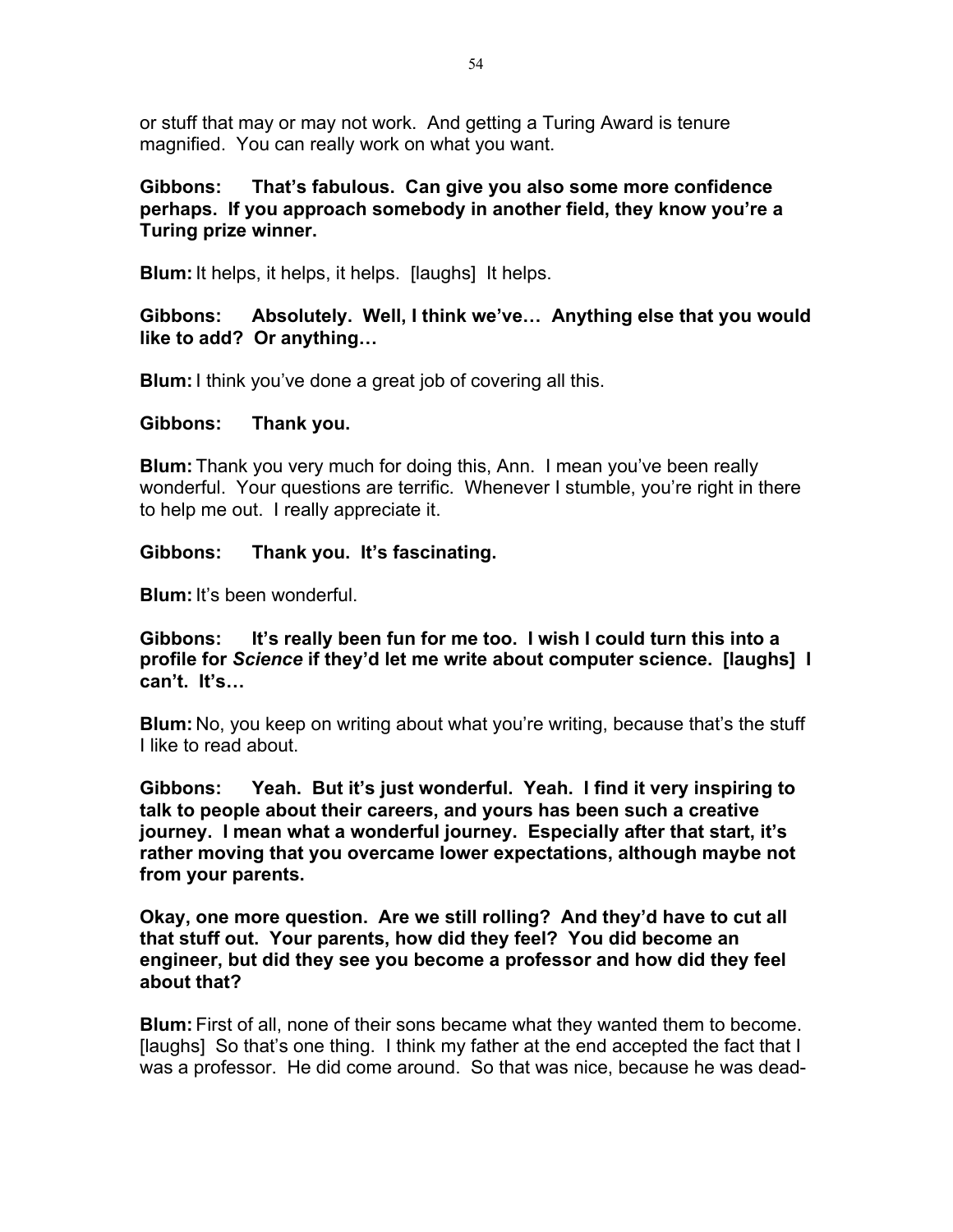or stuff that may or may not work. And getting a Turing Award is tenure magnified. You can really work on what you want.

**Gibbons: That's fabulous. Can give you also some more confidence perhaps. If you approach somebody in another field, they know you're a Turing prize winner.**

**Blum:** It helps, it helps, it helps. [laughs] It helps.

**Gibbons: Absolutely. Well, I think we've… Anything else that you would like to add? Or anything…**

**Blum:** I think you've done a great job of covering all this.

**Gibbons: Thank you.**

**Blum:** Thank you very much for doing this, Ann. I mean you've been really wonderful. Your questions are terrific. Whenever I stumble, you're right in there to help me out. I really appreciate it.

**Gibbons: Thank you. It's fascinating.**

**Blum:** It's been wonderful.

**Gibbons: It's really been fun for me too. I wish I could turn this into a profile for *Science* if they'd let me write about computer science. [laughs] I can't. It's…**

**Blum:** No, you keep on writing about what you're writing, because that's the stuff I like to read about.

**Gibbons: Yeah. But it's just wonderful. Yeah. I find it very inspiring to talk to people about their careers, and yours has been such a creative journey. I mean what a wonderful journey. Especially after that start, it's rather moving that you overcame lower expectations, although maybe not from your parents.**

**Okay, one more question. Are we still rolling? And they'd have to cut all that stuff out. Your parents, how did they feel? You did become an engineer, but did they see you become a professor and how did they feel about that?**

**Blum:** First of all, none of their sons became what they wanted them to become. [laughs] So that's one thing. I think my father at the end accepted the fact that I was a professor. He did come around. So that was nice, because he was dead-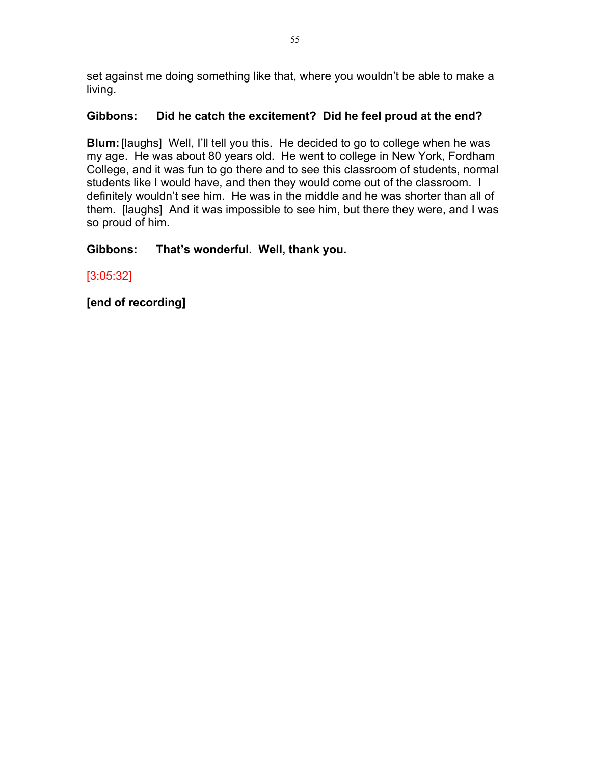set against me doing something like that, where you wouldn't be able to make a living.

**Gibbons: Did he catch the excitement? Did he feel proud at the end?**

**Blum:** [laughs] Well, I'll tell you this. He decided to go to college when he was my age. He was about 80 years old. He went to college in New York, Fordham College, and it was fun to go there and to see this classroom of students, normal students like I would have, and then they would come out of the classroom. I definitely wouldn't see him. He was in the middle and he was shorter than all of them. [laughs] And it was impossible to see him, but there they were, and I was so proud of him.

**Gibbons: That's wonderful. Well, thank you.**

[3:05:32]

**[end of recording]**